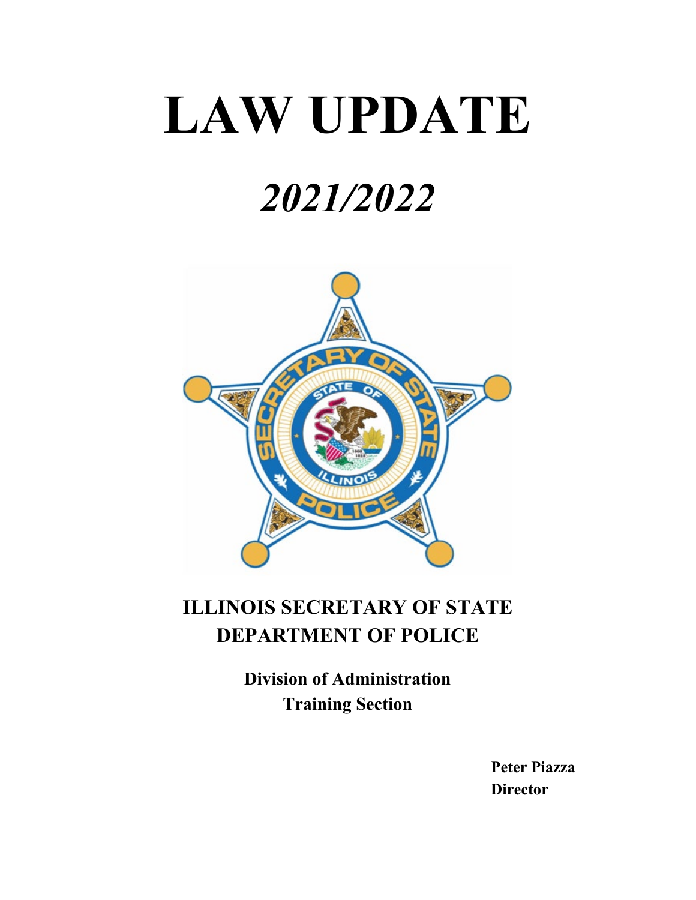# LAW UPDATE

## *2021/2022*

**ILLINOIS SECRETARY OF STATE**
**DEPARTMENT OF POLICE**

**Division of Administration**
**Training Section**

**Peter Piazza**
**Director**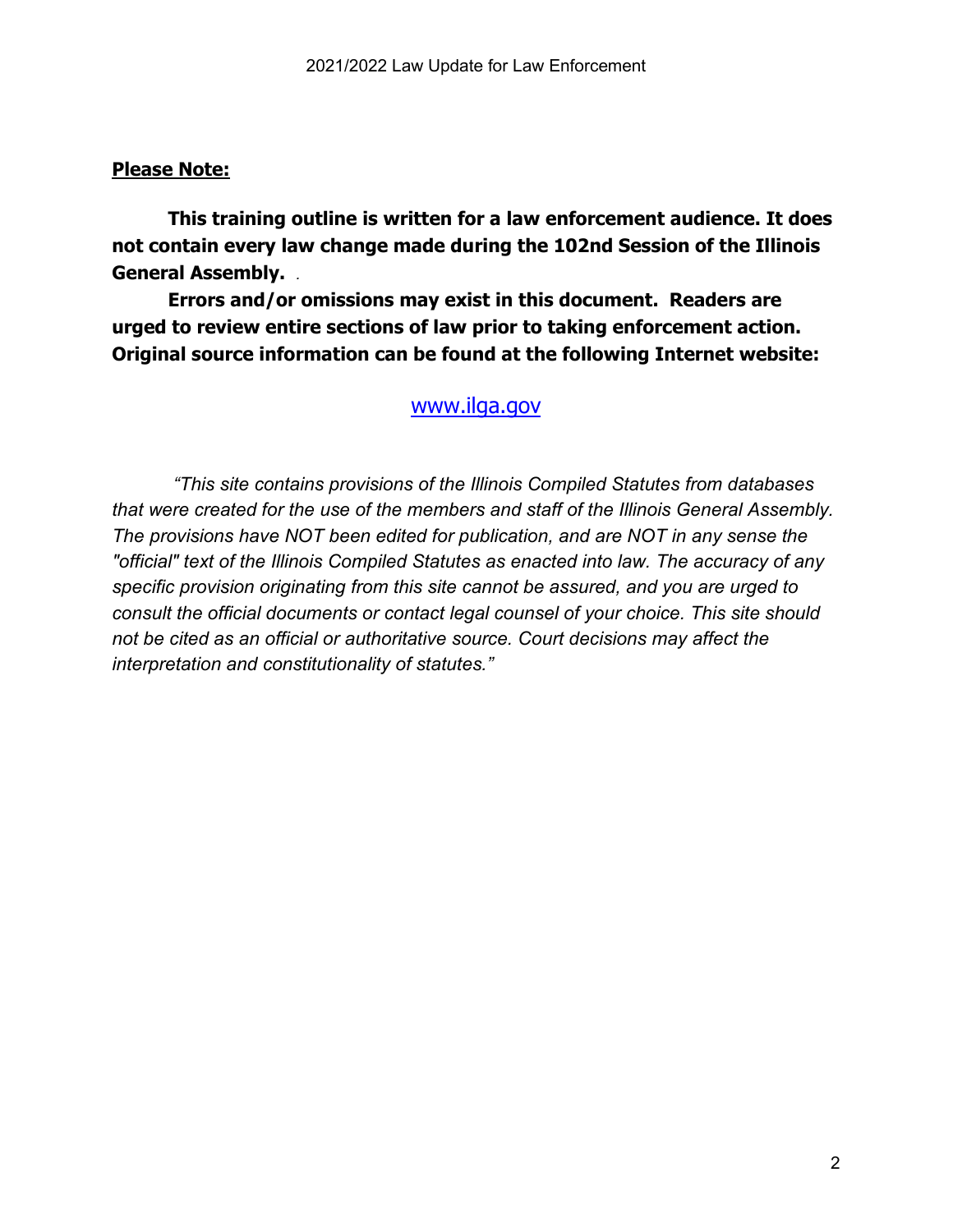**<u>Please Note:</u>**

**This training outline is written for a law enforcement audience. It does not contain every law change made during the 102nd Session of the Illinois General Assembly.**

**Errors and/or omissions may exist in this document. Readers are urged to review entire sections of law prior to taking enforcement action. Original source information can be found at the following Internet website:**

[www.ilga.gov](http://www.ilga.gov)

*"This site contains provisions of the Illinois Compiled Statutes from databases that were created for the use of the members and staff of the Illinois General Assembly. The provisions have NOT been edited for publication, and are NOT in any sense the "official" text of the Illinois Compiled Statutes as enacted into law. The accuracy of any specific provision originating from this site cannot be assured, and you are urged to consult the official documents or contact legal counsel of your choice. This site should not be cited as an official or authoritative source. Court decisions may affect the interpretation and constitutionality of statutes."*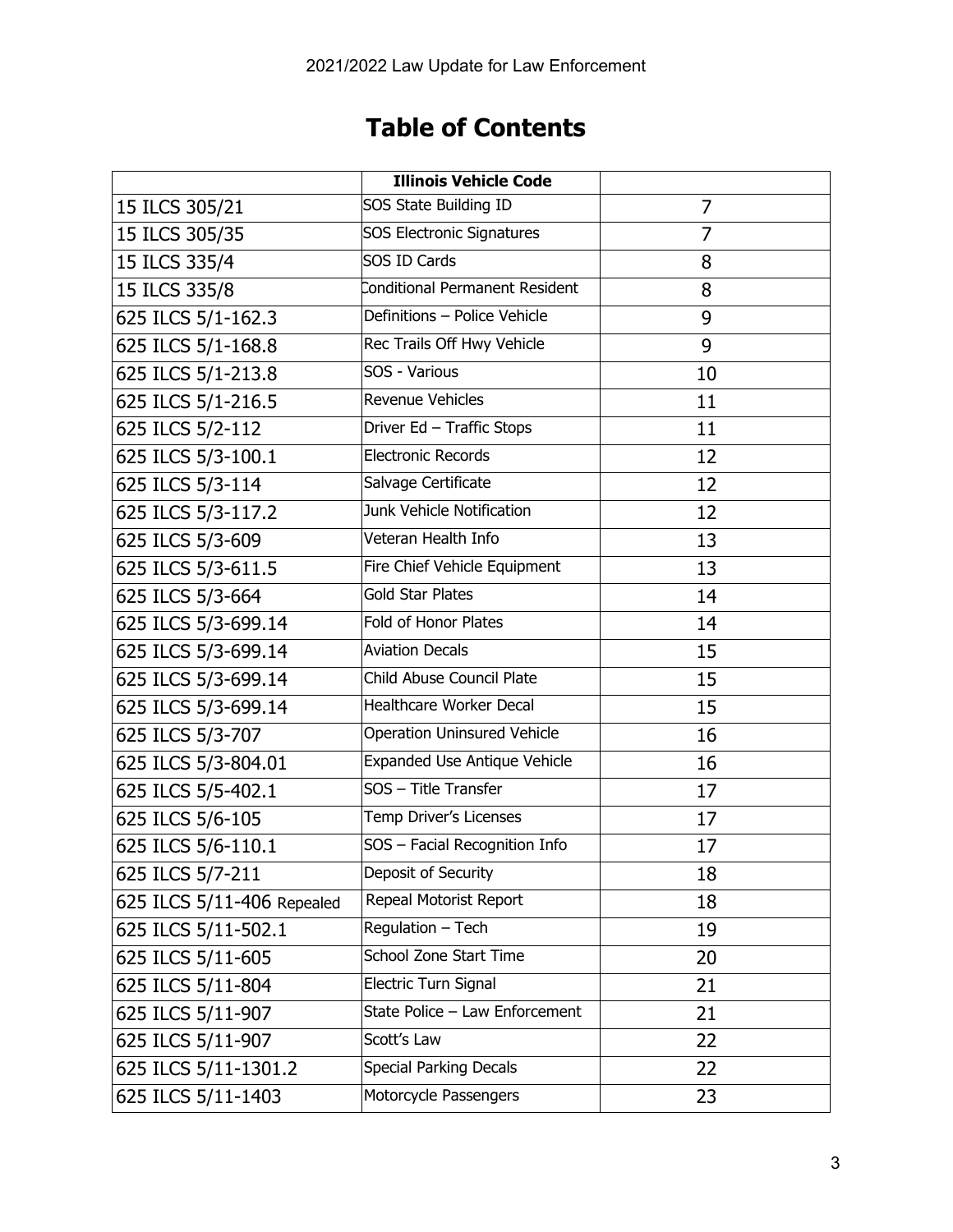# Table of Contents

| | Illinois Vehicle Code | |
|---|---|---|
| 15 ILCS 305/21 | SOS State Building ID | 7 |
| 15 ILCS 305/35 | SOS Electronic Signatures | 7 |
| 15 ILCS 335/4 | SOS ID Cards | 8 |
| 15 ILCS 335/8 | Conditional Permanent Resident | 8 |
| 625 ILCS 5/1-162.3 | Definitions – Police Vehicle | 9 |
| 625 ILCS 5/1-168.8 | Rec Trails Off Hwy Vehicle | 9 |
| 625 ILCS 5/1-213.8 | SOS - Various | 10 |
| 625 ILCS 5/1-216.5 | Revenue Vehicles | 11 |
| 625 ILCS 5/2-112 | Driver Ed – Traffic Stops | 11 |
| 625 ILCS 5/3-100.1 | Electronic Records | 12 |
| 625 ILCS 5/3-114 | Salvage Certificate | 12 |
| 625 ILCS 5/3-117.2 | Junk Vehicle Notification | 12 |
| 625 ILCS 5/3-609 | Veteran Health Info | 13 |
| 625 ILCS 5/3-611.5 | Fire Chief Vehicle Equipment | 13 |
| 625 ILCS 5/3-664 | Gold Star Plates | 14 |
| 625 ILCS 5/3-699.14 | Fold of Honor Plates | 14 |
| 625 ILCS 5/3-699.14 | Aviation Decals | 15 |
| 625 ILCS 5/3-699.14 | Child Abuse Council Plate | 15 |
| 625 ILCS 5/3-699.14 | Healthcare Worker Decal | 15 |
| 625 ILCS 5/3-707 | Operation Uninsured Vehicle | 16 |
| 625 ILCS 5/3-804.01 | Expanded Use Antique Vehicle | 16 |
| 625 ILCS 5/5-402.1 | SOS – Title Transfer | 17 |
| 625 ILCS 5/6-105 | Temp Driver's Licenses | 17 |
| 625 ILCS 5/6-110.1 | SOS – Facial Recognition Info | 17 |
| 625 ILCS 5/7-211 | Deposit of Security | 18 |
| 625 ILCS 5/11-406 Repealed | Repeal Motorist Report | 18 |
| 625 ILCS 5/11-502.1 | Regulation – Tech | 19 |
| 625 ILCS 5/11-605 | School Zone Start Time | 20 |
| 625 ILCS 5/11-804 | Electric Turn Signal | 21 |
| 625 ILCS 5/11-907 | State Police – Law Enforcement | 21 |
| 625 ILCS 5/11-907 | Scott's Law | 22 |
| 625 ILCS 5/11-1301.2 | Special Parking Decals | 22 |
| 625 ILCS 5/11-1403 | Motorcycle Passengers | 23 |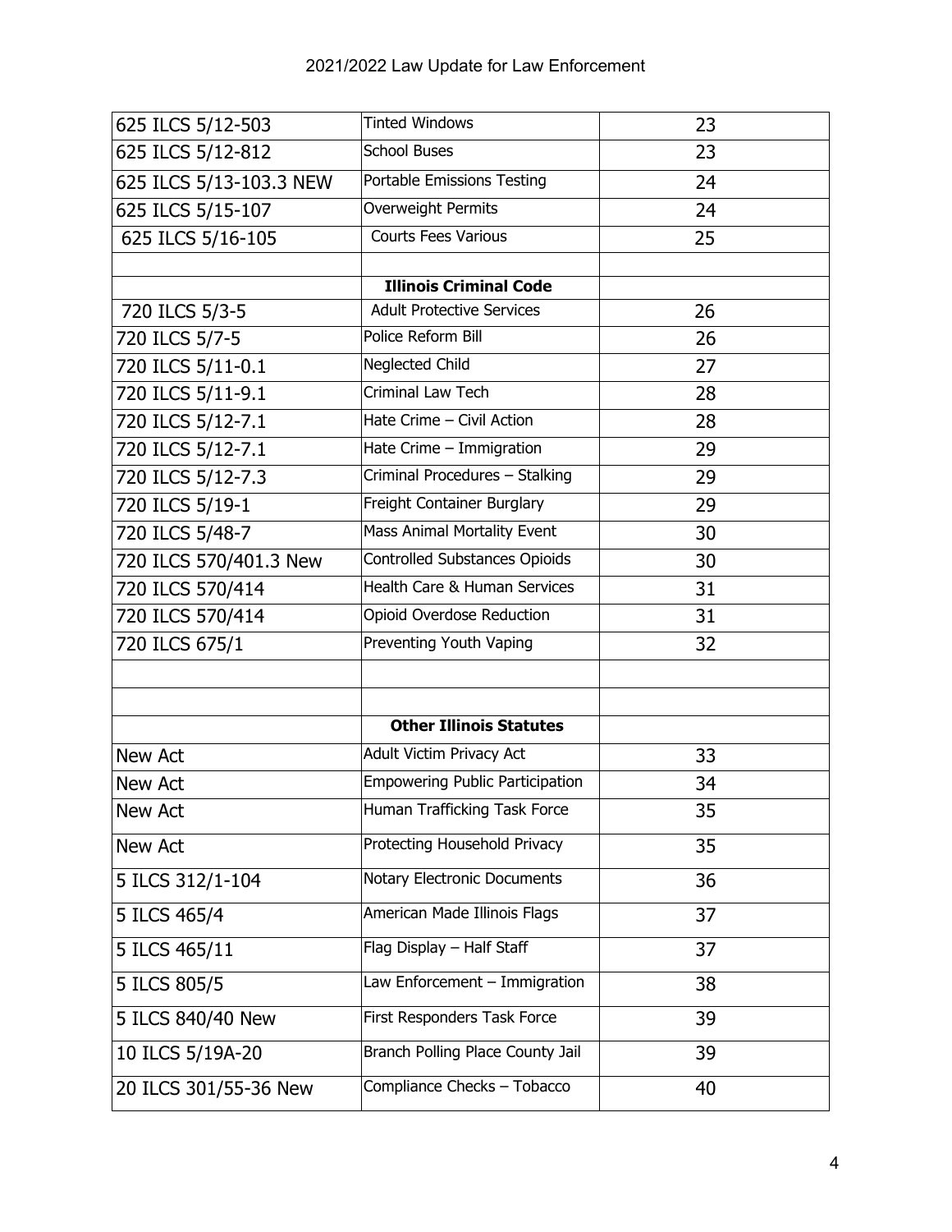| | | |
|---|---|---|
| 625 ILCS 5/12-503 | Tinted Windows | 23 |
| 625 ILCS 5/12-812 | School Buses | 23 |
| 625 ILCS 5/13-103.3 NEW | Portable Emissions Testing | 24 |
| 625 ILCS 5/15-107 | Overweight Permits | 24 |
| 625 ILCS 5/16-105 | Courts Fees Various | 25 |
| | | |
| | **Illinois Criminal Code** | |
| 720 ILCS 5/3-5 | Adult Protective Services | 26 |
| 720 ILCS 5/7-5 | Police Reform Bill | 26 |
| 720 ILCS 5/11-0.1 | Neglected Child | 27 |
| 720 ILCS 5/11-9.1 | Criminal Law Tech | 28 |
| 720 ILCS 5/12-7.1 | Hate Crime – Civil Action | 28 |
| 720 ILCS 5/12-7.1 | Hate Crime – Immigration | 29 |
| 720 ILCS 5/12-7.3 | Criminal Procedures – Stalking | 29 |
| 720 ILCS 5/19-1 | Freight Container Burglary | 29 |
| 720 ILCS 5/48-7 | Mass Animal Mortality Event | 30 |
| 720 ILCS 570/401.3 New | Controlled Substances Opioids | 30 |
| 720 ILCS 570/414 | Health Care & Human Services | 31 |
| 720 ILCS 570/414 | Opioid Overdose Reduction | 31 |
| 720 ILCS 675/1 | Preventing Youth Vaping | 32 |
| | | |
| | | |
| | **Other Illinois Statutes** | |
| New Act | Adult Victim Privacy Act | 33 |
| New Act | Empowering Public Participation | 34 |
| New Act | Human Trafficking Task Force | 35 |
| New Act | Protecting Household Privacy | 35 |
| 5 ILCS 312/1-104 | Notary Electronic Documents | 36 |
| 5 ILCS 465/4 | American Made Illinois Flags | 37 |
| 5 ILCS 465/11 | Flag Display – Half Staff | 37 |
| 5 ILCS 805/5 | Law Enforcement – Immigration | 38 |
| 5 ILCS 840/40 New | First Responders Task Force | 39 |
| 10 ILCS 5/19A-20 | Branch Polling Place County Jail | 39 |
| 20 ILCS 301/55-36 New | Compliance Checks – Tobacco | 40 |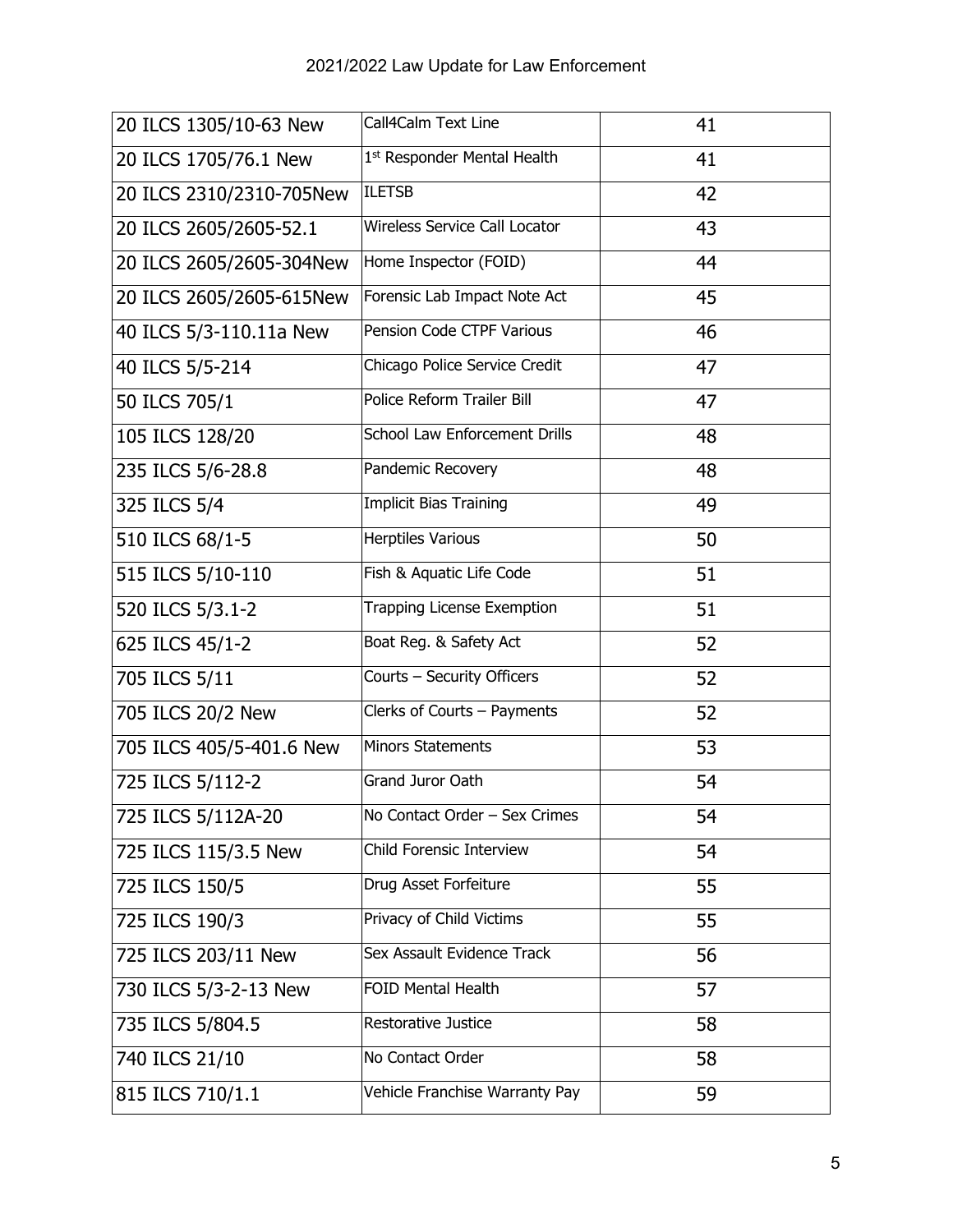| 20 ILCS 1305/10-63 New | Call4Calm Text Line | 41 |
|---|---|---|
| 20 ILCS 1705/76.1 New | 1st Responder Mental Health | 41 |
| 20 ILCS 2310/2310-705New | ILETSB | 42 |
| 20 ILCS 2605/2605-52.1 | Wireless Service Call Locator | 43 |
| 20 ILCS 2605/2605-304New | Home Inspector (FOID) | 44 |
| 20 ILCS 2605/2605-615New | Forensic Lab Impact Note Act | 45 |
| 40 ILCS 5/3-110.11a New | Pension Code CTPF Various | 46 |
| 40 ILCS 5/5-214 | Chicago Police Service Credit | 47 |
| 50 ILCS 705/1 | Police Reform Trailer Bill | 47 |
| 105 ILCS 128/20 | School Law Enforcement Drills | 48 |
| 235 ILCS 5/6-28.8 | Pandemic Recovery | 48 |
| 325 ILCS 5/4 | Implicit Bias Training | 49 |
| 510 ILCS 68/1-5 | Herptiles Various | 50 |
| 515 ILCS 5/10-110 | Fish & Aquatic Life Code | 51 |
| 520 ILCS 5/3.1-2 | Trapping License Exemption | 51 |
| 625 ILCS 45/1-2 | Boat Reg. & Safety Act | 52 |
| 705 ILCS 5/11 | Courts – Security Officers | 52 |
| 705 ILCS 20/2 New | Clerks of Courts – Payments | 52 |
| 705 ILCS 405/5-401.6 New | Minors Statements | 53 |
| 725 ILCS 5/112-2 | Grand Juror Oath | 54 |
| 725 ILCS 5/112A-20 | No Contact Order – Sex Crimes | 54 |
| 725 ILCS 115/3.5 New | Child Forensic Interview | 54 |
| 725 ILCS 150/5 | Drug Asset Forfeiture | 55 |
| 725 ILCS 190/3 | Privacy of Child Victims | 55 |
| 725 ILCS 203/11 New | Sex Assault Evidence Track | 56 |
| 730 ILCS 5/3-2-13 New | FOID Mental Health | 57 |
| 735 ILCS 5/804.5 | Restorative Justice | 58 |
| 740 ILCS 21/10 | No Contact Order | 58 |
| 815 ILCS 710/1.1 | Vehicle Franchise Warranty Pay | 59 |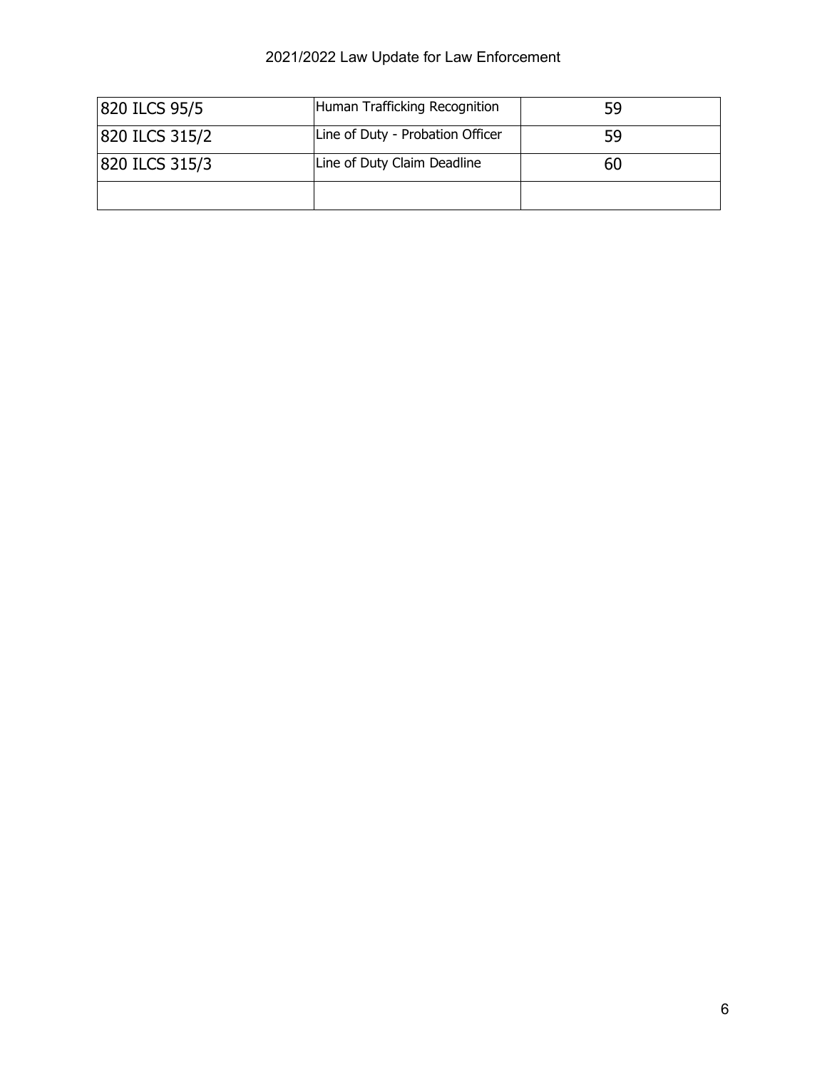| 820 ILCS 95/5 | Human Trafficking Recognition | 59 |
|---|---|---|
| 820 ILCS 315/2 | Line of Duty - Probation Officer | 59 |
| 820 ILCS 315/3 | Line of Duty Claim Deadline | 60 |
| | | |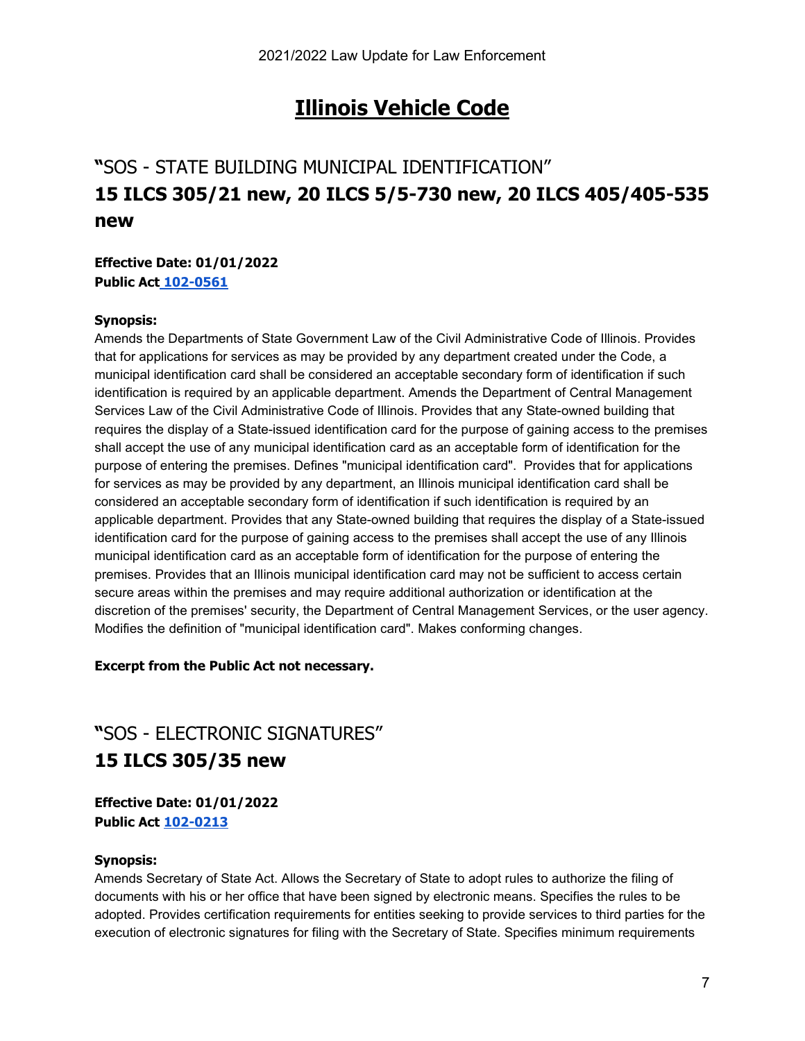# Illinois Vehicle Code

## "SOS - STATE BUILDING MUNICIPAL IDENTIFICATION"
## 15 ILCS 305/21 new, 20 ILCS 5/5-730 new, 20 ILCS 405/405-535 new

**Effective Date: 01/01/2022**
**Public Act 102-0561**

**Synopsis:**
Amends the Departments of State Government Law of the Civil Administrative Code of Illinois. Provides that for applications for services as may be provided by any department created under the Code, a municipal identification card shall be considered an acceptable secondary form of identification if such identification is required by an applicable department. Amends the Department of Central Management Services Law of the Civil Administrative Code of Illinois. Provides that any State-owned building that requires the display of a State-issued identification card for the purpose of gaining access to the premises shall accept the use of any municipal identification card as an acceptable form of identification for the purpose of entering the premises. Defines "municipal identification card". Provides that for applications for services as may be provided by any department, an Illinois municipal identification card shall be considered an acceptable secondary form of identification if such identification is required by an applicable department. Provides that any State-owned building that requires the display of a State-issued identification card for the purpose of gaining access to the premises shall accept the use of any Illinois municipal identification card as an acceptable form of identification for the purpose of entering the premises. Provides that an Illinois municipal identification card may not be sufficient to access certain secure areas within the premises and may require additional authorization or identification at the discretion of the premises' security, the Department of Central Management Services, or the user agency. Modifies the definition of "municipal identification card". Makes conforming changes.

**Excerpt from the Public Act not necessary.**

## "SOS - ELECTRONIC SIGNATURES"
## 15 ILCS 305/35 new

**Effective Date: 01/01/2022**
**Public Act 102-0213**

**Synopsis:**
Amends Secretary of State Act. Allows the Secretary of State to adopt rules to authorize the filing of documents with his or her office that have been signed by electronic means. Specifies the rules to be adopted. Provides certification requirements for entities seeking to provide services to third parties for the execution of electronic signatures for filing with the Secretary of State. Specifies minimum requirements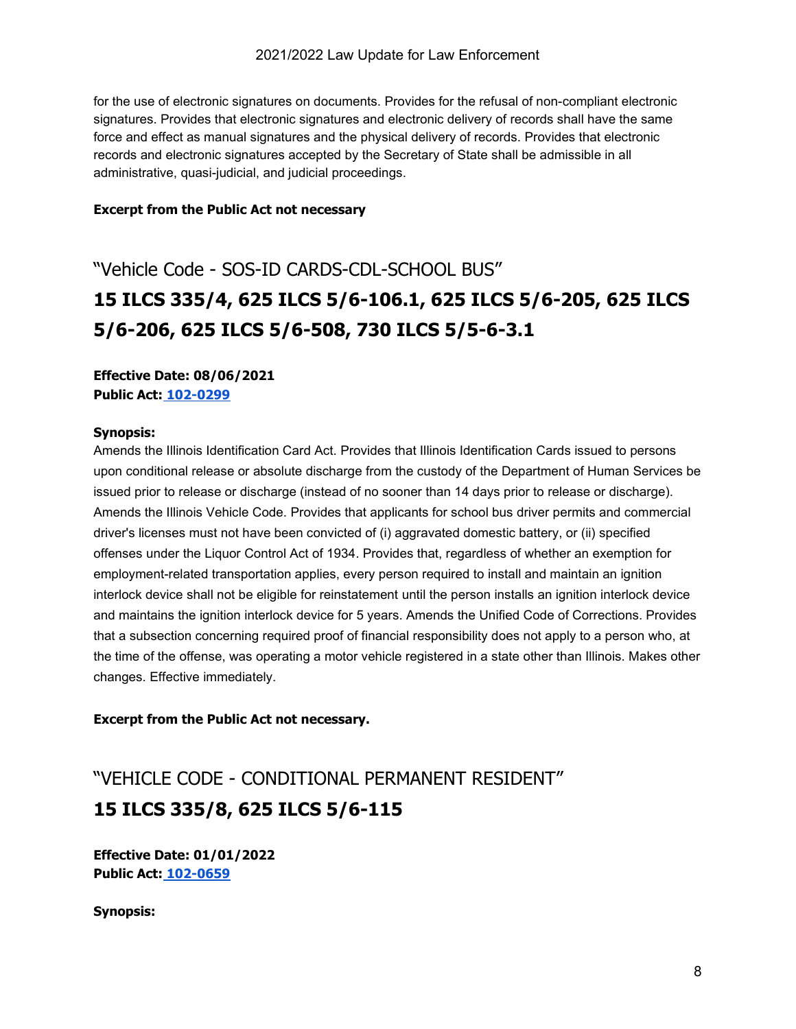for the use of electronic signatures on documents. Provides for the refusal of non-compliant electronic signatures. Provides that electronic signatures and electronic delivery of records shall have the same force and effect as manual signatures and the physical delivery of records. Provides that electronic records and electronic signatures accepted by the Secretary of State shall be admissible in all administrative, quasi-judicial, and judicial proceedings.

**Excerpt from the Public Act not necessary**

## "Vehicle Code - SOS-ID CARDS-CDL-SCHOOL BUS"

# 15 ILCS 335/4, 625 ILCS 5/6-106.1, 625 ILCS 5/6-205, 625 ILCS 5/6-206, 625 ILCS 5/6-508, 730 ILCS 5/5-6-3.1

**Effective Date: 08/06/2021**
**Public Act: 102-0299**

**Synopsis:**
Amends the Illinois Identification Card Act. Provides that Illinois Identification Cards issued to persons upon conditional release or absolute discharge from the custody of the Department of Human Services be issued prior to release or discharge (instead of no sooner than 14 days prior to release or discharge). Amends the Illinois Vehicle Code. Provides that applicants for school bus driver permits and commercial driver's licenses must not have been convicted of (i) aggravated domestic battery, or (ii) specified offenses under the Liquor Control Act of 1934. Provides that, regardless of whether an exemption for employment-related transportation applies, every person required to install and maintain an ignition interlock device shall not be eligible for reinstatement until the person installs an ignition interlock device and maintains the ignition interlock device for 5 years. Amends the Unified Code of Corrections. Provides that a subsection concerning required proof of financial responsibility does not apply to a person who, at the time of the offense, was operating a motor vehicle registered in a state other than Illinois. Makes other changes. Effective immediately.

**Excerpt from the Public Act not necessary.**

## "VEHICLE CODE - CONDITIONAL PERMANENT RESIDENT"

# 15 ILCS 335/8, 625 ILCS 5/6-115

**Effective Date: 01/01/2022**
**Public Act: 102-0659**

**Synopsis:**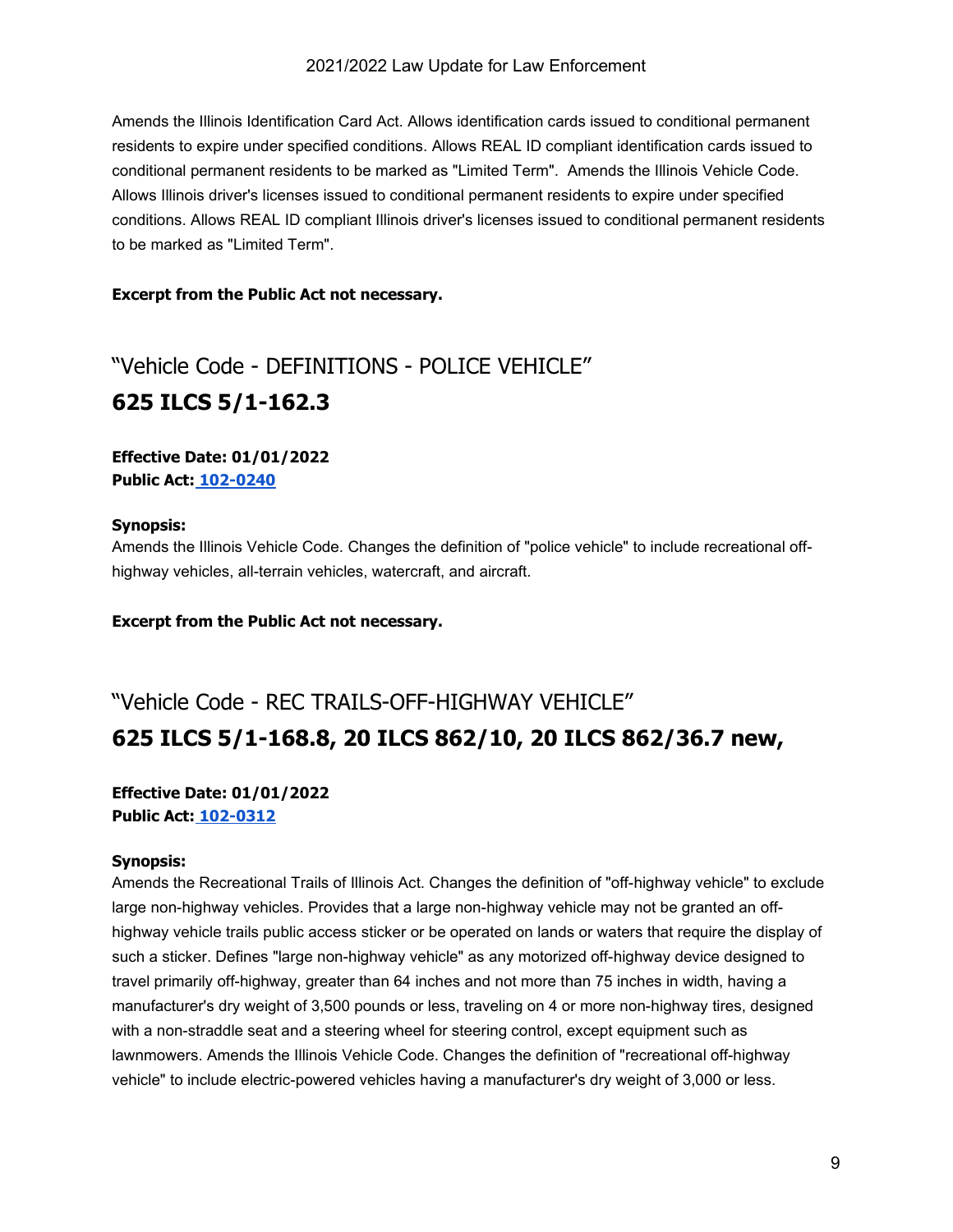Amends the Illinois Identification Card Act. Allows identification cards issued to conditional permanent residents to expire under specified conditions. Allows REAL ID compliant identification cards issued to conditional permanent residents to be marked as "Limited Term". Amends the Illinois Vehicle Code. Allows Illinois driver's licenses issued to conditional permanent residents to expire under specified conditions. Allows REAL ID compliant Illinois driver's licenses issued to conditional permanent residents to be marked as "Limited Term".

**Excerpt from the Public Act not necessary.**

## "Vehicle Code - DEFINITIONS - POLICE VEHICLE"

## 625 ILCS 5/1-162.3

**Effective Date: 01/01/2022**
**Public Act: 102-0240**

**Synopsis:**
Amends the Illinois Vehicle Code. Changes the definition of "police vehicle" to include recreational off-highway vehicles, all-terrain vehicles, watercraft, and aircraft.

**Excerpt from the Public Act not necessary.**

## "Vehicle Code - REC TRAILS-OFF-HIGHWAY VEHICLE"

## 625 ILCS 5/1-168.8, 20 ILCS 862/10, 20 ILCS 862/36.7 new,

**Effective Date: 01/01/2022**
**Public Act: 102-0312**

**Synopsis:**
Amends the Recreational Trails of Illinois Act. Changes the definition of "off-highway vehicle" to exclude large non-highway vehicles. Provides that a large non-highway vehicle may not be granted an off-highway vehicle trails public access sticker or be operated on lands or waters that require the display of such a sticker. Defines "large non-highway vehicle" as any motorized off-highway device designed to travel primarily off-highway, greater than 64 inches and not more than 75 inches in width, having a manufacturer's dry weight of 3,500 pounds or less, traveling on 4 or more non-highway tires, designed with a non-straddle seat and a steering wheel for steering control, except equipment such as lawnmowers. Amends the Illinois Vehicle Code. Changes the definition of "recreational off-highway vehicle" to include electric-powered vehicles having a manufacturer's dry weight of 3,000 or less.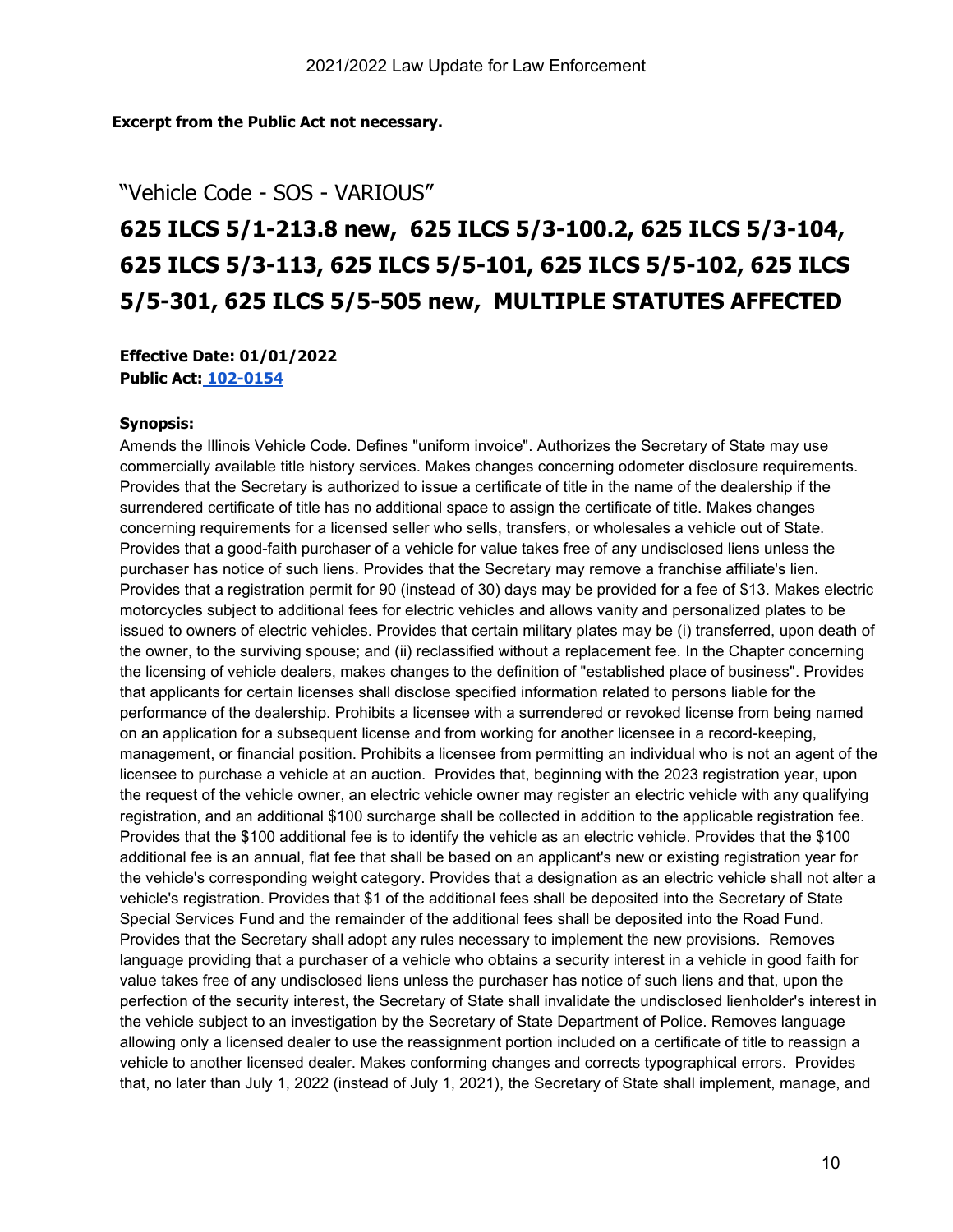**Excerpt from the Public Act not necessary.**

## "Vehicle Code - SOS - VARIOUS"

# 625 ILCS 5/1-213.8 new, 625 ILCS 5/3-100.2, 625 ILCS 5/3-104, 625 ILCS 5/3-113, 625 ILCS 5/5-101, 625 ILCS 5/5-102, 625 ILCS 5/5-301, 625 ILCS 5/5-505 new, MULTIPLE STATUTES AFFECTED

**Effective Date: 01/01/2022**
**Public Act: 102-0154**

**Synopsis:**

Amends the Illinois Vehicle Code. Defines "uniform invoice". Authorizes the Secretary of State may use commercially available title history services. Makes changes concerning odometer disclosure requirements. Provides that the Secretary is authorized to issue a certificate of title in the name of the dealership if the surrendered certificate of title has no additional space to assign the certificate of title. Makes changes concerning requirements for a licensed seller who sells, transfers, or wholesales a vehicle out of State. Provides that a good-faith purchaser of a vehicle for value takes free of any undisclosed liens unless the purchaser has notice of such liens. Provides that the Secretary may remove a franchise affiliate's lien. Provides that a registration permit for 90 (instead of 30) days may be provided for a fee of $13. Makes electric motorcycles subject to additional fees for electric vehicles and allows vanity and personalized plates to be issued to owners of electric vehicles. Provides that certain military plates may be (i) transferred, upon death of the owner, to the surviving spouse; and (ii) reclassified without a replacement fee. In the Chapter concerning the licensing of vehicle dealers, makes changes to the definition of "established place of business". Provides that applicants for certain licenses shall disclose specified information related to persons liable for the performance of the dealership. Prohibits a licensee with a surrendered or revoked license from being named on an application for a subsequent license and from working for another licensee in a record-keeping, management, or financial position. Prohibits a licensee from permitting an individual who is not an agent of the licensee to purchase a vehicle at an auction. Provides that, beginning with the 2023 registration year, upon the request of the vehicle owner, an electric vehicle owner may register an electric vehicle with any qualifying registration, and an additional $100 surcharge shall be collected in addition to the applicable registration fee. Provides that the $100 additional fee is to identify the vehicle as an electric vehicle. Provides that the $100 additional fee is an annual, flat fee that shall be based on an applicant's new or existing registration year for the vehicle's corresponding weight category. Provides that a designation as an electric vehicle shall not alter a vehicle's registration. Provides that $1 of the additional fees shall be deposited into the Secretary of State Special Services Fund and the remainder of the additional fees shall be deposited into the Road Fund. Provides that the Secretary shall adopt any rules necessary to implement the new provisions. Removes language providing that a purchaser of a vehicle who obtains a security interest in a vehicle in good faith for value takes free of any undisclosed liens unless the purchaser has notice of such liens and that, upon the perfection of the security interest, the Secretary of State shall invalidate the undisclosed lienholder's interest in the vehicle subject to an investigation by the Secretary of State Department of Police. Removes language allowing only a licensed dealer to use the reassignment portion included on a certificate of title to reassign a vehicle to another licensed dealer. Makes conforming changes and corrects typographical errors. Provides that, no later than July 1, 2022 (instead of July 1, 2021), the Secretary of State shall implement, manage, and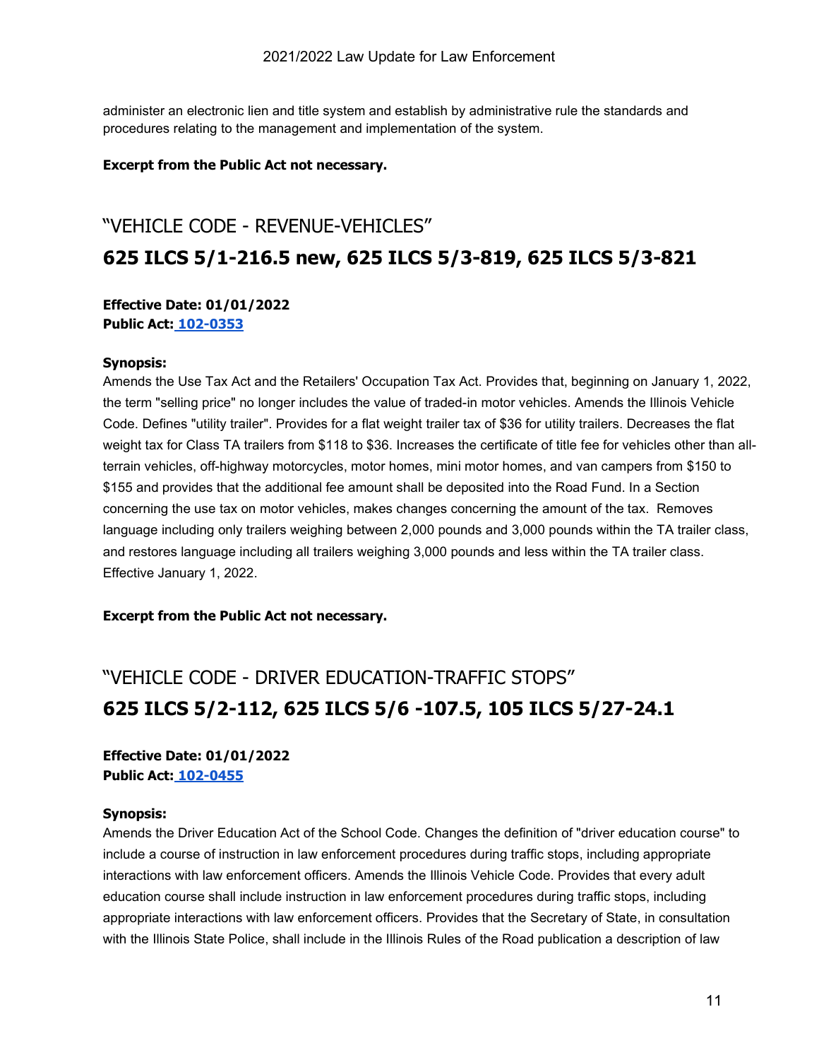administer an electronic lien and title system and establish by administrative rule the standards and procedures relating to the management and implementation of the system.

**Excerpt from the Public Act not necessary.**

## "VEHICLE CODE - REVENUE-VEHICLES"

## 625 ILCS 5/1-216.5 new, 625 ILCS 5/3-819, 625 ILCS 5/3-821

**Effective Date: 01/01/2022**
**Public Act: 102-0353**

**Synopsis:**
Amends the Use Tax Act and the Retailers' Occupation Tax Act. Provides that, beginning on January 1, 2022, the term "selling price" no longer includes the value of traded-in motor vehicles. Amends the Illinois Vehicle Code. Defines "utility trailer". Provides for a flat weight trailer tax of $36 for utility trailers. Decreases the flat weight tax for Class TA trailers from $118 to $36. Increases the certificate of title fee for vehicles other than all-terrain vehicles, off-highway motorcycles, motor homes, mini motor homes, and van campers from $150 to $155 and provides that the additional fee amount shall be deposited into the Road Fund. In a Section concerning the use tax on motor vehicles, makes changes concerning the amount of the tax. Removes language including only trailers weighing between 2,000 pounds and 3,000 pounds within the TA trailer class, and restores language including all trailers weighing 3,000 pounds and less within the TA trailer class. Effective January 1, 2022.

**Excerpt from the Public Act not necessary.**

## "VEHICLE CODE - DRIVER EDUCATION-TRAFFIC STOPS"

## 625 ILCS 5/2-112, 625 ILCS 5/6 -107.5, 105 ILCS 5/27-24.1

**Effective Date: 01/01/2022**
**Public Act: 102-0455**

**Synopsis:**
Amends the Driver Education Act of the School Code. Changes the definition of "driver education course" to include a course of instruction in law enforcement procedures during traffic stops, including appropriate interactions with law enforcement officers. Amends the Illinois Vehicle Code. Provides that every adult education course shall include instruction in law enforcement procedures during traffic stops, including appropriate interactions with law enforcement officers. Provides that the Secretary of State, in consultation with the Illinois State Police, shall include in the Illinois Rules of the Road publication a description of law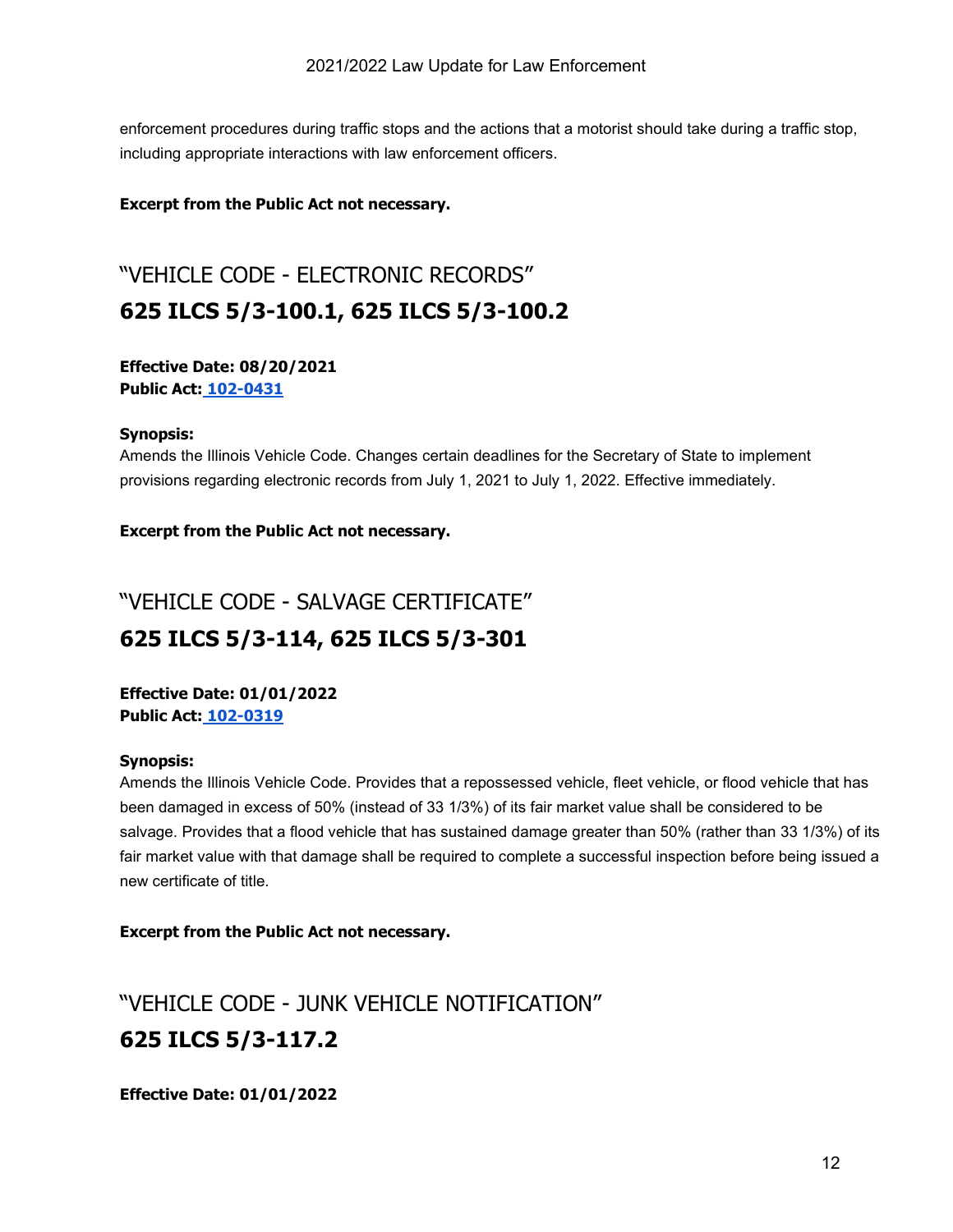enforcement procedures during traffic stops and the actions that a motorist should take during a traffic stop, including appropriate interactions with law enforcement officers.

**Excerpt from the Public Act not necessary.**

## "VEHICLE CODE - ELECTRONIC RECORDS"

## 625 ILCS 5/3-100.1, 625 ILCS 5/3-100.2

**Effective Date: 08/20/2021**
**Public Act: 102-0431**

**Synopsis:**
Amends the Illinois Vehicle Code. Changes certain deadlines for the Secretary of State to implement provisions regarding electronic records from July 1, 2021 to July 1, 2022. Effective immediately.

**Excerpt from the Public Act not necessary.**

## "VEHICLE CODE - SALVAGE CERTIFICATE"

## 625 ILCS 5/3-114, 625 ILCS 5/3-301

**Effective Date: 01/01/2022**
**Public Act: 102-0319**

**Synopsis:**
Amends the Illinois Vehicle Code. Provides that a repossessed vehicle, fleet vehicle, or flood vehicle that has been damaged in excess of 50% (instead of 33 1/3%) of its fair market value shall be considered to be salvage. Provides that a flood vehicle that has sustained damage greater than 50% (rather than 33 1/3%) of its fair market value with that damage shall be required to complete a successful inspection before being issued a new certificate of title.

**Excerpt from the Public Act not necessary.**

## "VEHICLE CODE - JUNK VEHICLE NOTIFICATION"

## 625 ILCS 5/3-117.2

**Effective Date: 01/01/2022**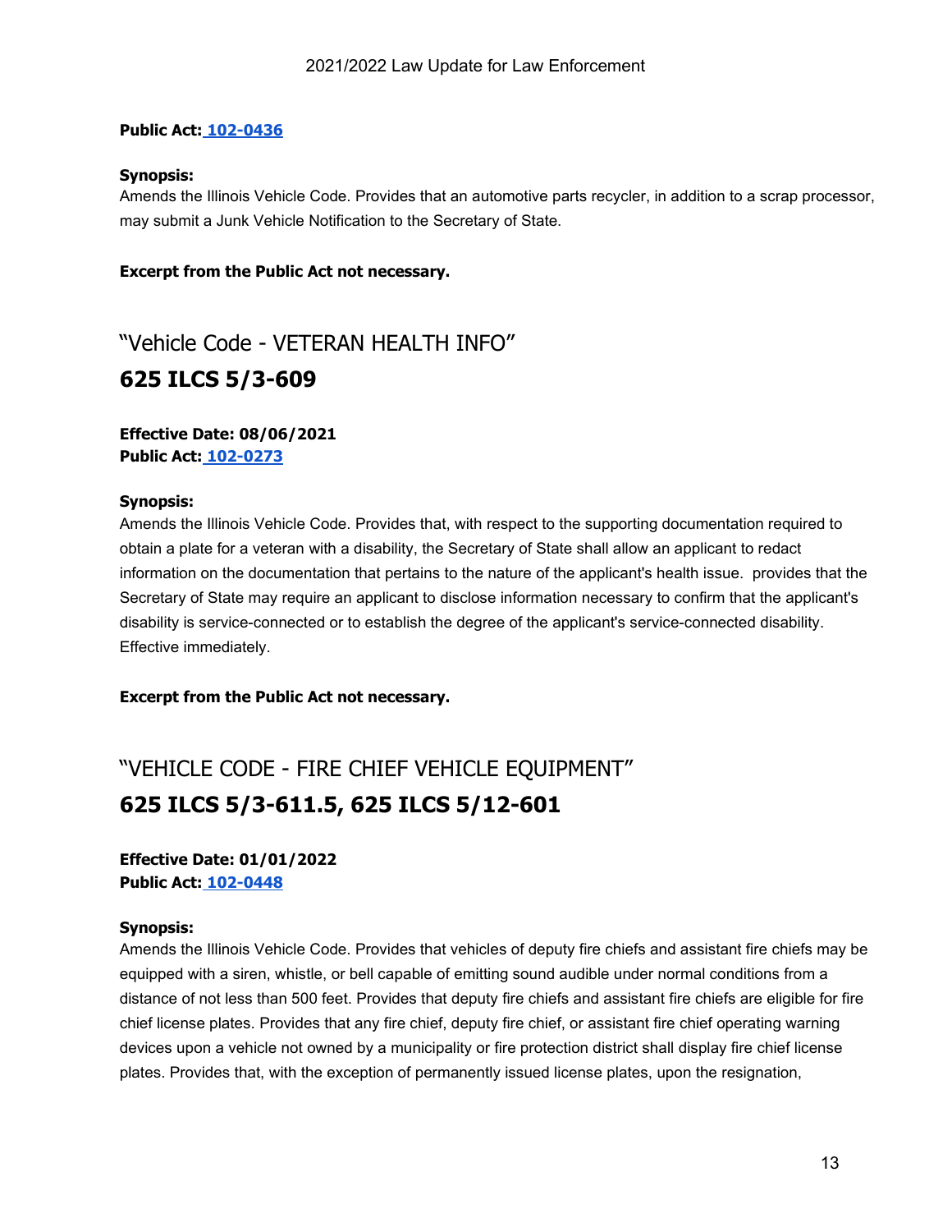**Public Act: [102-0436]**

**Synopsis:**
Amends the Illinois Vehicle Code. Provides that an automotive parts recycler, in addition to a scrap processor, may submit a Junk Vehicle Notification to the Secretary of State.

**Excerpt from the Public Act not necessary.**

## "Vehicle Code - VETERAN HEALTH INFO"

# 625 ILCS 5/3-609

**Effective Date: 08/06/2021**
**Public Act: [102-0273]**

**Synopsis:**
Amends the Illinois Vehicle Code. Provides that, with respect to the supporting documentation required to obtain a plate for a veteran with a disability, the Secretary of State shall allow an applicant to redact information on the documentation that pertains to the nature of the applicant's health issue. provides that the Secretary of State may require an applicant to disclose information necessary to confirm that the applicant's disability is service-connected or to establish the degree of the applicant's service-connected disability. Effective immediately.

**Excerpt from the Public Act not necessary.**

## "VEHICLE CODE - FIRE CHIEF VEHICLE EQUIPMENT"

# 625 ILCS 5/3-611.5, 625 ILCS 5/12-601

**Effective Date: 01/01/2022**
**Public Act: [102-0448]**

**Synopsis:**
Amends the Illinois Vehicle Code. Provides that vehicles of deputy fire chiefs and assistant fire chiefs may be equipped with a siren, whistle, or bell capable of emitting sound audible under normal conditions from a distance of not less than 500 feet. Provides that deputy fire chiefs and assistant fire chiefs are eligible for fire chief license plates. Provides that any fire chief, deputy fire chief, or assistant fire chief operating warning devices upon a vehicle not owned by a municipality or fire protection district shall display fire chief license plates. Provides that, with the exception of permanently issued license plates, upon the resignation,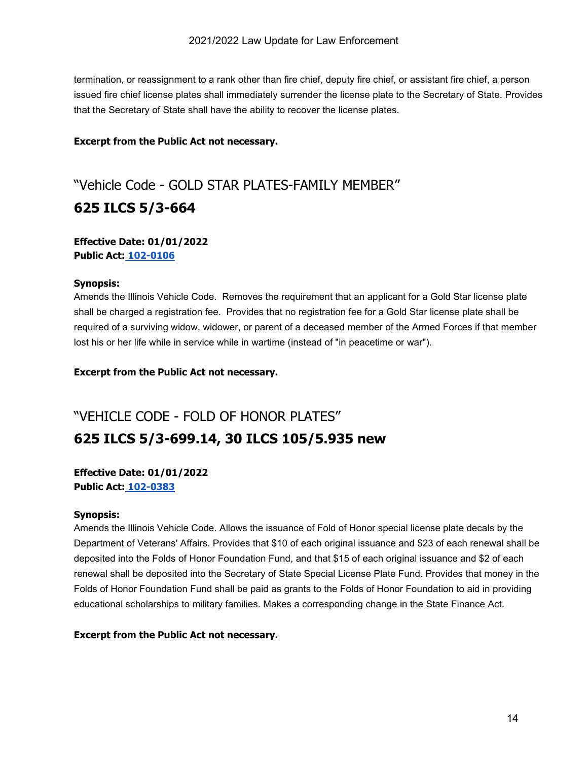termination, or reassignment to a rank other than fire chief, deputy fire chief, or assistant fire chief, a person issued fire chief license plates shall immediately surrender the license plate to the Secretary of State. Provides that the Secretary of State shall have the ability to recover the license plates.

**Excerpt from the Public Act not necessary.**

## "Vehicle Code - GOLD STAR PLATES-FAMILY MEMBER"

## 625 ILCS 5/3-664

**Effective Date: 01/01/2022**
**Public Act: 102-0106**

**Synopsis:**
Amends the Illinois Vehicle Code. Removes the requirement that an applicant for a Gold Star license plate shall be charged a registration fee. Provides that no registration fee for a Gold Star license plate shall be required of a surviving widow, widower, or parent of a deceased member of the Armed Forces if that member lost his or her life while in service while in wartime (instead of "in peacetime or war").

**Excerpt from the Public Act not necessary.**

## "VEHICLE CODE - FOLD OF HONOR PLATES"

## 625 ILCS 5/3-699.14, 30 ILCS 105/5.935 new

**Effective Date: 01/01/2022**
**Public Act: 102-0383**

**Synopsis:**
Amends the Illinois Vehicle Code. Allows the issuance of Fold of Honor special license plate decals by the Department of Veterans' Affairs. Provides that $10 of each original issuance and $23 of each renewal shall be deposited into the Folds of Honor Foundation Fund, and that $15 of each original issuance and $2 of each renewal shall be deposited into the Secretary of State Special License Plate Fund. Provides that money in the Folds of Honor Foundation Fund shall be paid as grants to the Folds of Honor Foundation to aid in providing educational scholarships to military families. Makes a corresponding change in the State Finance Act.

**Excerpt from the Public Act not necessary.**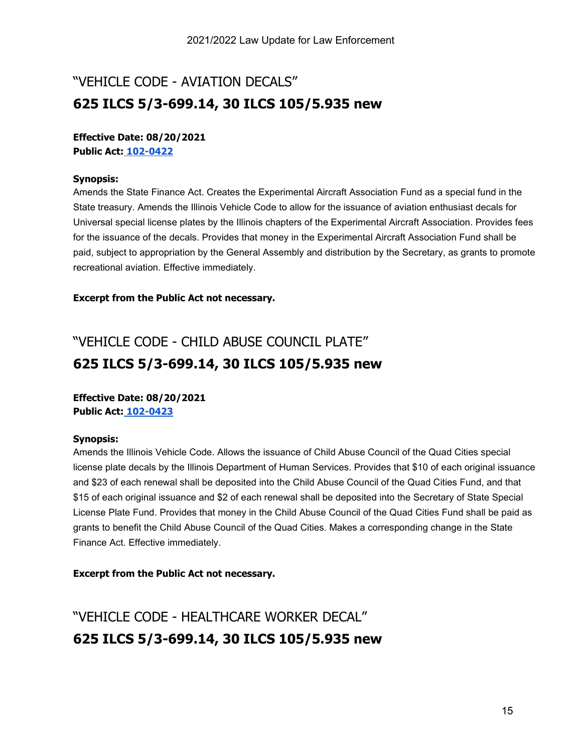## "VEHICLE CODE - AVIATION DECALS"

## 625 ILCS 5/3-699.14, 30 ILCS 105/5.935 new

**Effective Date: 08/20/2021**
**Public Act: 102-0422**

**Synopsis:**
Amends the State Finance Act. Creates the Experimental Aircraft Association Fund as a special fund in the State treasury. Amends the Illinois Vehicle Code to allow for the issuance of aviation enthusiast decals for Universal special license plates by the Illinois chapters of the Experimental Aircraft Association. Provides fees for the issuance of the decals. Provides that money in the Experimental Aircraft Association Fund shall be paid, subject to appropriation by the General Assembly and distribution by the Secretary, as grants to promote recreational aviation. Effective immediately.

**Excerpt from the Public Act not necessary.**

## "VEHICLE CODE - CHILD ABUSE COUNCIL PLATE"

## 625 ILCS 5/3-699.14, 30 ILCS 105/5.935 new

**Effective Date: 08/20/2021**
**Public Act: 102-0423**

**Synopsis:**
Amends the Illinois Vehicle Code. Allows the issuance of Child Abuse Council of the Quad Cities special license plate decals by the Illinois Department of Human Services. Provides that $10 of each original issuance and $23 of each renewal shall be deposited into the Child Abuse Council of the Quad Cities Fund, and that $15 of each original issuance and $2 of each renewal shall be deposited into the Secretary of State Special License Plate Fund. Provides that money in the Child Abuse Council of the Quad Cities Fund shall be paid as grants to benefit the Child Abuse Council of the Quad Cities. Makes a corresponding change in the State Finance Act. Effective immediately.

**Excerpt from the Public Act not necessary.**

## "VEHICLE CODE - HEALTHCARE WORKER DECAL"

## 625 ILCS 5/3-699.14, 30 ILCS 105/5.935 new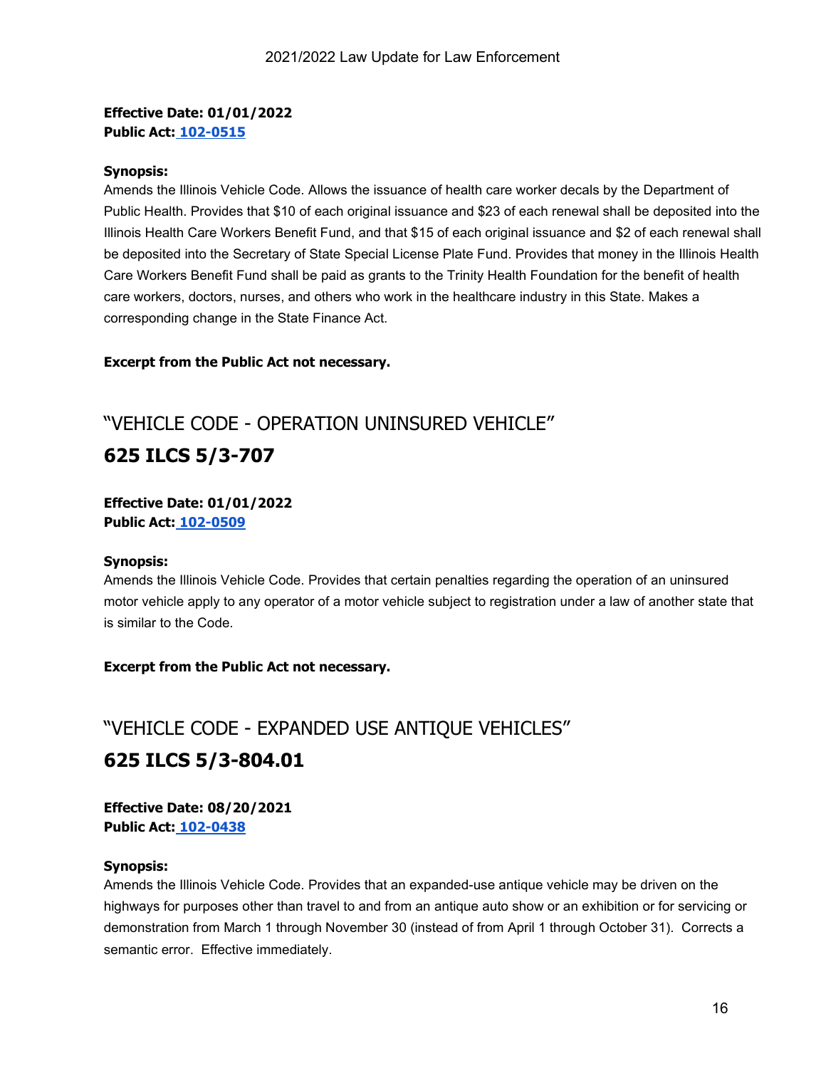**Effective Date: 01/01/2022**
**Public Act: 102-0515**

**Synopsis:**
Amends the Illinois Vehicle Code. Allows the issuance of health care worker decals by the Department of Public Health. Provides that $10 of each original issuance and $23 of each renewal shall be deposited into the Illinois Health Care Workers Benefit Fund, and that $15 of each original issuance and $2 of each renewal shall be deposited into the Secretary of State Special License Plate Fund. Provides that money in the Illinois Health Care Workers Benefit Fund shall be paid as grants to the Trinity Health Foundation for the benefit of health care workers, doctors, nurses, and others who work in the healthcare industry in this State. Makes a corresponding change in the State Finance Act.

**Excerpt from the Public Act not necessary.**

## "VEHICLE CODE - OPERATION UNINSURED VEHICLE"

## 625 ILCS 5/3-707

**Effective Date: 01/01/2022**
**Public Act: 102-0509**

**Synopsis:**
Amends the Illinois Vehicle Code. Provides that certain penalties regarding the operation of an uninsured motor vehicle apply to any operator of a motor vehicle subject to registration under a law of another state that is similar to the Code.

**Excerpt from the Public Act not necessary.**

## "VEHICLE CODE - EXPANDED USE ANTIQUE VEHICLES"

## 625 ILCS 5/3-804.01

**Effective Date: 08/20/2021**
**Public Act: 102-0438**

**Synopsis:**
Amends the Illinois Vehicle Code. Provides that an expanded-use antique vehicle may be driven on the highways for purposes other than travel to and from an antique auto show or an exhibition or for servicing or demonstration from March 1 through November 30 (instead of from April 1 through October 31). Corrects a semantic error. Effective immediately.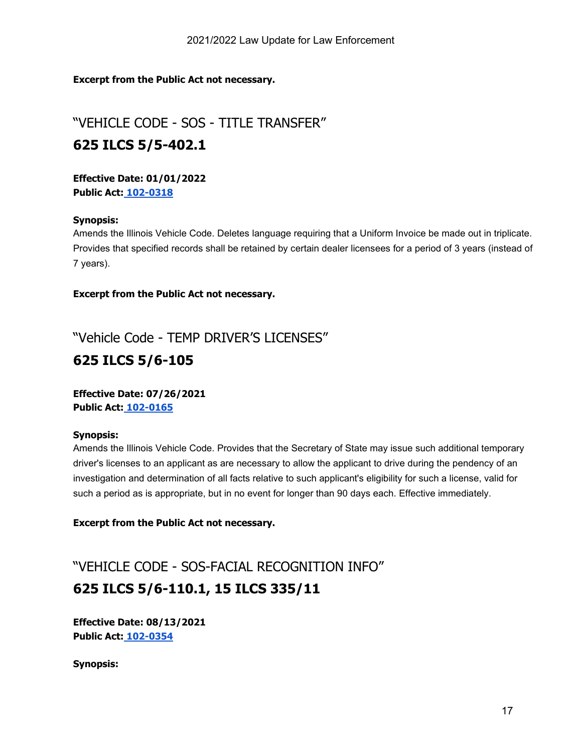**Excerpt from the Public Act not necessary.**

## "VEHICLE CODE - SOS - TITLE TRANSFER"

# 625 ILCS 5/5-402.1

**Effective Date: 01/01/2022**
**Public Act: 102-0318**

**Synopsis:**
Amends the Illinois Vehicle Code. Deletes language requiring that a Uniform Invoice be made out in triplicate. Provides that specified records shall be retained by certain dealer licensees for a period of 3 years (instead of 7 years).

**Excerpt from the Public Act not necessary.**

## "Vehicle Code - TEMP DRIVER'S LICENSES"

# 625 ILCS 5/6-105

**Effective Date: 07/26/2021**
**Public Act: 102-0165**

**Synopsis:**
Amends the Illinois Vehicle Code. Provides that the Secretary of State may issue such additional temporary driver's licenses to an applicant as are necessary to allow the applicant to drive during the pendency of an investigation and determination of all facts relative to such applicant's eligibility for such a license, valid for such a period as is appropriate, but in no event for longer than 90 days each. Effective immediately.

**Excerpt from the Public Act not necessary.**

## "VEHICLE CODE - SOS-FACIAL RECOGNITION INFO"

# 625 ILCS 5/6-110.1, 15 ILCS 335/11

**Effective Date: 08/13/2021**
**Public Act: 102-0354**

**Synopsis:**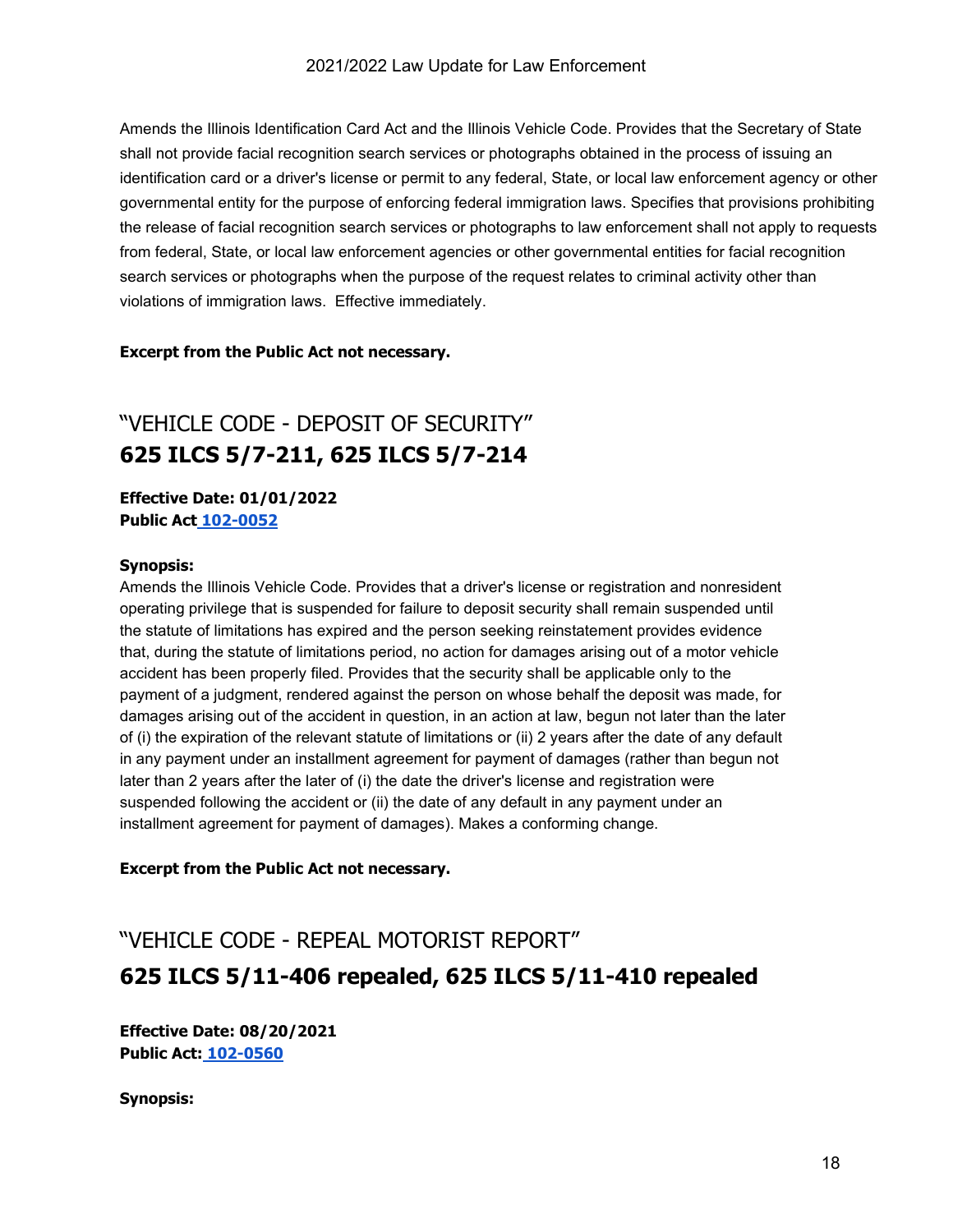Amends the Illinois Identification Card Act and the Illinois Vehicle Code. Provides that the Secretary of State shall not provide facial recognition search services or photographs obtained in the process of issuing an identification card or a driver's license or permit to any federal, State, or local law enforcement agency or other governmental entity for the purpose of enforcing federal immigration laws. Specifies that provisions prohibiting the release of facial recognition search services or photographs to law enforcement shall not apply to requests from federal, State, or local law enforcement agencies or other governmental entities for facial recognition search services or photographs when the purpose of the request relates to criminal activity other than violations of immigration laws. Effective immediately.

**Excerpt from the Public Act not necessary.**

## "VEHICLE CODE - DEPOSIT OF SECURITY"
## **625 ILCS 5/7-211, 625 ILCS 5/7-214**

**Effective Date: 01/01/2022**
**Public Act 102-0052**

**Synopsis:**
Amends the Illinois Vehicle Code. Provides that a driver's license or registration and nonresident operating privilege that is suspended for failure to deposit security shall remain suspended until the statute of limitations has expired and the person seeking reinstatement provides evidence that, during the statute of limitations period, no action for damages arising out of a motor vehicle accident has been properly filed. Provides that the security shall be applicable only to the payment of a judgment, rendered against the person on whose behalf the deposit was made, for damages arising out of the accident in question, in an action at law, begun not later than the later of (i) the expiration of the relevant statute of limitations or (ii) 2 years after the date of any default in any payment under an installment agreement for payment of damages (rather than begun not later than 2 years after the later of (i) the date the driver's license and registration were suspended following the accident or (ii) the date of any default in any payment under an installment agreement for payment of damages). Makes a conforming change.

**Excerpt from the Public Act not necessary.**

## "VEHICLE CODE - REPEAL MOTORIST REPORT"
## **625 ILCS 5/11-406 repealed, 625 ILCS 5/11-410 repealed**

**Effective Date: 08/20/2021**
**Public Act: 102-0560**

**Synopsis:**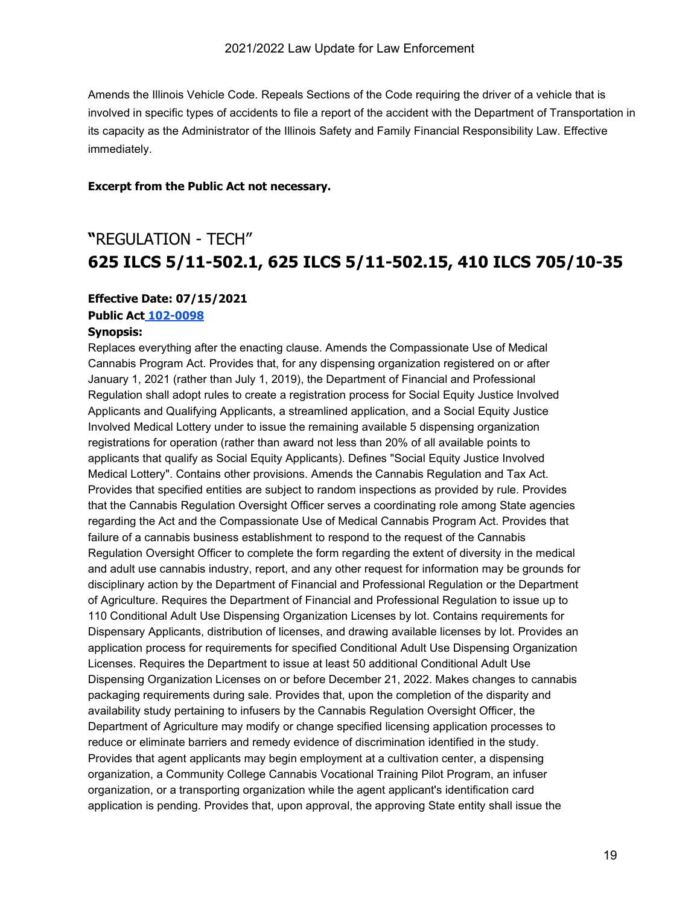Amends the Illinois Vehicle Code. Repeals Sections of the Code requiring the driver of a vehicle that is involved in specific types of accidents to file a report of the accident with the Department of Transportation in its capacity as the Administrator of the Illinois Safety and Family Financial Responsibility Law. Effective immediately.

**Excerpt from the Public Act not necessary.**

## "REGULATION - TECH"

## 625 ILCS 5/11-502.1, 625 ILCS 5/11-502.15, 410 ILCS 705/10-35

**Effective Date: 07/15/2021**

**Public Act 102-0098**

**Synopsis:**

Replaces everything after the enacting clause. Amends the Compassionate Use of Medical Cannabis Program Act. Provides that, for any dispensing organization registered on or after January 1, 2021 (rather than July 1, 2019), the Department of Financial and Professional Regulation shall adopt rules to create a registration process for Social Equity Justice Involved Applicants and Qualifying Applicants, a streamlined application, and a Social Equity Justice Involved Medical Lottery under to issue the remaining available 5 dispensing organization registrations for operation (rather than award not less than 20% of all available points to applicants that qualify as Social Equity Applicants). Defines "Social Equity Justice Involved Medical Lottery". Contains other provisions. Amends the Cannabis Regulation and Tax Act. Provides that specified entities are subject to random inspections as provided by rule. Provides that the Cannabis Regulation Oversight Officer serves a coordinating role among State agencies regarding the Act and the Compassionate Use of Medical Cannabis Program Act. Provides that failure of a cannabis business establishment to respond to the request of the Cannabis Regulation Oversight Officer to complete the form regarding the extent of diversity in the medical and adult use cannabis industry, report, and any other request for information may be grounds for disciplinary action by the Department of Financial and Professional Regulation or the Department of Agriculture. Requires the Department of Financial and Professional Regulation to issue up to 110 Conditional Adult Use Dispensing Organization Licenses by lot. Contains requirements for Dispensary Applicants, distribution of licenses, and drawing available licenses by lot. Provides an application process for requirements for specified Conditional Adult Use Dispensing Organization Licenses. Requires the Department to issue at least 50 additional Conditional Adult Use Dispensing Organization Licenses on or before December 21, 2022. Makes changes to cannabis packaging requirements during sale. Provides that, upon the completion of the disparity and availability study pertaining to infusers by the Cannabis Regulation Oversight Officer, the Department of Agriculture may modify or change specified licensing application processes to reduce or eliminate barriers and remedy evidence of discrimination identified in the study. Provides that agent applicants may begin employment at a cultivation center, a dispensing organization, a Community College Cannabis Vocational Training Pilot Program, an infuser organization, or a transporting organization while the agent applicant's identification card application is pending. Provides that, upon approval, the approving State entity shall issue the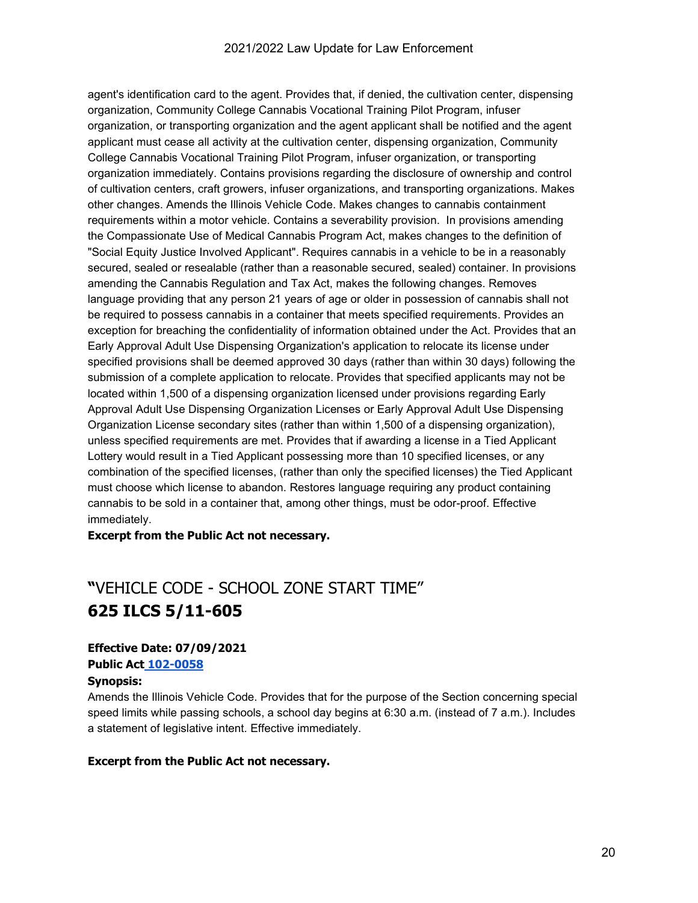agent's identification card to the agent. Provides that, if denied, the cultivation center, dispensing organization, Community College Cannabis Vocational Training Pilot Program, infuser organization, or transporting organization and the agent applicant shall be notified and the agent applicant must cease all activity at the cultivation center, dispensing organization, Community College Cannabis Vocational Training Pilot Program, infuser organization, or transporting organization immediately. Contains provisions regarding the disclosure of ownership and control of cultivation centers, craft growers, infuser organizations, and transporting organizations. Makes other changes. Amends the Illinois Vehicle Code. Makes changes to cannabis containment requirements within a motor vehicle. Contains a severability provision. In provisions amending the Compassionate Use of Medical Cannabis Program Act, makes changes to the definition of "Social Equity Justice Involved Applicant". Requires cannabis in a vehicle to be in a reasonably secured, sealed or resealable (rather than a reasonable secured, sealed) container. In provisions amending the Cannabis Regulation and Tax Act, makes the following changes. Removes language providing that any person 21 years of age or older in possession of cannabis shall not be required to possess cannabis in a container that meets specified requirements. Provides an exception for breaching the confidentiality of information obtained under the Act. Provides that an Early Approval Adult Use Dispensing Organization's application to relocate its license under specified provisions shall be deemed approved 30 days (rather than within 30 days) following the submission of a complete application to relocate. Provides that specified applicants may not be located within 1,500 of a dispensing organization licensed under provisions regarding Early Approval Adult Use Dispensing Organization Licenses or Early Approval Adult Use Dispensing Organization License secondary sites (rather than within 1,500 of a dispensing organization), unless specified requirements are met. Provides that if awarding a license in a Tied Applicant Lottery would result in a Tied Applicant possessing more than 10 specified licenses, or any combination of the specified licenses, (rather than only the specified licenses) the Tied Applicant must choose which license to abandon. Restores language requiring any product containing cannabis to be sold in a container that, among other things, must be odor-proof. Effective immediately.

**Excerpt from the Public Act not necessary.**

## "VEHICLE CODE - SCHOOL ZONE START TIME" **625 ILCS 5/11-605**

**Effective Date: 07/09/2021**
**Public Act 102-0058**
**Synopsis:**

Amends the Illinois Vehicle Code. Provides that for the purpose of the Section concerning special speed limits while passing schools, a school day begins at 6:30 a.m. (instead of 7 a.m.). Includes a statement of legislative intent. Effective immediately.

**Excerpt from the Public Act not necessary.**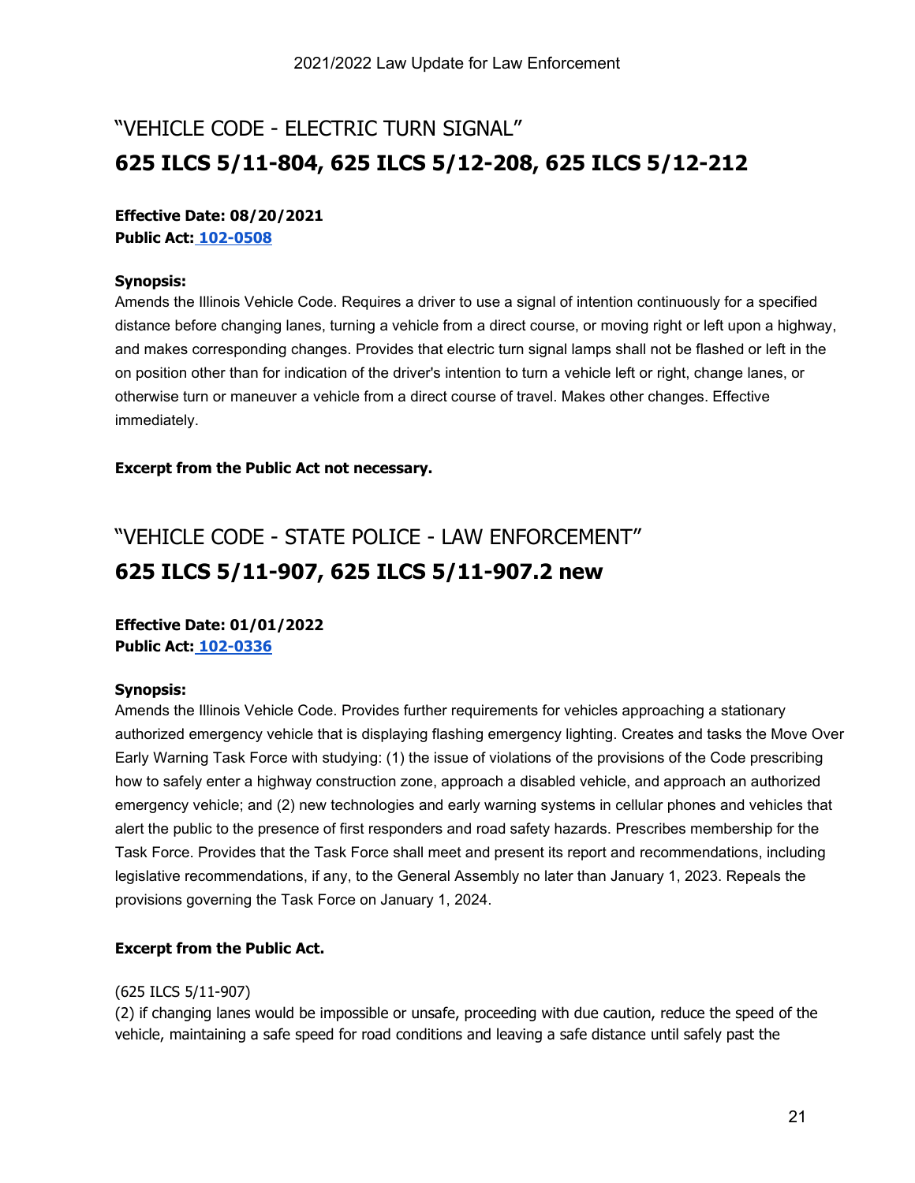## "VEHICLE CODE - ELECTRIC TURN SIGNAL"

# 625 ILCS 5/11-804, 625 ILCS 5/12-208, 625 ILCS 5/12-212

**Effective Date: 08/20/2021**
**Public Act: 102-0508**

**Synopsis:**
Amends the Illinois Vehicle Code. Requires a driver to use a signal of intention continuously for a specified distance before changing lanes, turning a vehicle from a direct course, or moving right or left upon a highway, and makes corresponding changes. Provides that electric turn signal lamps shall not be flashed or left in the on position other than for indication of the driver's intention to turn a vehicle left or right, change lanes, or otherwise turn or maneuver a vehicle from a direct course of travel. Makes other changes. Effective immediately.

**Excerpt from the Public Act not necessary.**

## "VEHICLE CODE - STATE POLICE - LAW ENFORCEMENT"

# 625 ILCS 5/11-907, 625 ILCS 5/11-907.2 new

**Effective Date: 01/01/2022**
**Public Act: 102-0336**

**Synopsis:**
Amends the Illinois Vehicle Code. Provides further requirements for vehicles approaching a stationary authorized emergency vehicle that is displaying flashing emergency lighting. Creates and tasks the Move Over Early Warning Task Force with studying: (1) the issue of violations of the provisions of the Code prescribing how to safely enter a highway construction zone, approach a disabled vehicle, and approach an authorized emergency vehicle; and (2) new technologies and early warning systems in cellular phones and vehicles that alert the public to the presence of first responders and road safety hazards. Prescribes membership for the Task Force. Provides that the Task Force shall meet and present its report and recommendations, including legislative recommendations, if any, to the General Assembly no later than January 1, 2023. Repeals the provisions governing the Task Force on January 1, 2024.

**Excerpt from the Public Act.**

(625 ILCS 5/11-907)
(2) if changing lanes would be impossible or unsafe, proceeding with due caution, reduce the speed of the vehicle, maintaining a safe speed for road conditions and leaving a safe distance until safely past the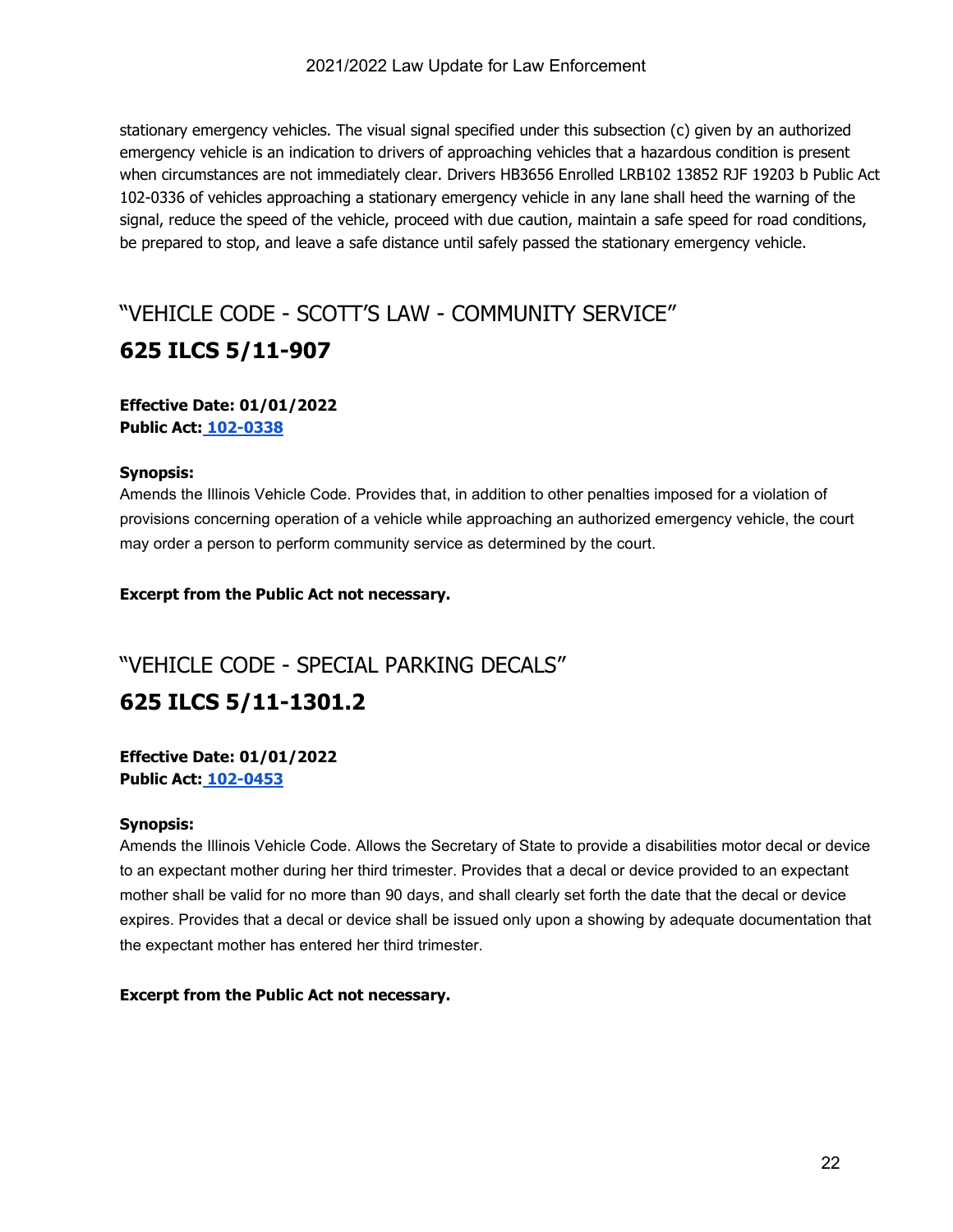stationary emergency vehicles. The visual signal specified under this subsection (c) given by an authorized emergency vehicle is an indication to drivers of approaching vehicles that a hazardous condition is present when circumstances are not immediately clear. Drivers HB3656 Enrolled LRB102 13852 RJF 19203 b Public Act 102-0336 of vehicles approaching a stationary emergency vehicle in any lane shall heed the warning of the signal, reduce the speed of the vehicle, proceed with due caution, maintain a safe speed for road conditions, be prepared to stop, and leave a safe distance until safely passed the stationary emergency vehicle.

## "VEHICLE CODE - SCOTT'S LAW - COMMUNITY SERVICE"

## 625 ILCS 5/11-907

**Effective Date: 01/01/2022**
**Public Act: 102-0338**

**Synopsis:**
Amends the Illinois Vehicle Code. Provides that, in addition to other penalties imposed for a violation of provisions concerning operation of a vehicle while approaching an authorized emergency vehicle, the court may order a person to perform community service as determined by the court.

**Excerpt from the Public Act not necessary.**

## "VEHICLE CODE - SPECIAL PARKING DECALS"

## 625 ILCS 5/11-1301.2

**Effective Date: 01/01/2022**
**Public Act: 102-0453**

**Synopsis:**
Amends the Illinois Vehicle Code. Allows the Secretary of State to provide a disabilities motor decal or device to an expectant mother during her third trimester. Provides that a decal or device provided to an expectant mother shall be valid for no more than 90 days, and shall clearly set forth the date that the decal or device expires. Provides that a decal or device shall be issued only upon a showing by adequate documentation that the expectant mother has entered her third trimester.

**Excerpt from the Public Act not necessary.**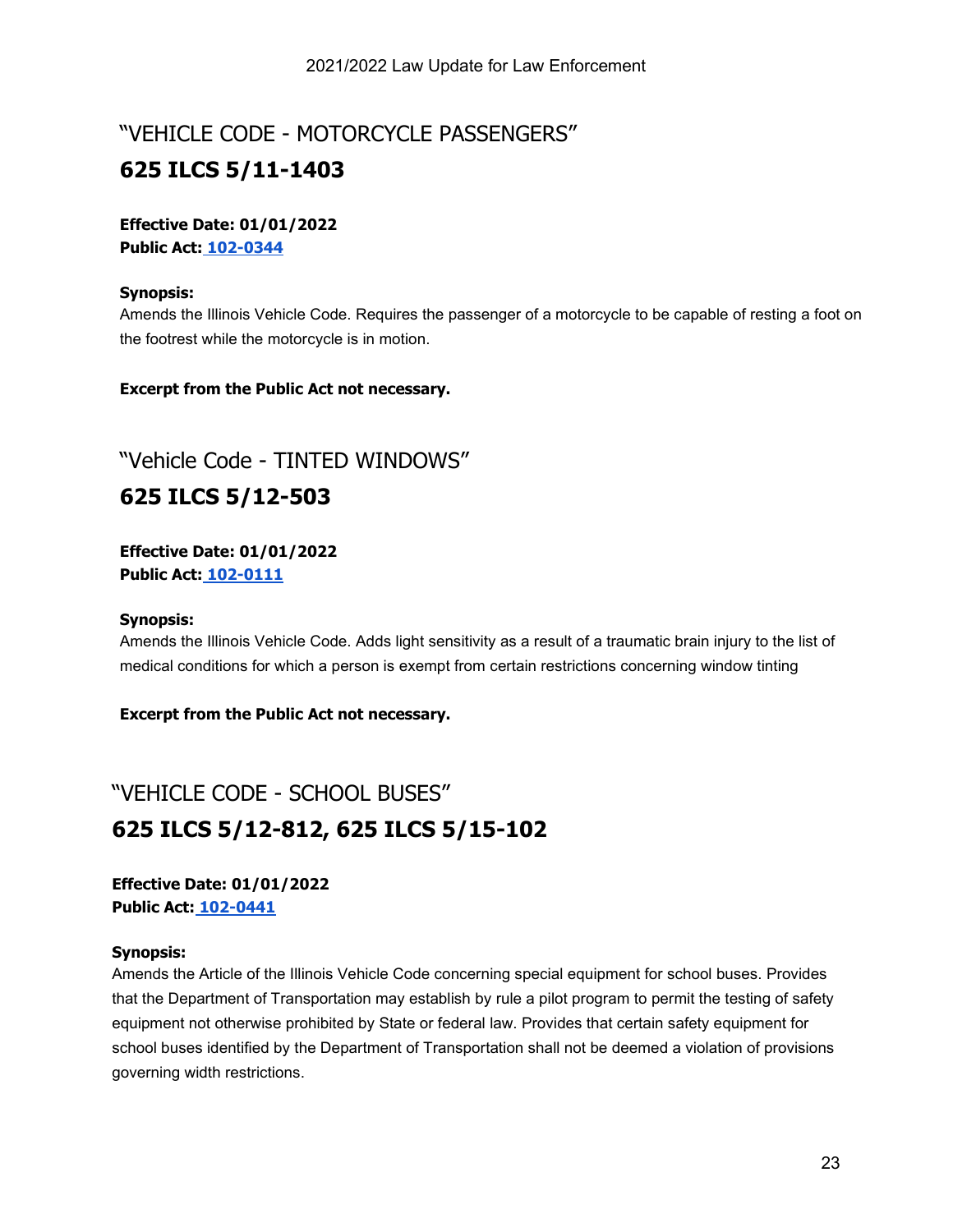## "VEHICLE CODE - MOTORCYCLE PASSENGERS"

# 625 ILCS 5/11-1403

**Effective Date: 01/01/2022**
**Public Act: 102-0344**

**Synopsis:**
Amends the Illinois Vehicle Code. Requires the passenger of a motorcycle to be capable of resting a foot on the footrest while the motorcycle is in motion.

**Excerpt from the Public Act not necessary.**

## "Vehicle Code - TINTED WINDOWS"

# 625 ILCS 5/12-503

**Effective Date: 01/01/2022**
**Public Act: 102-0111**

**Synopsis:**
Amends the Illinois Vehicle Code. Adds light sensitivity as a result of a traumatic brain injury to the list of medical conditions for which a person is exempt from certain restrictions concerning window tinting

**Excerpt from the Public Act not necessary.**

## "VEHICLE CODE - SCHOOL BUSES"

# 625 ILCS 5/12-812, 625 ILCS 5/15-102

**Effective Date: 01/01/2022**
**Public Act: 102-0441**

**Synopsis:**
Amends the Article of the Illinois Vehicle Code concerning special equipment for school buses. Provides that the Department of Transportation may establish by rule a pilot program to permit the testing of safety equipment not otherwise prohibited by State or federal law. Provides that certain safety equipment for school buses identified by the Department of Transportation shall not be deemed a violation of provisions governing width restrictions.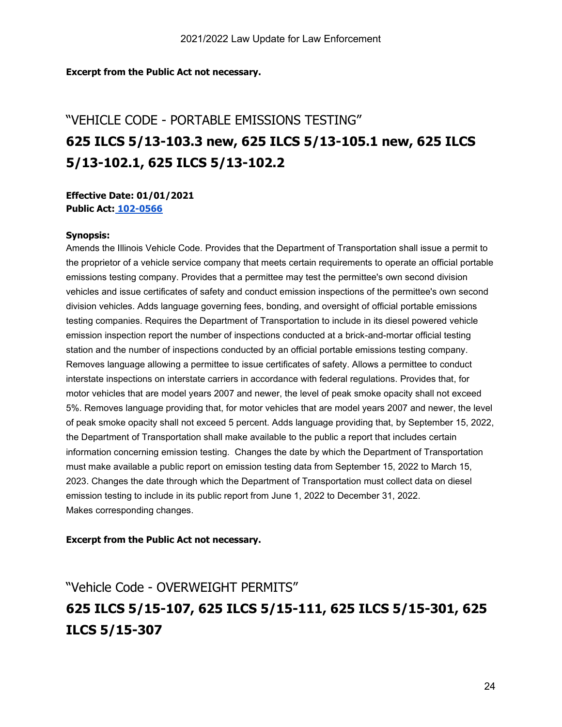**Excerpt from the Public Act not necessary.**

## "VEHICLE CODE - PORTABLE EMISSIONS TESTING"

## 625 ILCS 5/13-103.3 new, 625 ILCS 5/13-105.1 new, 625 ILCS 5/13-102.1, 625 ILCS 5/13-102.2

**Effective Date: 01/01/2021**
**Public Act: 102-0566**

**Synopsis:**
Amends the Illinois Vehicle Code. Provides that the Department of Transportation shall issue a permit to the proprietor of a vehicle service company that meets certain requirements to operate an official portable emissions testing company. Provides that a permittee may test the permittee's own second division vehicles and issue certificates of safety and conduct emission inspections of the permittee's own second division vehicles. Adds language governing fees, bonding, and oversight of official portable emissions testing companies. Requires the Department of Transportation to include in its diesel powered vehicle emission inspection report the number of inspections conducted at a brick-and-mortar official testing station and the number of inspections conducted by an official portable emissions testing company. Removes language allowing a permittee to issue certificates of safety. Allows a permittee to conduct interstate inspections on interstate carriers in accordance with federal regulations. Provides that, for motor vehicles that are model years 2007 and newer, the level of peak smoke opacity shall not exceed 5%. Removes language providing that, for motor vehicles that are model years 2007 and newer, the level of peak smoke opacity shall not exceed 5 percent. Adds language providing that, by September 15, 2022, the Department of Transportation shall make available to the public a report that includes certain information concerning emission testing. Changes the date by which the Department of Transportation must make available a public report on emission testing data from September 15, 2022 to March 15, 2023. Changes the date through which the Department of Transportation must collect data on diesel emission testing to include in its public report from June 1, 2022 to December 31, 2022.
Makes corresponding changes.

**Excerpt from the Public Act not necessary.**

## "Vehicle Code - OVERWEIGHT PERMITS"

## 625 ILCS 5/15-107, 625 ILCS 5/15-111, 625 ILCS 5/15-301, 625 ILCS 5/15-307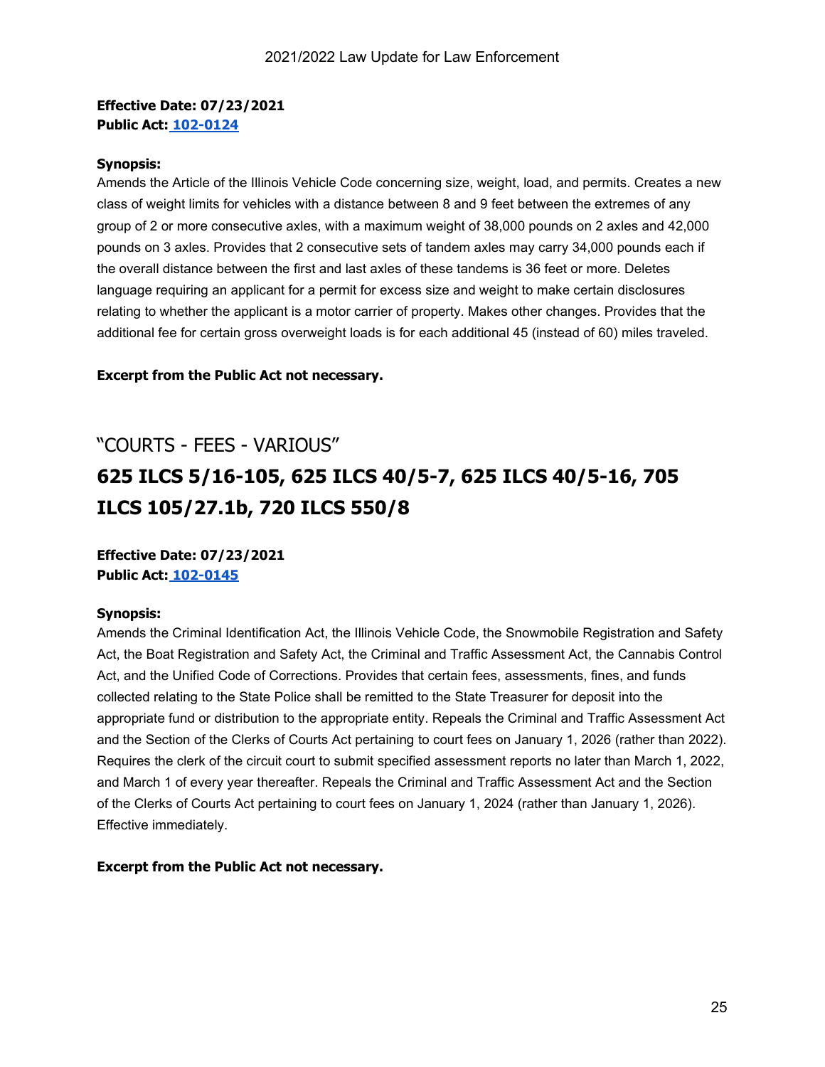**Effective Date: 07/23/2021**
**Public Act: [102-0124]**

**Synopsis:**
Amends the Article of the Illinois Vehicle Code concerning size, weight, load, and permits. Creates a new class of weight limits for vehicles with a distance between 8 and 9 feet between the extremes of any group of 2 or more consecutive axles, with a maximum weight of 38,000 pounds on 2 axles and 42,000 pounds on 3 axles. Provides that 2 consecutive sets of tandem axles may carry 34,000 pounds each if the overall distance between the first and last axles of these tandems is 36 feet or more. Deletes language requiring an applicant for a permit for excess size and weight to make certain disclosures relating to whether the applicant is a motor carrier of property. Makes other changes. Provides that the additional fee for certain gross overweight loads is for each additional 45 (instead of 60) miles traveled.

**Excerpt from the Public Act not necessary.**

## "COURTS - FEES - VARIOUS"

# 625 ILCS 5/16-105, 625 ILCS 40/5-7, 625 ILCS 40/5-16, 705 ILCS 105/27.1b, 720 ILCS 550/8

**Effective Date: 07/23/2021**
**Public Act: [102-0145]**

**Synopsis:**
Amends the Criminal Identification Act, the Illinois Vehicle Code, the Snowmobile Registration and Safety Act, the Boat Registration and Safety Act, the Criminal and Traffic Assessment Act, the Cannabis Control Act, and the Unified Code of Corrections. Provides that certain fees, assessments, fines, and funds collected relating to the State Police shall be remitted to the State Treasurer for deposit into the appropriate fund or distribution to the appropriate entity. Repeals the Criminal and Traffic Assessment Act and the Section of the Clerks of Courts Act pertaining to court fees on January 1, 2026 (rather than 2022). Requires the clerk of the circuit court to submit specified assessment reports no later than March 1, 2022, and March 1 of every year thereafter. Repeals the Criminal and Traffic Assessment Act and the Section of the Clerks of Courts Act pertaining to court fees on January 1, 2024 (rather than January 1, 2026). Effective immediately.

**Excerpt from the Public Act not necessary.**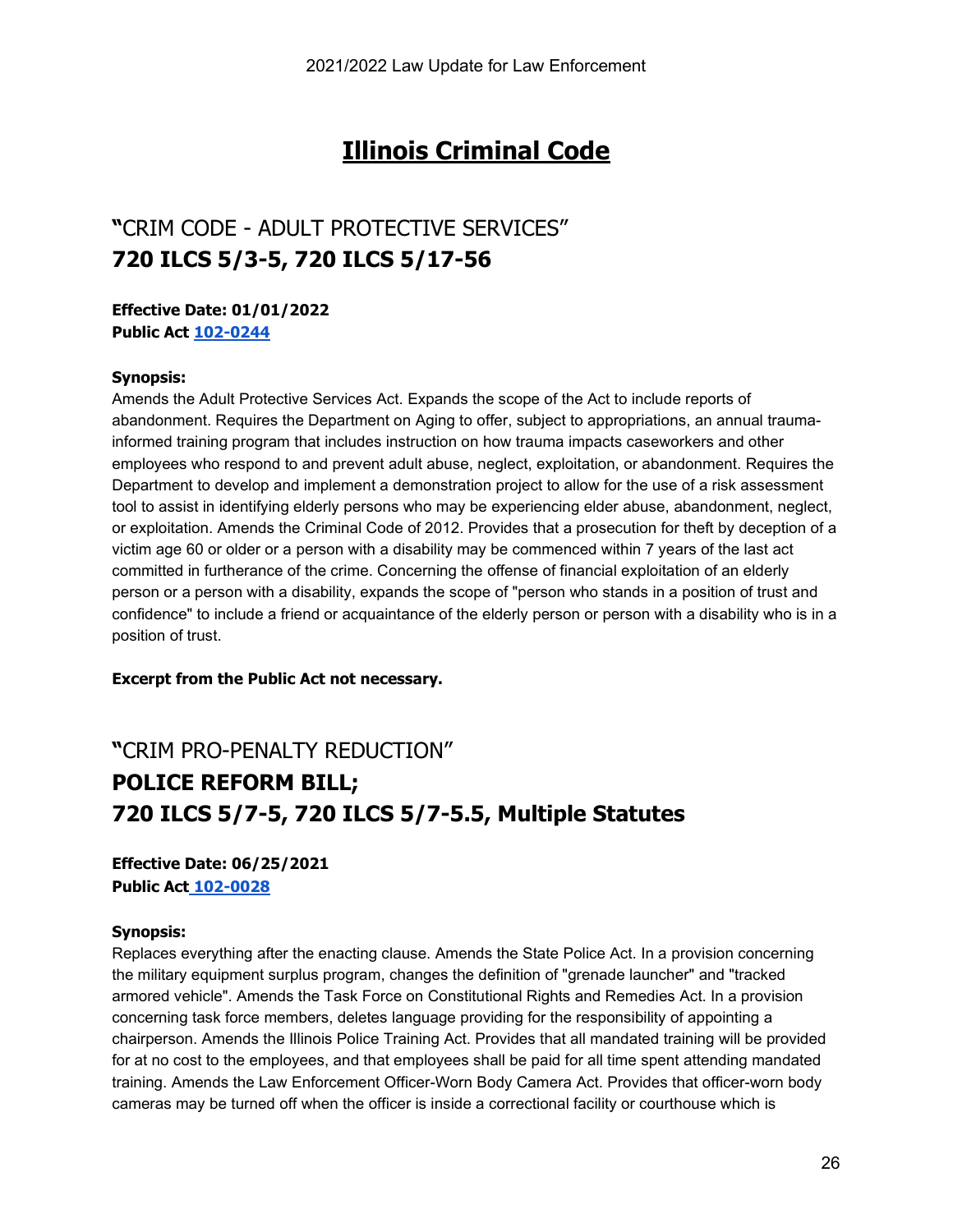# Illinois Criminal Code

## "CRIM CODE - ADULT PROTECTIVE SERVICES"
## 720 ILCS 5/3-5, 720 ILCS 5/17-56

**Effective Date: 01/01/2022**
**Public Act 102-0244**

**Synopsis:**
Amends the Adult Protective Services Act. Expands the scope of the Act to include reports of abandonment. Requires the Department on Aging to offer, subject to appropriations, an annual trauma-informed training program that includes instruction on how trauma impacts caseworkers and other employees who respond to and prevent adult abuse, neglect, exploitation, or abandonment. Requires the Department to develop and implement a demonstration project to allow for the use of a risk assessment tool to assist in identifying elderly persons who may be experiencing elder abuse, abandonment, neglect, or exploitation. Amends the Criminal Code of 2012. Provides that a prosecution for theft by deception of a victim age 60 or older or a person with a disability may be commenced within 7 years of the last act committed in furtherance of the crime. Concerning the offense of financial exploitation of an elderly person or a person with a disability, expands the scope of "person who stands in a position of trust and confidence" to include a friend or acquaintance of the elderly person or person with a disability who is in a position of trust.

**Excerpt from the Public Act not necessary.**

## "CRIM PRO-PENALTY REDUCTION"
## POLICE REFORM BILL; 720 ILCS 5/7-5, 720 ILCS 5/7-5.5, Multiple Statutes

**Effective Date: 06/25/2021**
**Public Act 102-0028**

**Synopsis:**
Replaces everything after the enacting clause. Amends the State Police Act. In a provision concerning the military equipment surplus program, changes the definition of "grenade launcher" and "tracked armored vehicle". Amends the Task Force on Constitutional Rights and Remedies Act. In a provision concerning task force members, deletes language providing for the responsibility of appointing a chairperson. Amends the Illinois Police Training Act. Provides that all mandated training will be provided for at no cost to the employees, and that employees shall be paid for all time spent attending mandated training. Amends the Law Enforcement Officer-Worn Body Camera Act. Provides that officer-worn body cameras may be turned off when the officer is inside a correctional facility or courthouse which is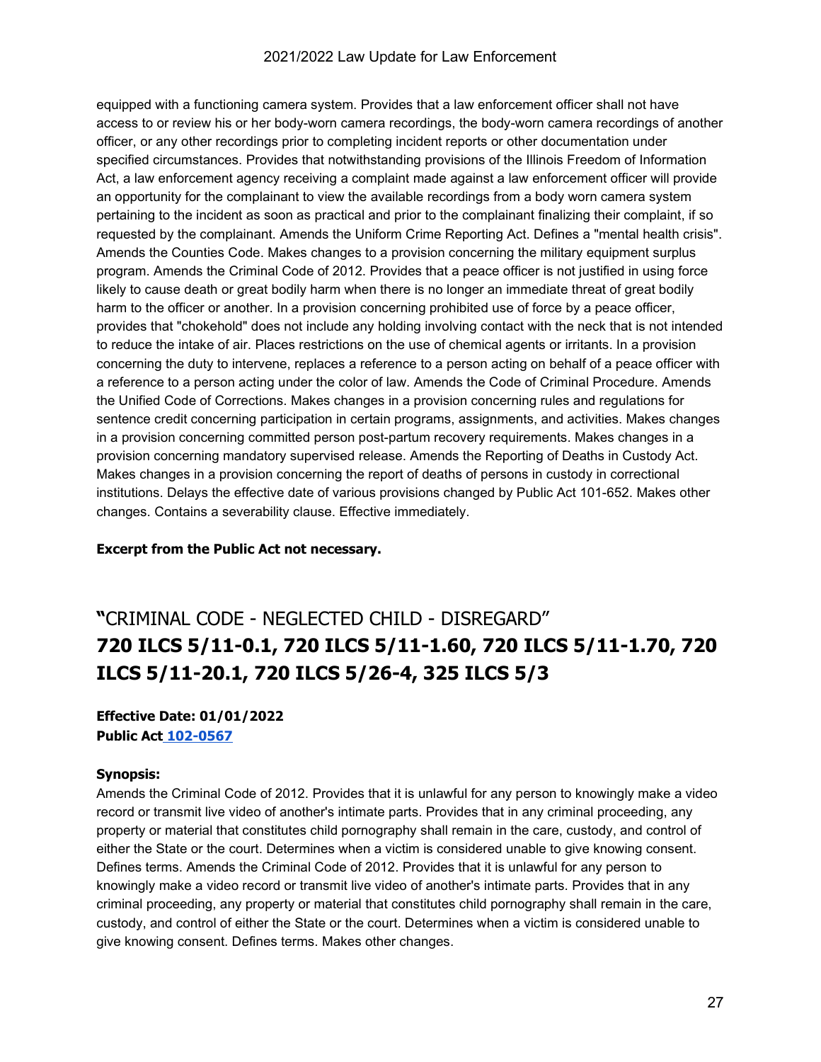equipped with a functioning camera system. Provides that a law enforcement officer shall not have access to or review his or her body-worn camera recordings, the body-worn camera recordings of another officer, or any other recordings prior to completing incident reports or other documentation under specified circumstances. Provides that notwithstanding provisions of the Illinois Freedom of Information Act, a law enforcement agency receiving a complaint made against a law enforcement officer will provide an opportunity for the complainant to view the available recordings from a body worn camera system pertaining to the incident as soon as practical and prior to the complainant finalizing their complaint, if so requested by the complainant. Amends the Uniform Crime Reporting Act. Defines a "mental health crisis". Amends the Counties Code. Makes changes to a provision concerning the military equipment surplus program. Amends the Criminal Code of 2012. Provides that a peace officer is not justified in using force likely to cause death or great bodily harm when there is no longer an immediate threat of great bodily harm to the officer or another. In a provision concerning prohibited use of force by a peace officer, provides that "chokehold" does not include any holding involving contact with the neck that is not intended to reduce the intake of air. Places restrictions on the use of chemical agents or irritants. In a provision concerning the duty to intervene, replaces a reference to a person acting on behalf of a peace officer with a reference to a person acting under the color of law. Amends the Code of Criminal Procedure. Amends the Unified Code of Corrections. Makes changes in a provision concerning rules and regulations for sentence credit concerning participation in certain programs, assignments, and activities. Makes changes in a provision concerning committed person post-partum recovery requirements. Makes changes in a provision concerning mandatory supervised release. Amends the Reporting of Deaths in Custody Act. Makes changes in a provision concerning the report of deaths of persons in custody in correctional institutions. Delays the effective date of various provisions changed by Public Act 101-652. Makes other changes. Contains a severability clause. Effective immediately.

**Excerpt from the Public Act not necessary.**

## "CRIMINAL CODE - NEGLECTED CHILD - DISREGARD"
## 720 ILCS 5/11-0.1, 720 ILCS 5/11-1.60, 720 ILCS 5/11-1.70, 720 ILCS 5/11-20.1, 720 ILCS 5/26-4, 325 ILCS 5/3

**Effective Date: 01/01/2022**
**Public Act 102-0567**

**Synopsis:**
Amends the Criminal Code of 2012. Provides that it is unlawful for any person to knowingly make a video record or transmit live video of another's intimate parts. Provides that in any criminal proceeding, any property or material that constitutes child pornography shall remain in the care, custody, and control of either the State or the court. Determines when a victim is considered unable to give knowing consent. Defines terms. Amends the Criminal Code of 2012. Provides that it is unlawful for any person to knowingly make a video record or transmit live video of another's intimate parts. Provides that in any criminal proceeding, any property or material that constitutes child pornography shall remain in the care, custody, and control of either the State or the court. Determines when a victim is considered unable to give knowing consent. Defines terms. Makes other changes.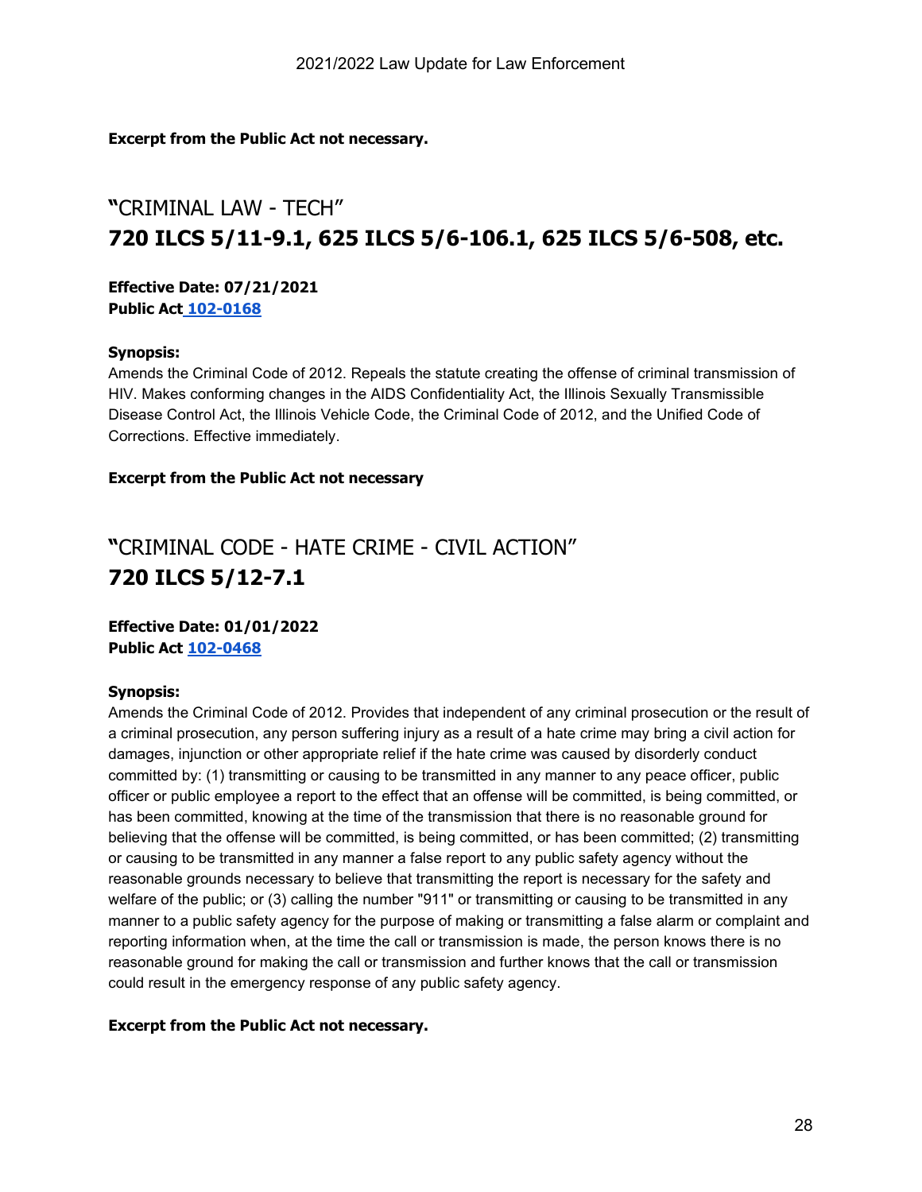**Excerpt from the Public Act not necessary.**

## "CRIMINAL LAW - TECH"

# 720 ILCS 5/11-9.1, 625 ILCS 5/6-106.1, 625 ILCS 5/6-508, etc.

**Effective Date: 07/21/2021**
**Public Act [102-0168]**

**Synopsis:**
Amends the Criminal Code of 2012. Repeals the statute creating the offense of criminal transmission of HIV. Makes conforming changes in the AIDS Confidentiality Act, the Illinois Sexually Transmissible Disease Control Act, the Illinois Vehicle Code, the Criminal Code of 2012, and the Unified Code of Corrections. Effective immediately.

**Excerpt from the Public Act not necessary**

## "CRIMINAL CODE - HATE CRIME - CIVIL ACTION"

# 720 ILCS 5/12-7.1

**Effective Date: 01/01/2022**
**Public Act [102-0468]**

**Synopsis:**
Amends the Criminal Code of 2012. Provides that independent of any criminal prosecution or the result of a criminal prosecution, any person suffering injury as a result of a hate crime may bring a civil action for damages, injunction or other appropriate relief if the hate crime was caused by disorderly conduct committed by: (1) transmitting or causing to be transmitted in any manner to any peace officer, public officer or public employee a report to the effect that an offense will be committed, is being committed, or has been committed, knowing at the time of the transmission that there is no reasonable ground for believing that the offense will be committed, is being committed, or has been committed; (2) transmitting or causing to be transmitted in any manner a false report to any public safety agency without the reasonable grounds necessary to believe that transmitting the report is necessary for the safety and welfare of the public; or (3) calling the number "911" or transmitting or causing to be transmitted in any manner to a public safety agency for the purpose of making or transmitting a false alarm or complaint and reporting information when, at the time the call or transmission is made, the person knows there is no reasonable ground for making the call or transmission and further knows that the call or transmission could result in the emergency response of any public safety agency.

**Excerpt from the Public Act not necessary.**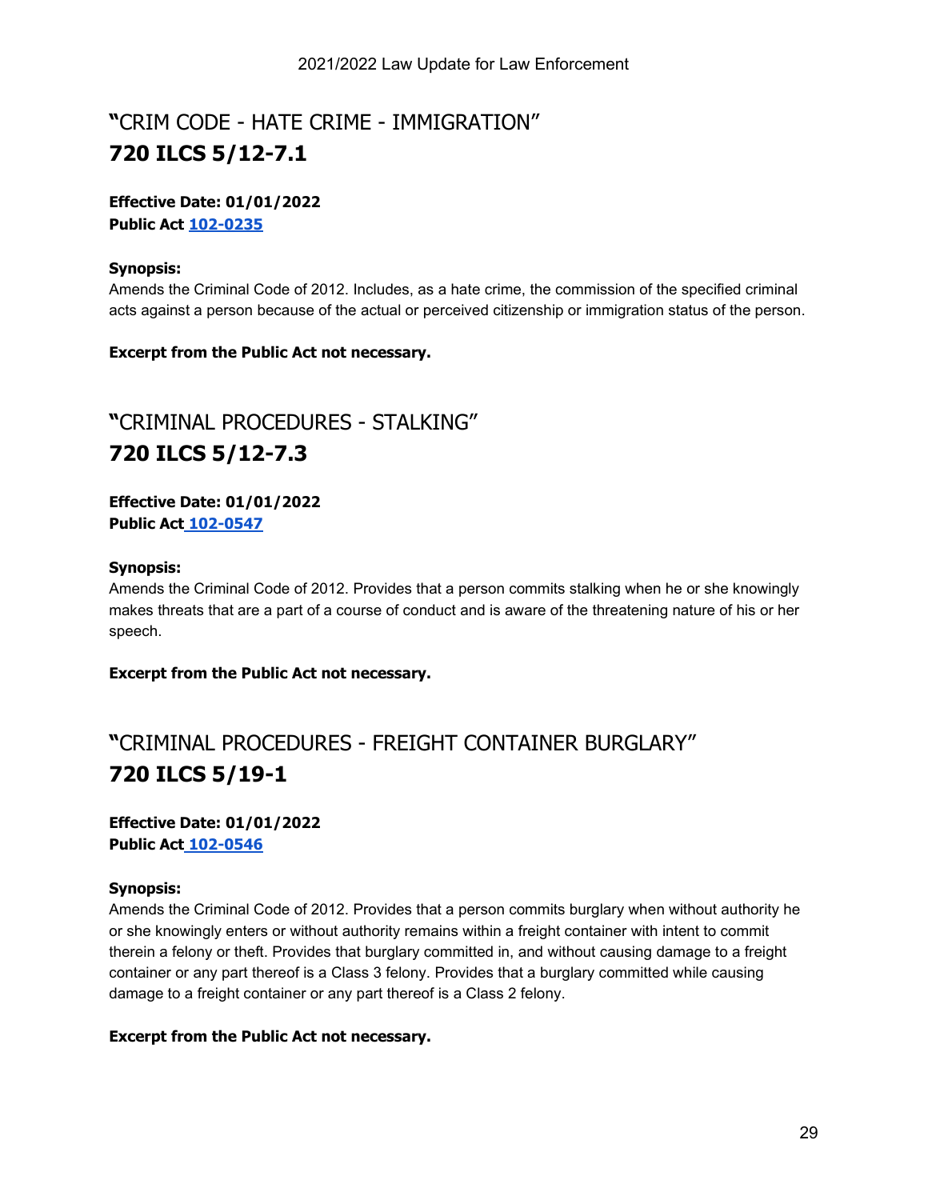## "CRIM CODE - HATE CRIME - IMMIGRATION"

# 720 ILCS 5/12-7.1

**Effective Date: 01/01/2022**
**Public Act 102-0235**

**Synopsis:**
Amends the Criminal Code of 2012. Includes, as a hate crime, the commission of the specified criminal acts against a person because of the actual or perceived citizenship or immigration status of the person.

**Excerpt from the Public Act not necessary.**

## "CRIMINAL PROCEDURES - STALKING"

# 720 ILCS 5/12-7.3

**Effective Date: 01/01/2022**
**Public Act 102-0547**

**Synopsis:**
Amends the Criminal Code of 2012. Provides that a person commits stalking when he or she knowingly makes threats that are a part of a course of conduct and is aware of the threatening nature of his or her speech.

**Excerpt from the Public Act not necessary.**

## "CRIMINAL PROCEDURES - FREIGHT CONTAINER BURGLARY"

# 720 ILCS 5/19-1

**Effective Date: 01/01/2022**
**Public Act 102-0546**

**Synopsis:**
Amends the Criminal Code of 2012. Provides that a person commits burglary when without authority he or she knowingly enters or without authority remains within a freight container with intent to commit therein a felony or theft. Provides that burglary committed in, and without causing damage to a freight container or any part thereof is a Class 3 felony. Provides that a burglary committed while causing damage to a freight container or any part thereof is a Class 2 felony.

**Excerpt from the Public Act not necessary.**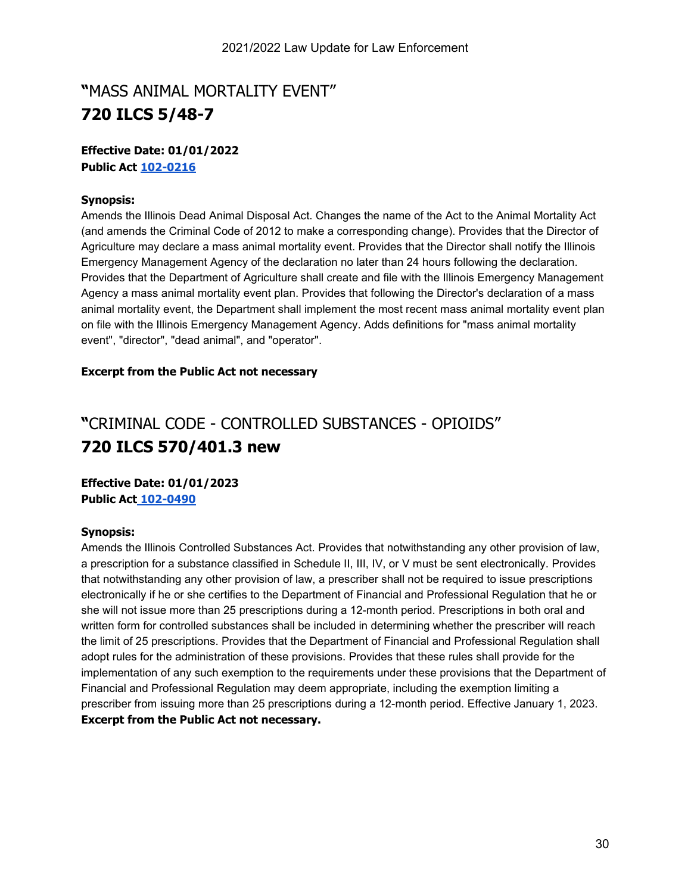# "MASS ANIMAL MORTALITY EVENT"

# 720 ILCS 5/48-7

**Effective Date: 01/01/2022**
**Public Act 102-0216**

**Synopsis:**
Amends the Illinois Dead Animal Disposal Act. Changes the name of the Act to the Animal Mortality Act (and amends the Criminal Code of 2012 to make a corresponding change). Provides that the Director of Agriculture may declare a mass animal mortality event. Provides that the Director shall notify the Illinois Emergency Management Agency of the declaration no later than 24 hours following the declaration. Provides that the Department of Agriculture shall create and file with the Illinois Emergency Management Agency a mass animal mortality event plan. Provides that following the Director's declaration of a mass animal mortality event, the Department shall implement the most recent mass animal mortality event plan on file with the Illinois Emergency Management Agency. Adds definitions for "mass animal mortality event", "director", "dead animal", and "operator".

**Excerpt from the Public Act not necessary**

# "CRIMINAL CODE - CONTROLLED SUBSTANCES - OPIOIDS"

# 720 ILCS 570/401.3 new

**Effective Date: 01/01/2023**
**Public Act 102-0490**

**Synopsis:**
Amends the Illinois Controlled Substances Act. Provides that notwithstanding any other provision of law, a prescription for a substance classified in Schedule II, III, IV, or V must be sent electronically. Provides that notwithstanding any other provision of law, a prescriber shall not be required to issue prescriptions electronically if he or she certifies to the Department of Financial and Professional Regulation that he or she will not issue more than 25 prescriptions during a 12-month period. Prescriptions in both oral and written form for controlled substances shall be included in determining whether the prescriber will reach the limit of 25 prescriptions. Provides that the Department of Financial and Professional Regulation shall adopt rules for the administration of these provisions. Provides that these rules shall provide for the implementation of any such exemption to the requirements under these provisions that the Department of Financial and Professional Regulation may deem appropriate, including the exemption limiting a prescriber from issuing more than 25 prescriptions during a 12-month period. Effective January 1, 2023.
**Excerpt from the Public Act not necessary.**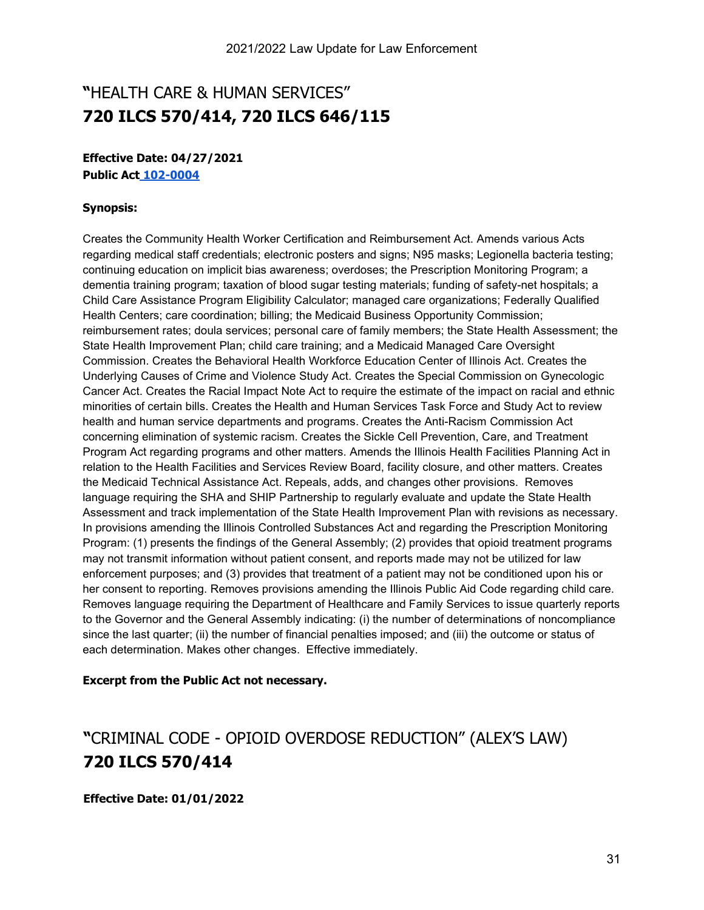# "HEALTH CARE & HUMAN SERVICES"
## **720 ILCS 570/414, 720 ILCS 646/115**

**Effective Date: 04/27/2021**
**Public Act [102-0004]**

**Synopsis:**

Creates the Community Health Worker Certification and Reimbursement Act. Amends various Acts regarding medical staff credentials; electronic posters and signs; N95 masks; Legionella bacteria testing; continuing education on implicit bias awareness; overdoses; the Prescription Monitoring Program; a dementia training program; taxation of blood sugar testing materials; funding of safety-net hospitals; a Child Care Assistance Program Eligibility Calculator; managed care organizations; Federally Qualified Health Centers; care coordination; billing; the Medicaid Business Opportunity Commission; reimbursement rates; doula services; personal care of family members; the State Health Assessment; the State Health Improvement Plan; child care training; and a Medicaid Managed Care Oversight Commission. Creates the Behavioral Health Workforce Education Center of Illinois Act. Creates the Underlying Causes of Crime and Violence Study Act. Creates the Special Commission on Gynecologic Cancer Act. Creates the Racial Impact Note Act to require the estimate of the impact on racial and ethnic minorities of certain bills. Creates the Health and Human Services Task Force and Study Act to review health and human service departments and programs. Creates the Anti-Racism Commission Act concerning elimination of systemic racism. Creates the Sickle Cell Prevention, Care, and Treatment Program Act regarding programs and other matters. Amends the Illinois Health Facilities Planning Act in relation to the Health Facilities and Services Review Board, facility closure, and other matters. Creates the Medicaid Technical Assistance Act. Repeals, adds, and changes other provisions. Removes language requiring the SHA and SHIP Partnership to regularly evaluate and update the State Health Assessment and track implementation of the State Health Improvement Plan with revisions as necessary. In provisions amending the Illinois Controlled Substances Act and regarding the Prescription Monitoring Program: (1) presents the findings of the General Assembly; (2) provides that opioid treatment programs may not transmit information without patient consent, and reports made may not be utilized for law enforcement purposes; and (3) provides that treatment of a patient may not be conditioned upon his or her consent to reporting. Removes provisions amending the Illinois Public Aid Code regarding child care. Removes language requiring the Department of Healthcare and Family Services to issue quarterly reports to the Governor and the General Assembly indicating: (i) the number of determinations of noncompliance since the last quarter; (ii) the number of financial penalties imposed; and (iii) the outcome or status of each determination. Makes other changes. Effective immediately.

**Excerpt from the Public Act not necessary.**

# "CRIMINAL CODE - OPIOID OVERDOSE REDUCTION" (ALEX'S LAW)
## **720 ILCS 570/414**

**Effective Date: 01/01/2022**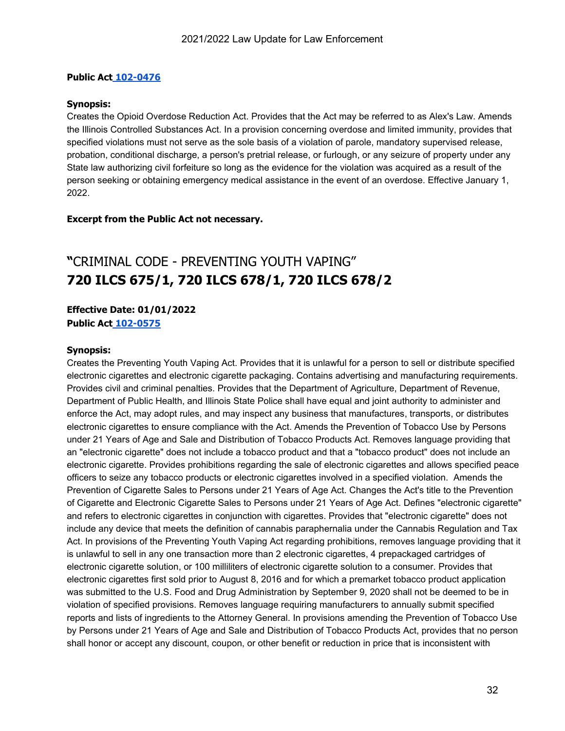**Public Act [102-0476]**

**Synopsis:**

Creates the Opioid Overdose Reduction Act. Provides that the Act may be referred to as Alex's Law. Amends the Illinois Controlled Substances Act. In a provision concerning overdose and limited immunity, provides that specified violations must not serve as the sole basis of a violation of parole, mandatory supervised release, probation, conditional discharge, a person's pretrial release, or furlough, or any seizure of property under any State law authorizing civil forfeiture so long as the evidence for the violation was acquired as a result of the person seeking or obtaining emergency medical assistance in the event of an overdose. Effective January 1, 2022.

**Excerpt from the Public Act not necessary.**

## "CRIMINAL CODE - PREVENTING YOUTH VAPING"

## **720 ILCS 675/1, 720 ILCS 678/1, 720 ILCS 678/2**

**Effective Date: 01/01/2022**
**Public Act [102-0575]**

**Synopsis:**

Creates the Preventing Youth Vaping Act. Provides that it is unlawful for a person to sell or distribute specified electronic cigarettes and electronic cigarette packaging. Contains advertising and manufacturing requirements. Provides civil and criminal penalties. Provides that the Department of Agriculture, Department of Revenue, Department of Public Health, and Illinois State Police shall have equal and joint authority to administer and enforce the Act, may adopt rules, and may inspect any business that manufactures, transports, or distributes electronic cigarettes to ensure compliance with the Act. Amends the Prevention of Tobacco Use by Persons under 21 Years of Age and Sale and Distribution of Tobacco Products Act. Removes language providing that an "electronic cigarette" does not include a tobacco product and that a "tobacco product" does not include an electronic cigarette. Provides prohibitions regarding the sale of electronic cigarettes and allows specified peace officers to seize any tobacco products or electronic cigarettes involved in a specified violation. Amends the Prevention of Cigarette Sales to Persons under 21 Years of Age Act. Changes the Act's title to the Prevention of Cigarette and Electronic Cigarette Sales to Persons under 21 Years of Age Act. Defines "electronic cigarette" and refers to electronic cigarettes in conjunction with cigarettes. Provides that "electronic cigarette" does not include any device that meets the definition of cannabis paraphernalia under the Cannabis Regulation and Tax Act. In provisions of the Preventing Youth Vaping Act regarding prohibitions, removes language providing that it is unlawful to sell in any one transaction more than 2 electronic cigarettes, 4 prepackaged cartridges of electronic cigarette solution, or 100 milliliters of electronic cigarette solution to a consumer. Provides that electronic cigarettes first sold prior to August 8, 2016 and for which a premarket tobacco product application was submitted to the U.S. Food and Drug Administration by September 9, 2020 shall not be deemed to be in violation of specified provisions. Removes language requiring manufacturers to annually submit specified reports and lists of ingredients to the Attorney General. In provisions amending the Prevention of Tobacco Use by Persons under 21 Years of Age and Sale and Distribution of Tobacco Products Act, provides that no person shall honor or accept any discount, coupon, or other benefit or reduction in price that is inconsistent with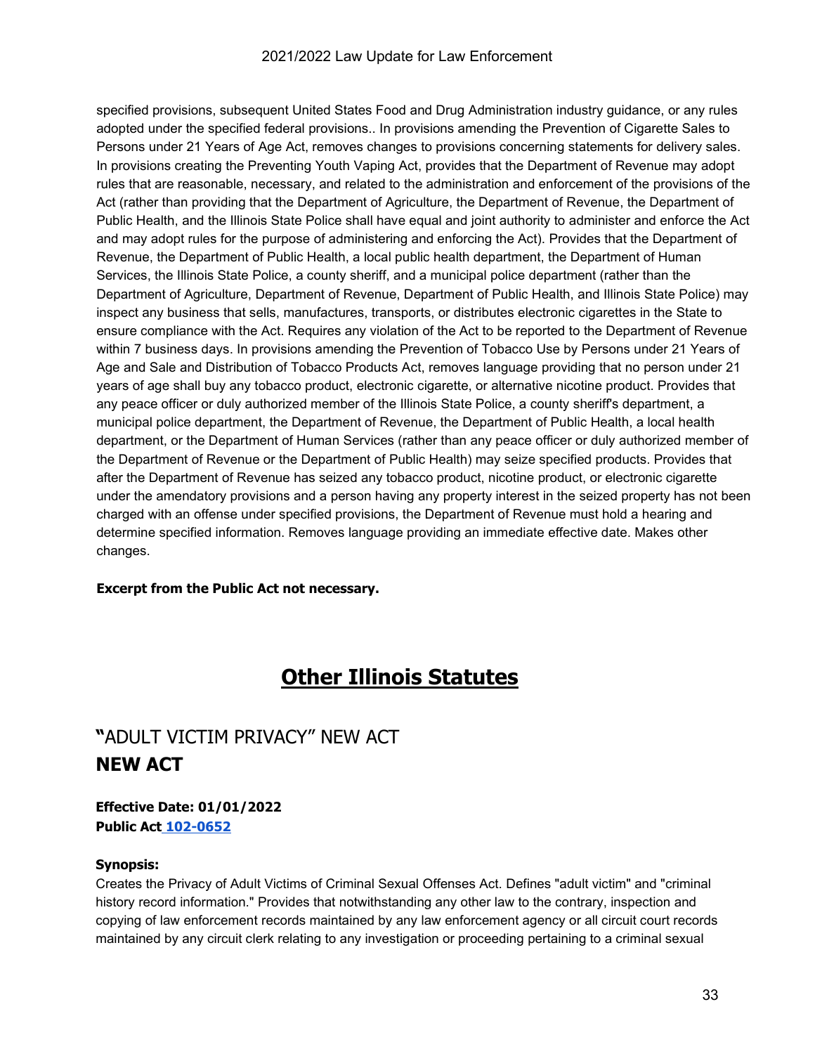specified provisions, subsequent United States Food and Drug Administration industry guidance, or any rules adopted under the specified federal provisions.. In provisions amending the Prevention of Cigarette Sales to Persons under 21 Years of Age Act, removes changes to provisions concerning statements for delivery sales. In provisions creating the Preventing Youth Vaping Act, provides that the Department of Revenue may adopt rules that are reasonable, necessary, and related to the administration and enforcement of the provisions of the Act (rather than providing that the Department of Agriculture, the Department of Revenue, the Department of Public Health, and the Illinois State Police shall have equal and joint authority to administer and enforce the Act and may adopt rules for the purpose of administering and enforcing the Act). Provides that the Department of Revenue, the Department of Public Health, a local public health department, the Department of Human Services, the Illinois State Police, a county sheriff, and a municipal police department (rather than the Department of Agriculture, Department of Revenue, Department of Public Health, and Illinois State Police) may inspect any business that sells, manufactures, transports, or distributes electronic cigarettes in the State to ensure compliance with the Act. Requires any violation of the Act to be reported to the Department of Revenue within 7 business days. In provisions amending the Prevention of Tobacco Use by Persons under 21 Years of Age and Sale and Distribution of Tobacco Products Act, removes language providing that no person under 21 years of age shall buy any tobacco product, electronic cigarette, or alternative nicotine product. Provides that any peace officer or duly authorized member of the Illinois State Police, a county sheriff's department, a municipal police department, the Department of Revenue, the Department of Public Health, a local health department, or the Department of Human Services (rather than any peace officer or duly authorized member of the Department of Revenue or the Department of Public Health) may seize specified products. Provides that after the Department of Revenue has seized any tobacco product, nicotine product, or electronic cigarette under the amendatory provisions and a person having any property interest in the seized property has not been charged with an offense under specified provisions, the Department of Revenue must hold a hearing and determine specified information. Removes language providing an immediate effective date. Makes other changes.

**Excerpt from the Public Act not necessary.**

# Other Illinois Statutes

## "ADULT VICTIM PRIVACY" NEW ACT
## NEW ACT

**Effective Date: 01/01/2022**
**Public Act 102-0652**

**Synopsis:**
Creates the Privacy of Adult Victims of Criminal Sexual Offenses Act. Defines "adult victim" and "criminal history record information." Provides that notwithstanding any other law to the contrary, inspection and copying of law enforcement records maintained by any law enforcement agency or all circuit court records maintained by any circuit clerk relating to any investigation or proceeding pertaining to a criminal sexual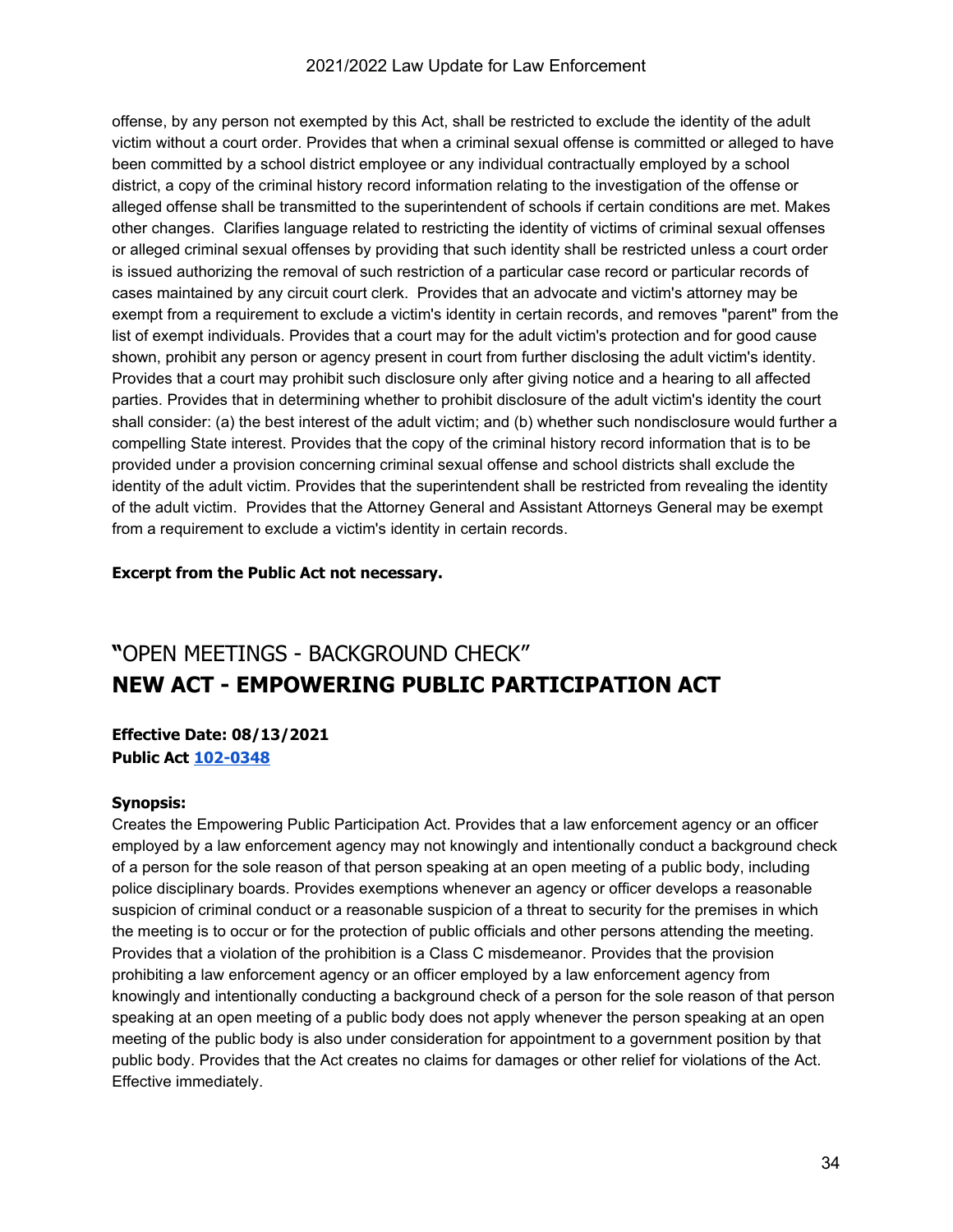offense, by any person not exempted by this Act, shall be restricted to exclude the identity of the adult victim without a court order. Provides that when a criminal sexual offense is committed or alleged to have been committed by a school district employee or any individual contractually employed by a school district, a copy of the criminal history record information relating to the investigation of the offense or alleged offense shall be transmitted to the superintendent of schools if certain conditions are met. Makes other changes. Clarifies language related to restricting the identity of victims of criminal sexual offenses or alleged criminal sexual offenses by providing that such identity shall be restricted unless a court order is issued authorizing the removal of such restriction of a particular case record or particular records of cases maintained by any circuit court clerk. Provides that an advocate and victim's attorney may be exempt from a requirement to exclude a victim's identity in certain records, and removes "parent" from the list of exempt individuals. Provides that a court may for the adult victim's protection and for good cause shown, prohibit any person or agency present in court from further disclosing the adult victim's identity. Provides that a court may prohibit such disclosure only after giving notice and a hearing to all affected parties. Provides that in determining whether to prohibit disclosure of the adult victim's identity the court shall consider: (a) the best interest of the adult victim; and (b) whether such nondisclosure would further a compelling State interest. Provides that the copy of the criminal history record information that is to be provided under a provision concerning criminal sexual offense and school districts shall exclude the identity of the adult victim. Provides that the superintendent shall be restricted from revealing the identity of the adult victim. Provides that the Attorney General and Assistant Attorneys General may be exempt from a requirement to exclude a victim's identity in certain records.

**Excerpt from the Public Act not necessary.**

## "OPEN MEETINGS - BACKGROUND CHECK"
## NEW ACT - EMPOWERING PUBLIC PARTICIPATION ACT

**Effective Date: 08/13/2021**
**Public Act 102-0348**

**Synopsis:**
Creates the Empowering Public Participation Act. Provides that a law enforcement agency or an officer employed by a law enforcement agency may not knowingly and intentionally conduct a background check of a person for the sole reason of that person speaking at an open meeting of a public body, including police disciplinary boards. Provides exemptions whenever an agency or officer develops a reasonable suspicion of criminal conduct or a reasonable suspicion of a threat to security for the premises in which the meeting is to occur or for the protection of public officials and other persons attending the meeting. Provides that a violation of the prohibition is a Class C misdemeanor. Provides that the provision prohibiting a law enforcement agency or an officer employed by a law enforcement agency from knowingly and intentionally conducting a background check of a person for the sole reason of that person speaking at an open meeting of a public body does not apply whenever the person speaking at an open meeting of the public body is also under consideration for appointment to a government position by that public body. Provides that the Act creates no claims for damages or other relief for violations of the Act. Effective immediately.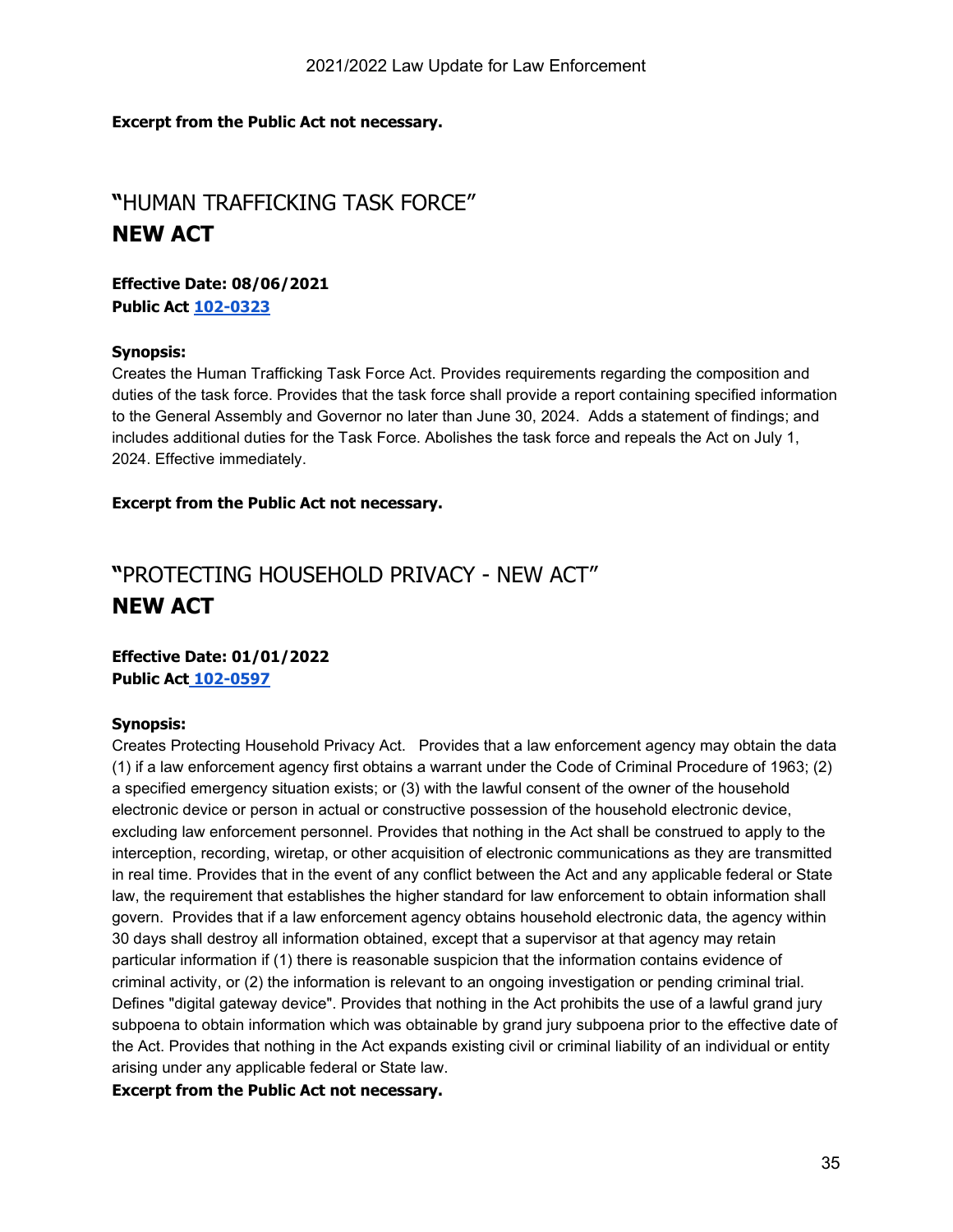**Excerpt from the Public Act not necessary.**

## "HUMAN TRAFFICKING TASK FORCE"
## NEW ACT

**Effective Date: 08/06/2021**
**Public Act 102-0323**

**Synopsis:**
Creates the Human Trafficking Task Force Act. Provides requirements regarding the composition and duties of the task force. Provides that the task force shall provide a report containing specified information to the General Assembly and Governor no later than June 30, 2024. Adds a statement of findings; and includes additional duties for the Task Force. Abolishes the task force and repeals the Act on July 1, 2024. Effective immediately.

**Excerpt from the Public Act not necessary.**

## "PROTECTING HOUSEHOLD PRIVACY - NEW ACT"
## NEW ACT

**Effective Date: 01/01/2022**
**Public Act 102-0597**

**Synopsis:**
Creates Protecting Household Privacy Act. Provides that a law enforcement agency may obtain the data (1) if a law enforcement agency first obtains a warrant under the Code of Criminal Procedure of 1963; (2) a specified emergency situation exists; or (3) with the lawful consent of the owner of the household electronic device or person in actual or constructive possession of the household electronic device, excluding law enforcement personnel. Provides that nothing in the Act shall be construed to apply to the interception, recording, wiretap, or other acquisition of electronic communications as they are transmitted in real time. Provides that in the event of any conflict between the Act and any applicable federal or State law, the requirement that establishes the higher standard for law enforcement to obtain information shall govern. Provides that if a law enforcement agency obtains household electronic data, the agency within 30 days shall destroy all information obtained, except that a supervisor at that agency may retain particular information if (1) there is reasonable suspicion that the information contains evidence of criminal activity, or (2) the information is relevant to an ongoing investigation or pending criminal trial. Defines "digital gateway device". Provides that nothing in the Act prohibits the use of a lawful grand jury subpoena to obtain information which was obtainable by grand jury subpoena prior to the effective date of the Act. Provides that nothing in the Act expands existing civil or criminal liability of an individual or entity arising under any applicable federal or State law.

**Excerpt from the Public Act not necessary.**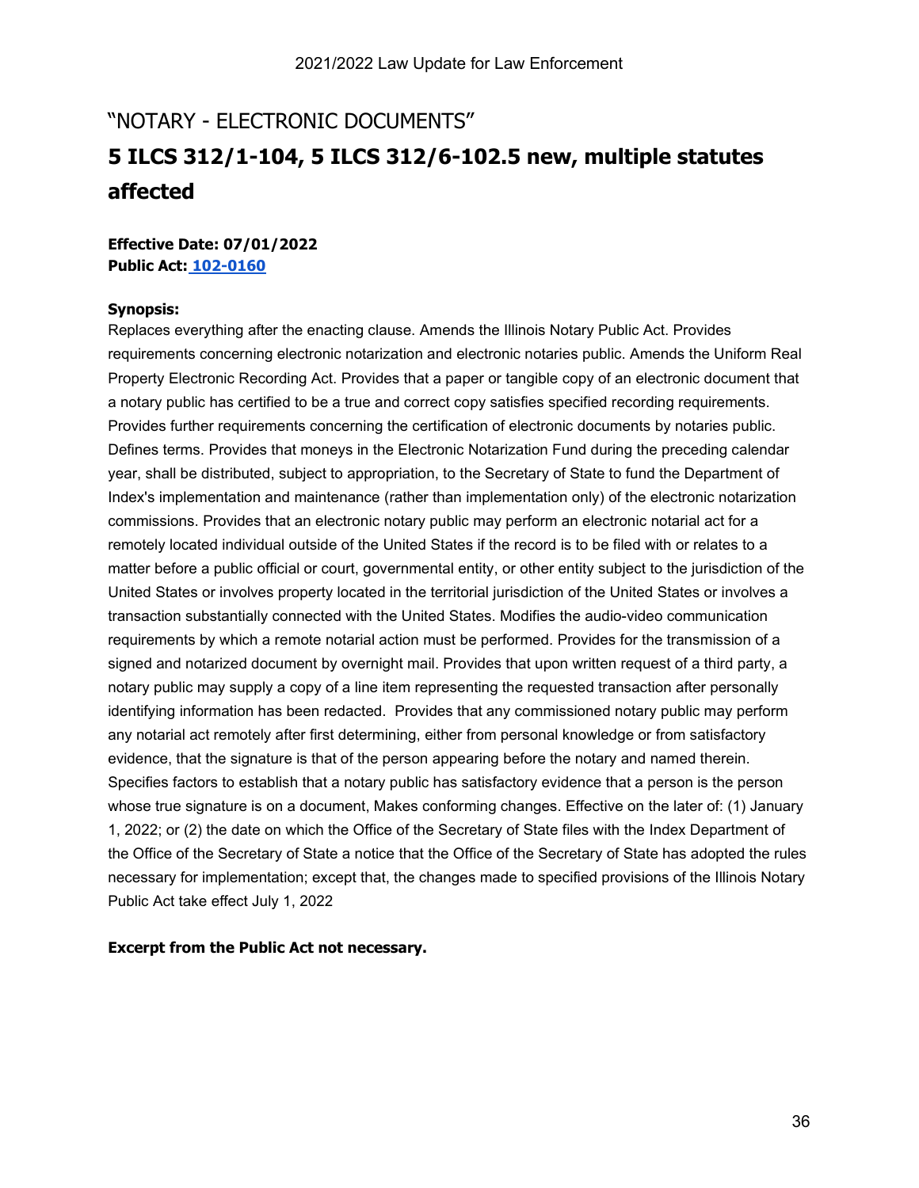## "NOTARY - ELECTRONIC DOCUMENTS"

# 5 ILCS 312/1-104, 5 ILCS 312/6-102.5 new, multiple statutes affected

**Effective Date: 07/01/2022**
**Public Act: 102-0160**

**Synopsis:**
Replaces everything after the enacting clause. Amends the Illinois Notary Public Act. Provides requirements concerning electronic notarization and electronic notaries public. Amends the Uniform Real Property Electronic Recording Act. Provides that a paper or tangible copy of an electronic document that a notary public has certified to be a true and correct copy satisfies specified recording requirements. Provides further requirements concerning the certification of electronic documents by notaries public. Defines terms. Provides that moneys in the Electronic Notarization Fund during the preceding calendar year, shall be distributed, subject to appropriation, to the Secretary of State to fund the Department of Index's implementation and maintenance (rather than implementation only) of the electronic notarization commissions. Provides that an electronic notary public may perform an electronic notarial act for a remotely located individual outside of the United States if the record is to be filed with or relates to a matter before a public official or court, governmental entity, or other entity subject to the jurisdiction of the United States or involves property located in the territorial jurisdiction of the United States or involves a transaction substantially connected with the United States. Modifies the audio-video communication requirements by which a remote notarial action must be performed. Provides for the transmission of a signed and notarized document by overnight mail. Provides that upon written request of a third party, a notary public may supply a copy of a line item representing the requested transaction after personally identifying information has been redacted. Provides that any commissioned notary public may perform any notarial act remotely after first determining, either from personal knowledge or from satisfactory evidence, that the signature is that of the person appearing before the notary and named therein. Specifies factors to establish that a notary public has satisfactory evidence that a person is the person whose true signature is on a document, Makes conforming changes. Effective on the later of: (1) January 1, 2022; or (2) the date on which the Office of the Secretary of State files with the Index Department of the Office of the Secretary of State a notice that the Office of the Secretary of State has adopted the rules necessary for implementation; except that, the changes made to specified provisions of the Illinois Notary Public Act take effect July 1, 2022

**Excerpt from the Public Act not necessary.**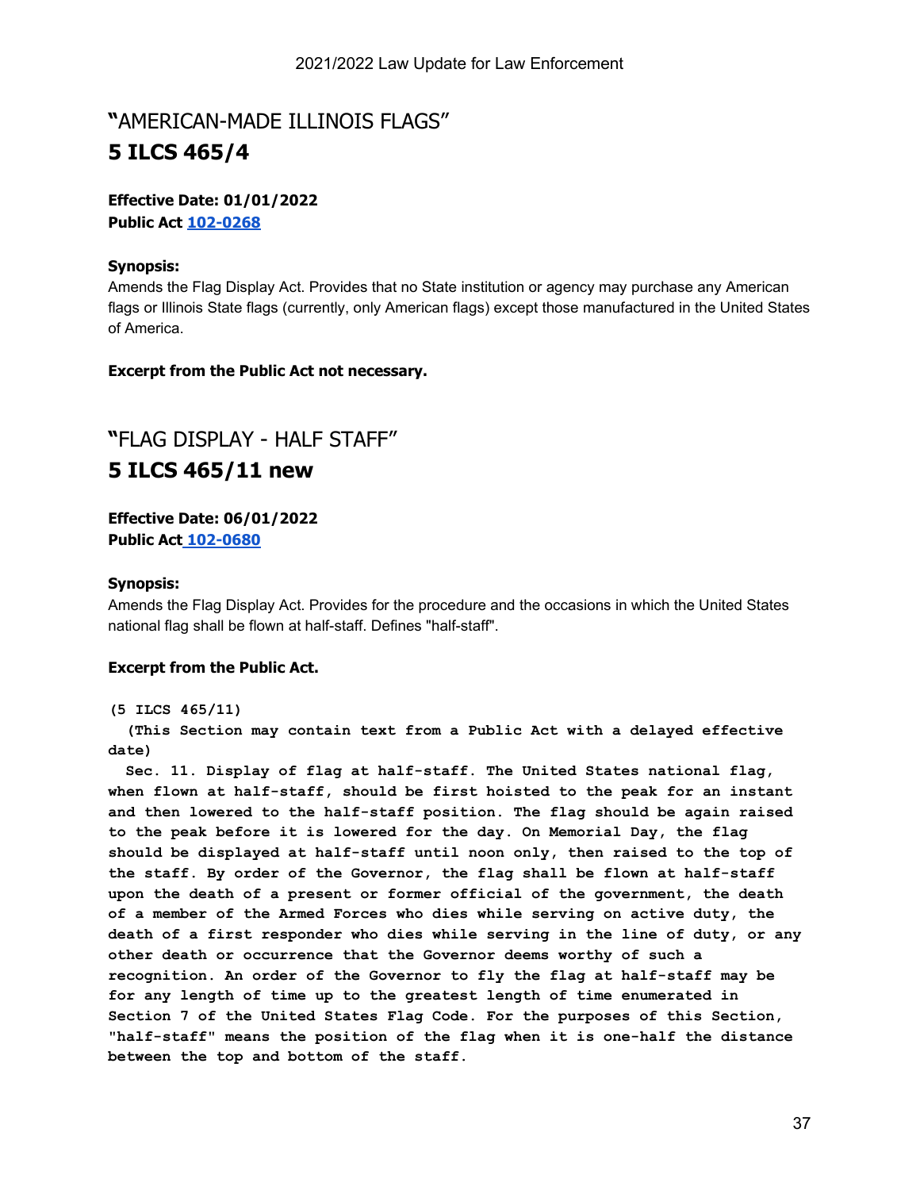## "AMERICAN-MADE ILLINOIS FLAGS"

## 5 ILCS 465/4

**Effective Date: 01/01/2022**
**Public Act 102-0268**

**Synopsis:**
Amends the Flag Display Act. Provides that no State institution or agency may purchase any American flags or Illinois State flags (currently, only American flags) except those manufactured in the United States of America.

**Excerpt from the Public Act not necessary.**

## "FLAG DISPLAY - HALF STAFF"

## 5 ILCS 465/11 new

**Effective Date: 06/01/2022**
**Public Act 102-0680**

**Synopsis:**
Amends the Flag Display Act. Provides for the procedure and the occasions in which the United States national flag shall be flown at half-staff. Defines "half-staff".

**Excerpt from the Public Act.**

```
(5 ILCS 465/11)
  (This Section may contain text from a Public Act with a delayed effective
date)
  Sec. 11. Display of flag at half-staff. The United States national flag,
when flown at half-staff, should be first hoisted to the peak for an instant
and then lowered to the half-staff position. The flag should be again raised
to the peak before it is lowered for the day. On Memorial Day, the flag
should be displayed at half-staff until noon only, then raised to the top of
the staff. By order of the Governor, the flag shall be flown at half-staff
upon the death of a present or former official of the government, the death
of a member of the Armed Forces who dies while serving on active duty, the
death of a first responder who dies while serving in the line of duty, or any
other death or occurrence that the Governor deems worthy of such a
recognition. An order of the Governor to fly the flag at half-staff may be
for any length of time up to the greatest length of time enumerated in
Section 7 of the United States Flag Code. For the purposes of this Section,
"half-staff" means the position of the flag when it is one-half the distance
between the top and bottom of the staff.
```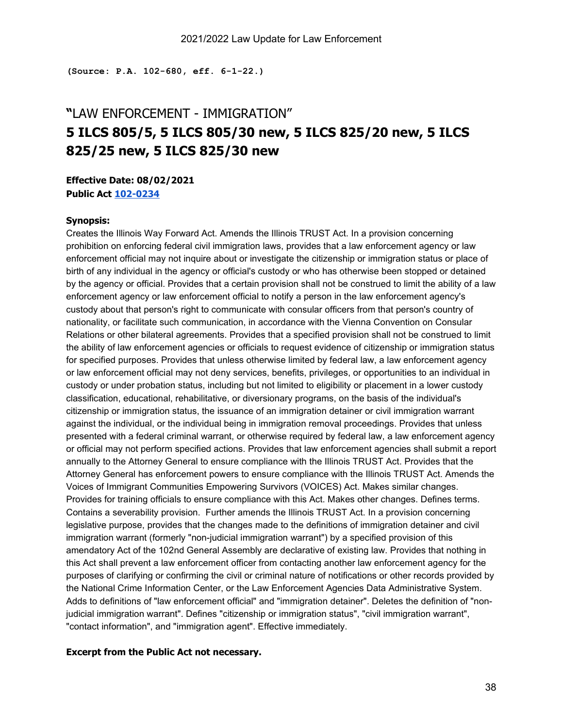**(Source: P.A. 102-680, eff. 6-1-22.)**

## "LAW ENFORCEMENT - IMMIGRATION"

## 5 ILCS 805/5, 5 ILCS 805/30 new, 5 ILCS 825/20 new, 5 ILCS 825/25 new, 5 ILCS 825/30 new

**Effective Date: 08/02/2021**
**Public Act 102-0234**

**Synopsis:**
Creates the Illinois Way Forward Act. Amends the Illinois TRUST Act. In a provision concerning prohibition on enforcing federal civil immigration laws, provides that a law enforcement agency or law enforcement official may not inquire about or investigate the citizenship or immigration status or place of birth of any individual in the agency or official's custody or who has otherwise been stopped or detained by the agency or official. Provides that a certain provision shall not be construed to limit the ability of a law enforcement agency or law enforcement official to notify a person in the law enforcement agency's custody about that person's right to communicate with consular officers from that person's country of nationality, or facilitate such communication, in accordance with the Vienna Convention on Consular Relations or other bilateral agreements. Provides that a specified provision shall not be construed to limit the ability of law enforcement agencies or officials to request evidence of citizenship or immigration status for specified purposes. Provides that unless otherwise limited by federal law, a law enforcement agency or law enforcement official may not deny services, benefits, privileges, or opportunities to an individual in custody or under probation status, including but not limited to eligibility or placement in a lower custody classification, educational, rehabilitative, or diversionary programs, on the basis of the individual's citizenship or immigration status, the issuance of an immigration detainer or civil immigration warrant against the individual, or the individual being in immigration removal proceedings. Provides that unless presented with a federal criminal warrant, or otherwise required by federal law, a law enforcement agency or official may not perform specified actions. Provides that law enforcement agencies shall submit a report annually to the Attorney General to ensure compliance with the Illinois TRUST Act. Provides that the Attorney General has enforcement powers to ensure compliance with the Illinois TRUST Act. Amends the Voices of Immigrant Communities Empowering Survivors (VOICES) Act. Makes similar changes. Provides for training officials to ensure compliance with this Act. Makes other changes. Defines terms. Contains a severability provision. Further amends the Illinois TRUST Act. In a provision concerning legislative purpose, provides that the changes made to the definitions of immigration detainer and civil immigration warrant (formerly "non-judicial immigration warrant") by a specified provision of this amendatory Act of the 102nd General Assembly are declarative of existing law. Provides that nothing in this Act shall prevent a law enforcement officer from contacting another law enforcement agency for the purposes of clarifying or confirming the civil or criminal nature of notifications or other records provided by the National Crime Information Center, or the Law Enforcement Agencies Data Administrative System. Adds to definitions of "law enforcement official" and "immigration detainer". Deletes the definition of "non-judicial immigration warrant". Defines "citizenship or immigration status", "civil immigration warrant", "contact information", and "immigration agent". Effective immediately.

**Excerpt from the Public Act not necessary.**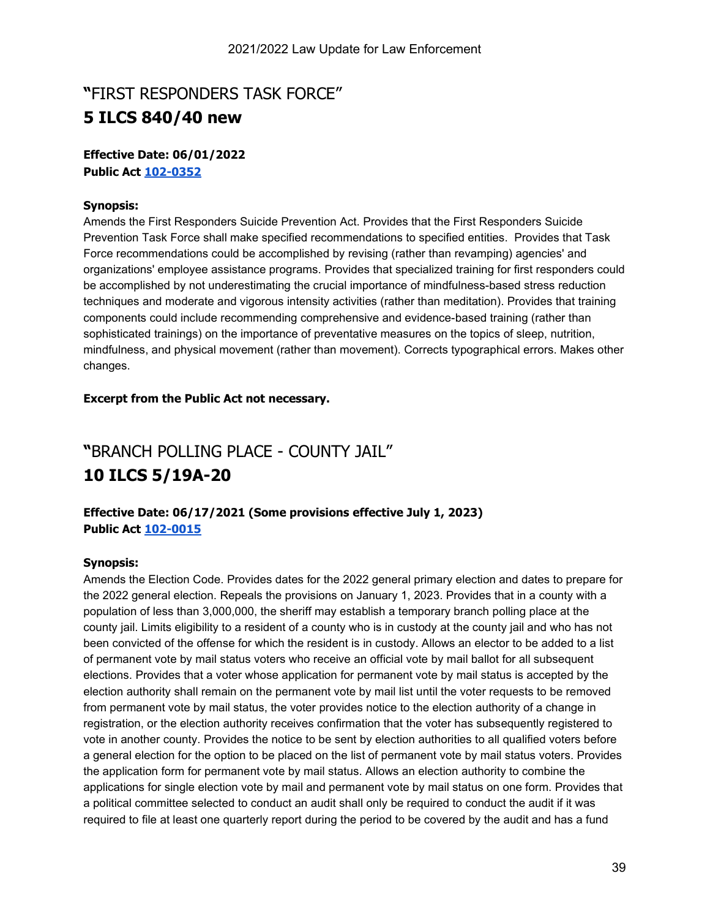# "FIRST RESPONDERS TASK FORCE"

# 5 ILCS 840/40 new

**Effective Date: 06/01/2022**
**Public Act 102-0352**

**Synopsis:**
Amends the First Responders Suicide Prevention Act. Provides that the First Responders Suicide Prevention Task Force shall make specified recommendations to specified entities. Provides that Task Force recommendations could be accomplished by revising (rather than revamping) agencies' and organizations' employee assistance programs. Provides that specialized training for first responders could be accomplished by not underestimating the crucial importance of mindfulness-based stress reduction techniques and moderate and vigorous intensity activities (rather than meditation). Provides that training components could include recommending comprehensive and evidence-based training (rather than sophisticated trainings) on the importance of preventative measures on the topics of sleep, nutrition, mindfulness, and physical movement (rather than movement). Corrects typographical errors. Makes other changes.

**Excerpt from the Public Act not necessary.**

# "BRANCH POLLING PLACE - COUNTY JAIL"

# 10 ILCS 5/19A-20

**Effective Date: 06/17/2021 (Some provisions effective July 1, 2023)**
**Public Act 102-0015**

**Synopsis:**
Amends the Election Code. Provides dates for the 2022 general primary election and dates to prepare for the 2022 general election. Repeals the provisions on January 1, 2023. Provides that in a county with a population of less than 3,000,000, the sheriff may establish a temporary branch polling place at the county jail. Limits eligibility to a resident of a county who is in custody at the county jail and who has not been convicted of the offense for which the resident is in custody. Allows an elector to be added to a list of permanent vote by mail status voters who receive an official vote by mail ballot for all subsequent elections. Provides that a voter whose application for permanent vote by mail status is accepted by the election authority shall remain on the permanent vote by mail list until the voter requests to be removed from permanent vote by mail status, the voter provides notice to the election authority of a change in registration, or the election authority receives confirmation that the voter has subsequently registered to vote in another county. Provides the notice to be sent by election authorities to all qualified voters before a general election for the option to be placed on the list of permanent vote by mail status voters. Provides the application form for permanent vote by mail status. Allows an election authority to combine the applications for single election vote by mail and permanent vote by mail status on one form. Provides that a political committee selected to conduct an audit shall only be required to conduct the audit if it was required to file at least one quarterly report during the period to be covered by the audit and has a fund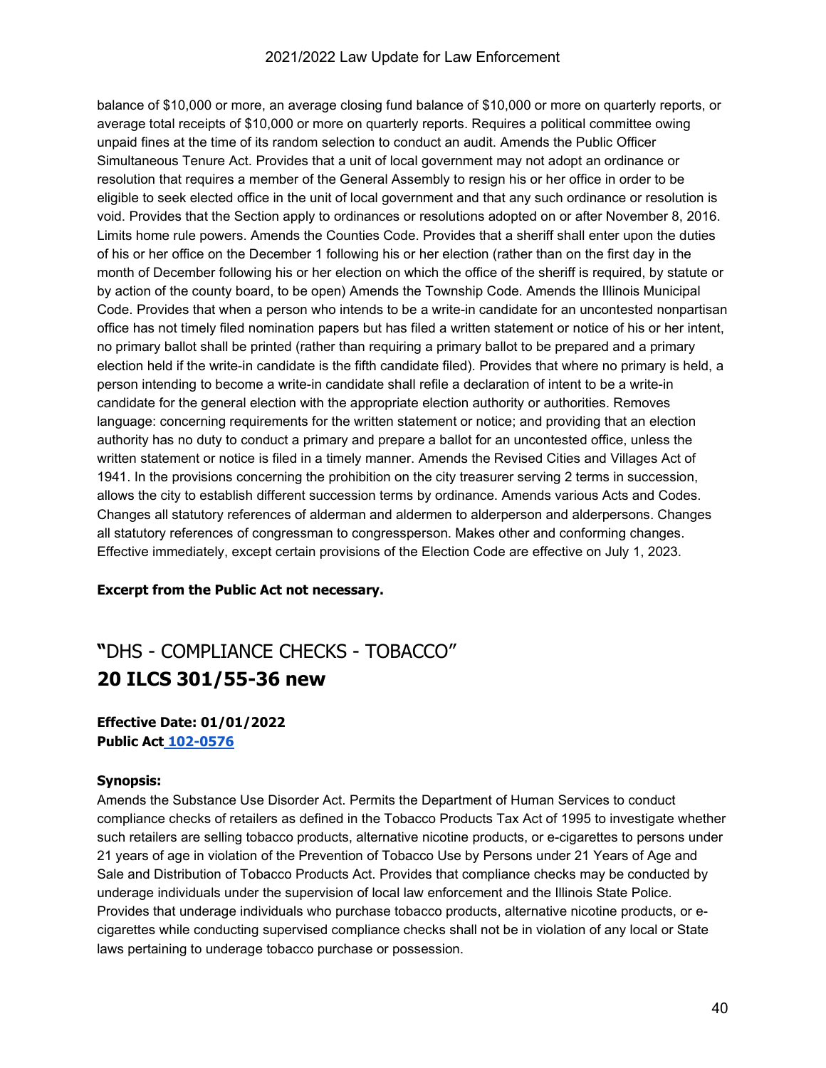balance of $10,000 or more, an average closing fund balance of $10,000 or more on quarterly reports, or average total receipts of $10,000 or more on quarterly reports. Requires a political committee owing unpaid fines at the time of its random selection to conduct an audit. Amends the Public Officer Simultaneous Tenure Act. Provides that a unit of local government may not adopt an ordinance or resolution that requires a member of the General Assembly to resign his or her office in order to be eligible to seek elected office in the unit of local government and that any such ordinance or resolution is void. Provides that the Section apply to ordinances or resolutions adopted on or after November 8, 2016. Limits home rule powers. Amends the Counties Code. Provides that a sheriff shall enter upon the duties of his or her office on the December 1 following his or her election (rather than on the first day in the month of December following his or her election on which the office of the sheriff is required, by statute or by action of the county board, to be open) Amends the Township Code. Amends the Illinois Municipal Code. Provides that when a person who intends to be a write-in candidate for an uncontested nonpartisan office has not timely filed nomination papers but has filed a written statement or notice of his or her intent, no primary ballot shall be printed (rather than requiring a primary ballot to be prepared and a primary election held if the write-in candidate is the fifth candidate filed). Provides that where no primary is held, a person intending to become a write-in candidate shall refile a declaration of intent to be a write-in candidate for the general election with the appropriate election authority or authorities. Removes language: concerning requirements for the written statement or notice; and providing that an election authority has no duty to conduct a primary and prepare a ballot for an uncontested office, unless the written statement or notice is filed in a timely manner. Amends the Revised Cities and Villages Act of 1941. In the provisions concerning the prohibition on the city treasurer serving 2 terms in succession, allows the city to establish different succession terms by ordinance. Amends various Acts and Codes. Changes all statutory references of alderman and aldermen to alderperson and alderpersons. Changes all statutory references of congressman to congressperson. Makes other and conforming changes. Effective immediately, except certain provisions of the Election Code are effective on July 1, 2023.

**Excerpt from the Public Act not necessary.**

## "DHS - COMPLIANCE CHECKS - TOBACCO"

## **20 ILCS 301/55-36 new**

**Effective Date: 01/01/2022**
**Public Act [102-0576]**

**Synopsis:**
Amends the Substance Use Disorder Act. Permits the Department of Human Services to conduct compliance checks of retailers as defined in the Tobacco Products Tax Act of 1995 to investigate whether such retailers are selling tobacco products, alternative nicotine products, or e-cigarettes to persons under 21 years of age in violation of the Prevention of Tobacco Use by Persons under 21 Years of Age and Sale and Distribution of Tobacco Products Act. Provides that compliance checks may be conducted by underage individuals under the supervision of local law enforcement and the Illinois State Police. Provides that underage individuals who purchase tobacco products, alternative nicotine products, or e-cigarettes while conducting supervised compliance checks shall not be in violation of any local or State laws pertaining to underage tobacco purchase or possession.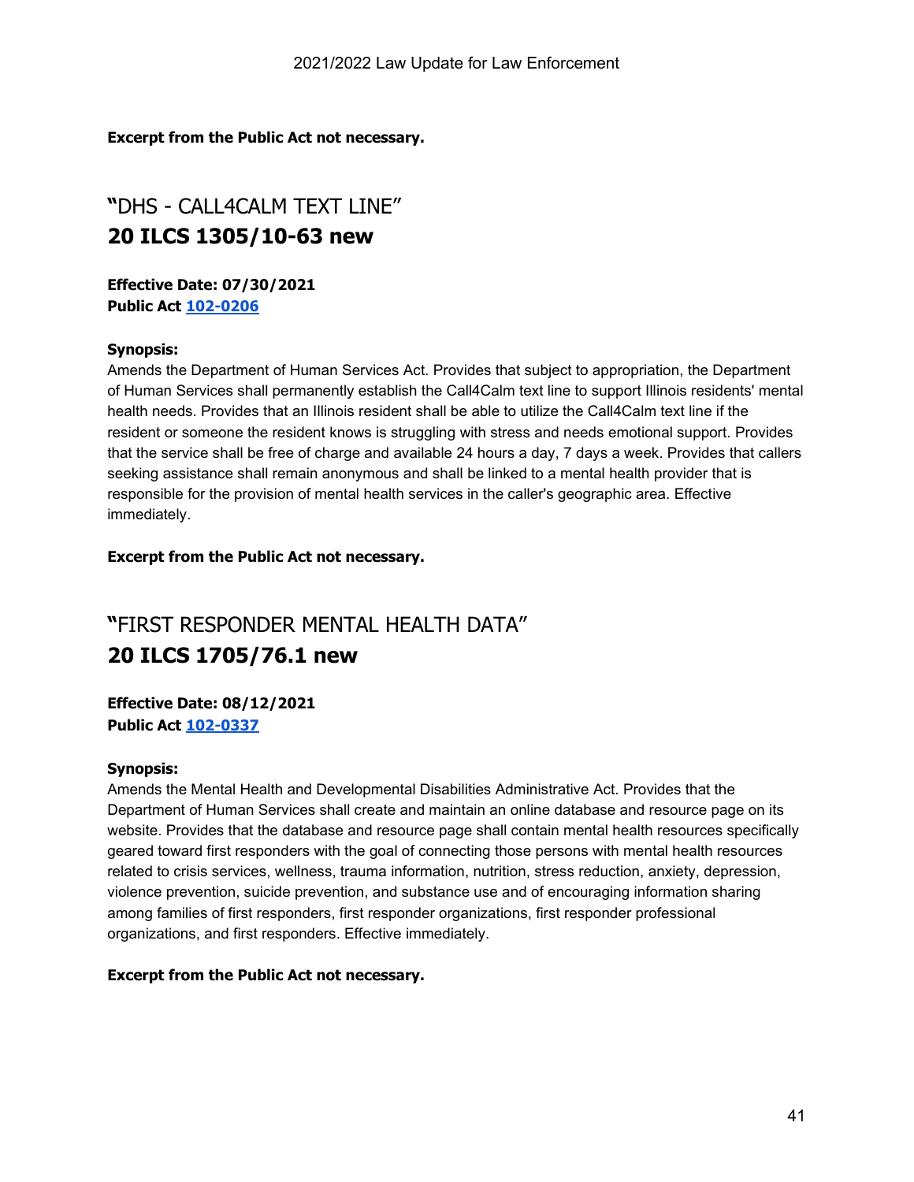**Excerpt from the Public Act not necessary.**

## "DHS - CALL4CALM TEXT LINE"
## **20 ILCS 1305/10-63 new**

**Effective Date: 07/30/2021**
**Public Act 102-0206**

**Synopsis:**
Amends the Department of Human Services Act. Provides that subject to appropriation, the Department of Human Services shall permanently establish the Call4Calm text line to support Illinois residents' mental health needs. Provides that an Illinois resident shall be able to utilize the Call4Calm text line if the resident or someone the resident knows is struggling with stress and needs emotional support. Provides that the service shall be free of charge and available 24 hours a day, 7 days a week. Provides that callers seeking assistance shall remain anonymous and shall be linked to a mental health provider that is responsible for the provision of mental health services in the caller's geographic area. Effective immediately.

**Excerpt from the Public Act not necessary.**

## "FIRST RESPONDER MENTAL HEALTH DATA"
## **20 ILCS 1705/76.1 new**

**Effective Date: 08/12/2021**
**Public Act 102-0337**

**Synopsis:**
Amends the Mental Health and Developmental Disabilities Administrative Act. Provides that the Department of Human Services shall create and maintain an online database and resource page on its website. Provides that the database and resource page shall contain mental health resources specifically geared toward first responders with the goal of connecting those persons with mental health resources related to crisis services, wellness, trauma information, nutrition, stress reduction, anxiety, depression, violence prevention, suicide prevention, and substance use and of encouraging information sharing among families of first responders, first responder organizations, first responder professional organizations, and first responders. Effective immediately.

**Excerpt from the Public Act not necessary.**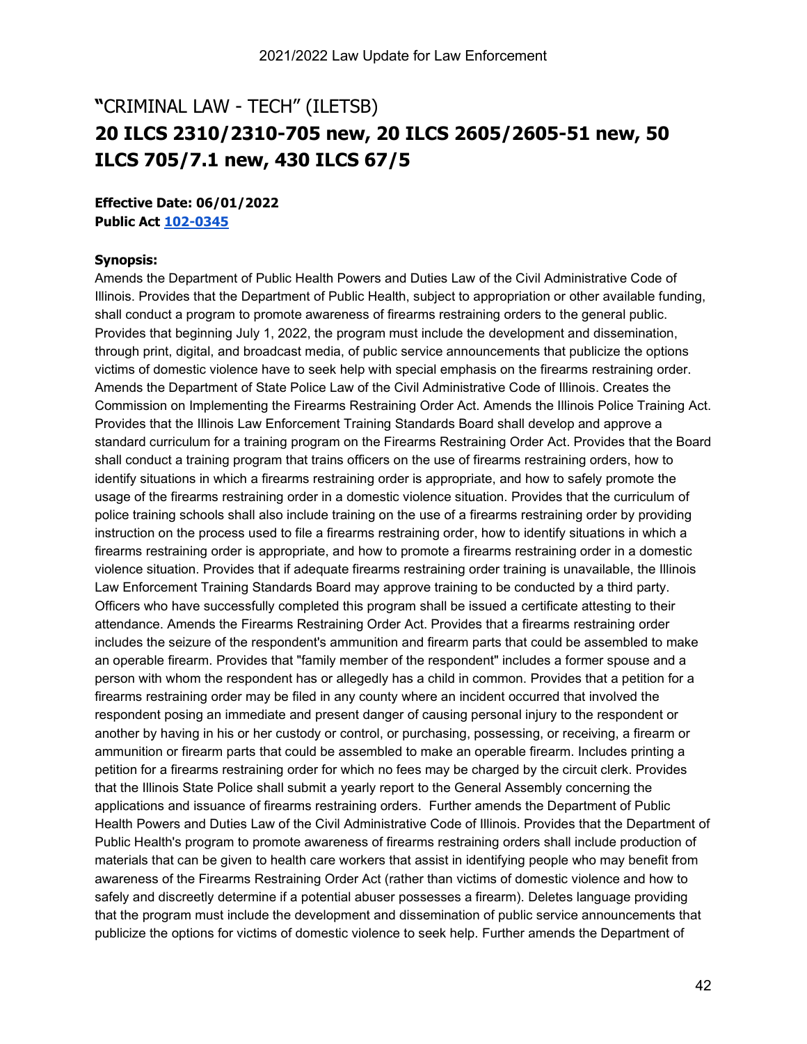# "CRIMINAL LAW - TECH" (ILETSB)

# 20 ILCS 2310/2310-705 new, 20 ILCS 2605/2605-51 new, 50 ILCS 705/7.1 new, 430 ILCS 67/5

**Effective Date: 06/01/2022**
**Public Act 102-0345**

**Synopsis:**
Amends the Department of Public Health Powers and Duties Law of the Civil Administrative Code of Illinois. Provides that the Department of Public Health, subject to appropriation or other available funding, shall conduct a program to promote awareness of firearms restraining orders to the general public. Provides that beginning July 1, 2022, the program must include the development and dissemination, through print, digital, and broadcast media, of public service announcements that publicize the options victims of domestic violence have to seek help with special emphasis on the firearms restraining order. Amends the Department of State Police Law of the Civil Administrative Code of Illinois. Creates the Commission on Implementing the Firearms Restraining Order Act. Amends the Illinois Police Training Act. Provides that the Illinois Law Enforcement Training Standards Board shall develop and approve a standard curriculum for a training program on the Firearms Restraining Order Act. Provides that the Board shall conduct a training program that trains officers on the use of firearms restraining orders, how to identify situations in which a firearms restraining order is appropriate, and how to safely promote the usage of the firearms restraining order in a domestic violence situation. Provides that the curriculum of police training schools shall also include training on the use of a firearms restraining order by providing instruction on the process used to file a firearms restraining order, how to identify situations in which a firearms restraining order is appropriate, and how to promote a firearms restraining order in a domestic violence situation. Provides that if adequate firearms restraining order training is unavailable, the Illinois Law Enforcement Training Standards Board may approve training to be conducted by a third party. Officers who have successfully completed this program shall be issued a certificate attesting to their attendance. Amends the Firearms Restraining Order Act. Provides that a firearms restraining order includes the seizure of the respondent's ammunition and firearm parts that could be assembled to make an operable firearm. Provides that "family member of the respondent" includes a former spouse and a person with whom the respondent has or allegedly has a child in common. Provides that a petition for a firearms restraining order may be filed in any county where an incident occurred that involved the respondent posing an immediate and present danger of causing personal injury to the respondent or another by having in his or her custody or control, or purchasing, possessing, or receiving, a firearm or ammunition or firearm parts that could be assembled to make an operable firearm. Includes printing a petition for a firearms restraining order for which no fees may be charged by the circuit clerk. Provides that the Illinois State Police shall submit a yearly report to the General Assembly concerning the applications and issuance of firearms restraining orders. Further amends the Department of Public Health Powers and Duties Law of the Civil Administrative Code of Illinois. Provides that the Department of Public Health's program to promote awareness of firearms restraining orders shall include production of materials that can be given to health care workers that assist in identifying people who may benefit from awareness of the Firearms Restraining Order Act (rather than victims of domestic violence and how to safely and discreetly determine if a potential abuser possesses a firearm). Deletes language providing that the program must include the development and dissemination of public service announcements that publicize the options for victims of domestic violence to seek help. Further amends the Department of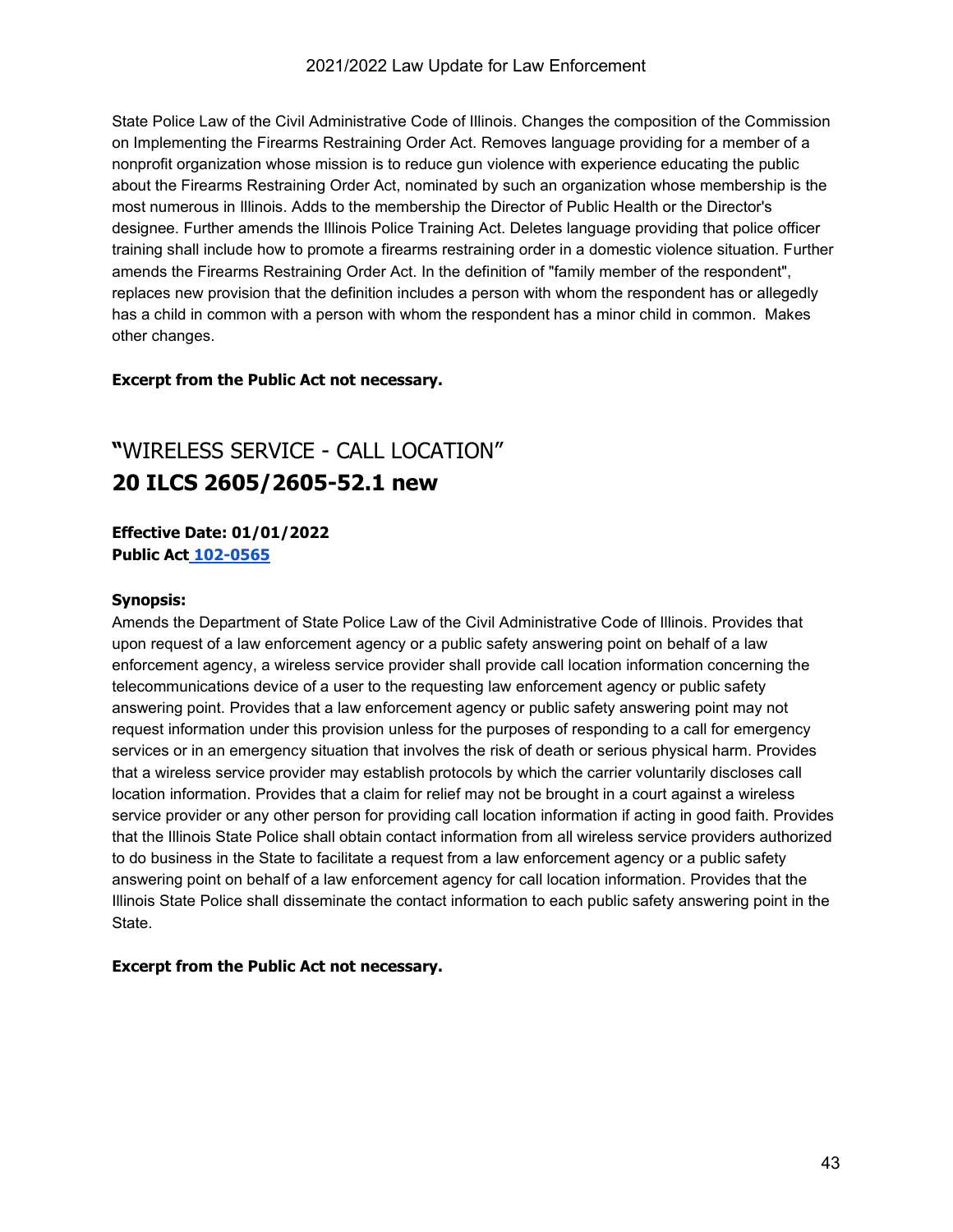State Police Law of the Civil Administrative Code of Illinois. Changes the composition of the Commission on Implementing the Firearms Restraining Order Act. Removes language providing for a member of a nonprofit organization whose mission is to reduce gun violence with experience educating the public about the Firearms Restraining Order Act, nominated by such an organization whose membership is the most numerous in Illinois. Adds to the membership the Director of Public Health or the Director's designee. Further amends the Illinois Police Training Act. Deletes language providing that police officer training shall include how to promote a firearms restraining order in a domestic violence situation. Further amends the Firearms Restraining Order Act. In the definition of "family member of the respondent", replaces new provision that the definition includes a person with whom the respondent has or allegedly has a child in common with a person with whom the respondent has a minor child in common. Makes other changes.

**Excerpt from the Public Act not necessary.**

# "WIRELESS SERVICE - CALL LOCATION"
# **20 ILCS 2605/2605-52.1 new**

**Effective Date: 01/01/2022**
**Public Act 102-0565**

**Synopsis:**
Amends the Department of State Police Law of the Civil Administrative Code of Illinois. Provides that upon request of a law enforcement agency or a public safety answering point on behalf of a law enforcement agency, a wireless service provider shall provide call location information concerning the telecommunications device of a user to the requesting law enforcement agency or public safety answering point. Provides that a law enforcement agency or public safety answering point may not request information under this provision unless for the purposes of responding to a call for emergency services or in an emergency situation that involves the risk of death or serious physical harm. Provides that a wireless service provider may establish protocols by which the carrier voluntarily discloses call location information. Provides that a claim for relief may not be brought in a court against a wireless service provider or any other person for providing call location information if acting in good faith. Provides that the Illinois State Police shall obtain contact information from all wireless service providers authorized to do business in the State to facilitate a request from a law enforcement agency or a public safety answering point on behalf of a law enforcement agency for call location information. Provides that the Illinois State Police shall disseminate the contact information to each public safety answering point in the State.

**Excerpt from the Public Act not necessary.**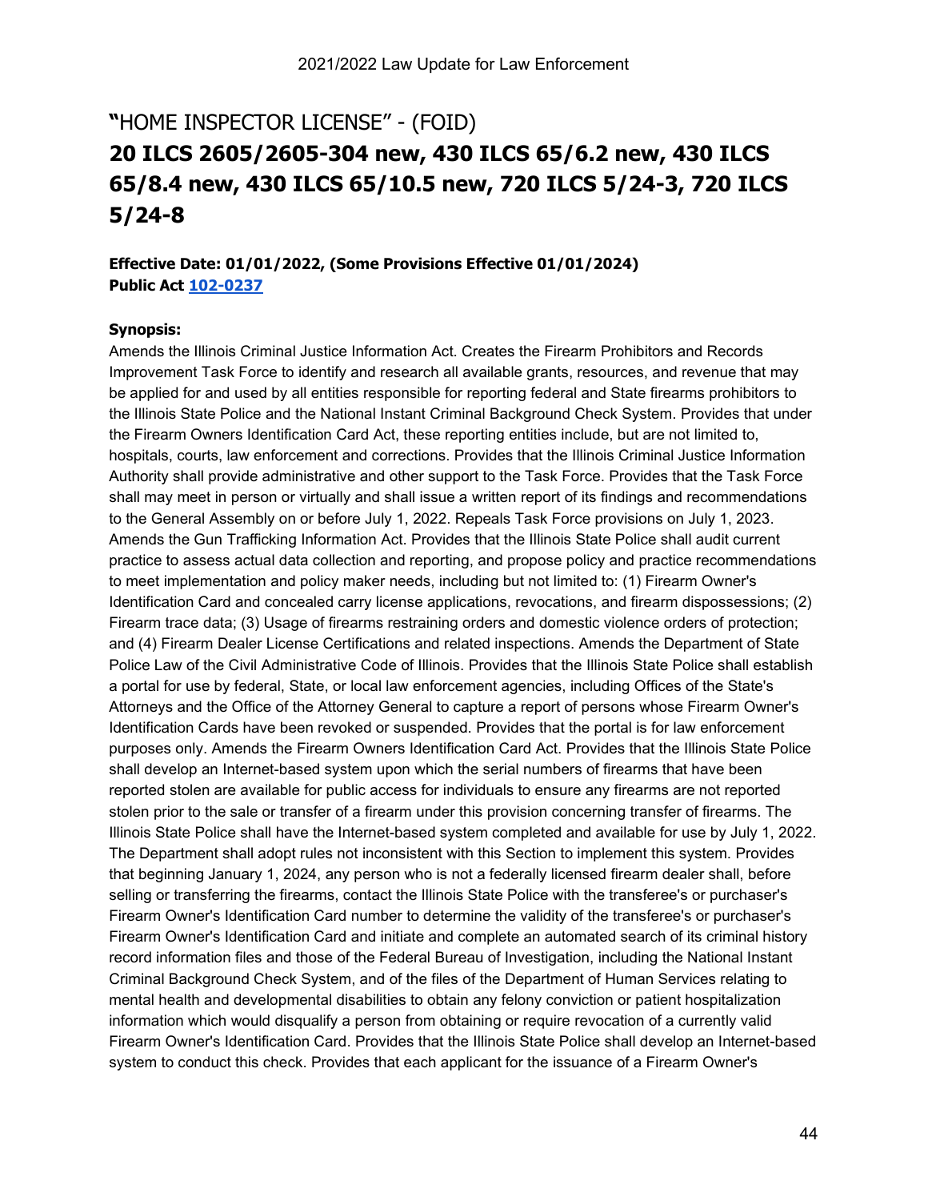# "HOME INSPECTOR LICENSE" - (FOID)

# 20 ILCS 2605/2605-304 new, 430 ILCS 65/6.2 new, 430 ILCS 65/8.4 new, 430 ILCS 65/10.5 new, 720 ILCS 5/24-3, 720 ILCS 5/24-8

**Effective Date: 01/01/2022, (Some Provisions Effective 01/01/2024)**
**Public Act 102-0237**

**Synopsis:**
Amends the Illinois Criminal Justice Information Act. Creates the Firearm Prohibitors and Records Improvement Task Force to identify and research all available grants, resources, and revenue that may be applied for and used by all entities responsible for reporting federal and State firearms prohibitors to the Illinois State Police and the National Instant Criminal Background Check System. Provides that under the Firearm Owners Identification Card Act, these reporting entities include, but are not limited to, hospitals, courts, law enforcement and corrections. Provides that the Illinois Criminal Justice Information Authority shall provide administrative and other support to the Task Force. Provides that the Task Force shall may meet in person or virtually and shall issue a written report of its findings and recommendations to the General Assembly on or before July 1, 2022. Repeals Task Force provisions on July 1, 2023. Amends the Gun Trafficking Information Act. Provides that the Illinois State Police shall audit current practice to assess actual data collection and reporting, and propose policy and practice recommendations to meet implementation and policy maker needs, including but not limited to: (1) Firearm Owner's Identification Card and concealed carry license applications, revocations, and firearm dispossessions; (2) Firearm trace data; (3) Usage of firearms restraining orders and domestic violence orders of protection; and (4) Firearm Dealer License Certifications and related inspections. Amends the Department of State Police Law of the Civil Administrative Code of Illinois. Provides that the Illinois State Police shall establish a portal for use by federal, State, or local law enforcement agencies, including Offices of the State's Attorneys and the Office of the Attorney General to capture a report of persons whose Firearm Owner's Identification Cards have been revoked or suspended. Provides that the portal is for law enforcement purposes only. Amends the Firearm Owners Identification Card Act. Provides that the Illinois State Police shall develop an Internet-based system upon which the serial numbers of firearms that have been reported stolen are available for public access for individuals to ensure any firearms are not reported stolen prior to the sale or transfer of a firearm under this provision concerning transfer of firearms. The Illinois State Police shall have the Internet-based system completed and available for use by July 1, 2022. The Department shall adopt rules not inconsistent with this Section to implement this system. Provides that beginning January 1, 2024, any person who is not a federally licensed firearm dealer shall, before selling or transferring the firearms, contact the Illinois State Police with the transferee's or purchaser's Firearm Owner's Identification Card number to determine the validity of the transferee's or purchaser's Firearm Owner's Identification Card and initiate and complete an automated search of its criminal history record information files and those of the Federal Bureau of Investigation, including the National Instant Criminal Background Check System, and of the files of the Department of Human Services relating to mental health and developmental disabilities to obtain any felony conviction or patient hospitalization information which would disqualify a person from obtaining or require revocation of a currently valid Firearm Owner's Identification Card. Provides that the Illinois State Police shall develop an Internet-based system to conduct this check. Provides that each applicant for the issuance of a Firearm Owner's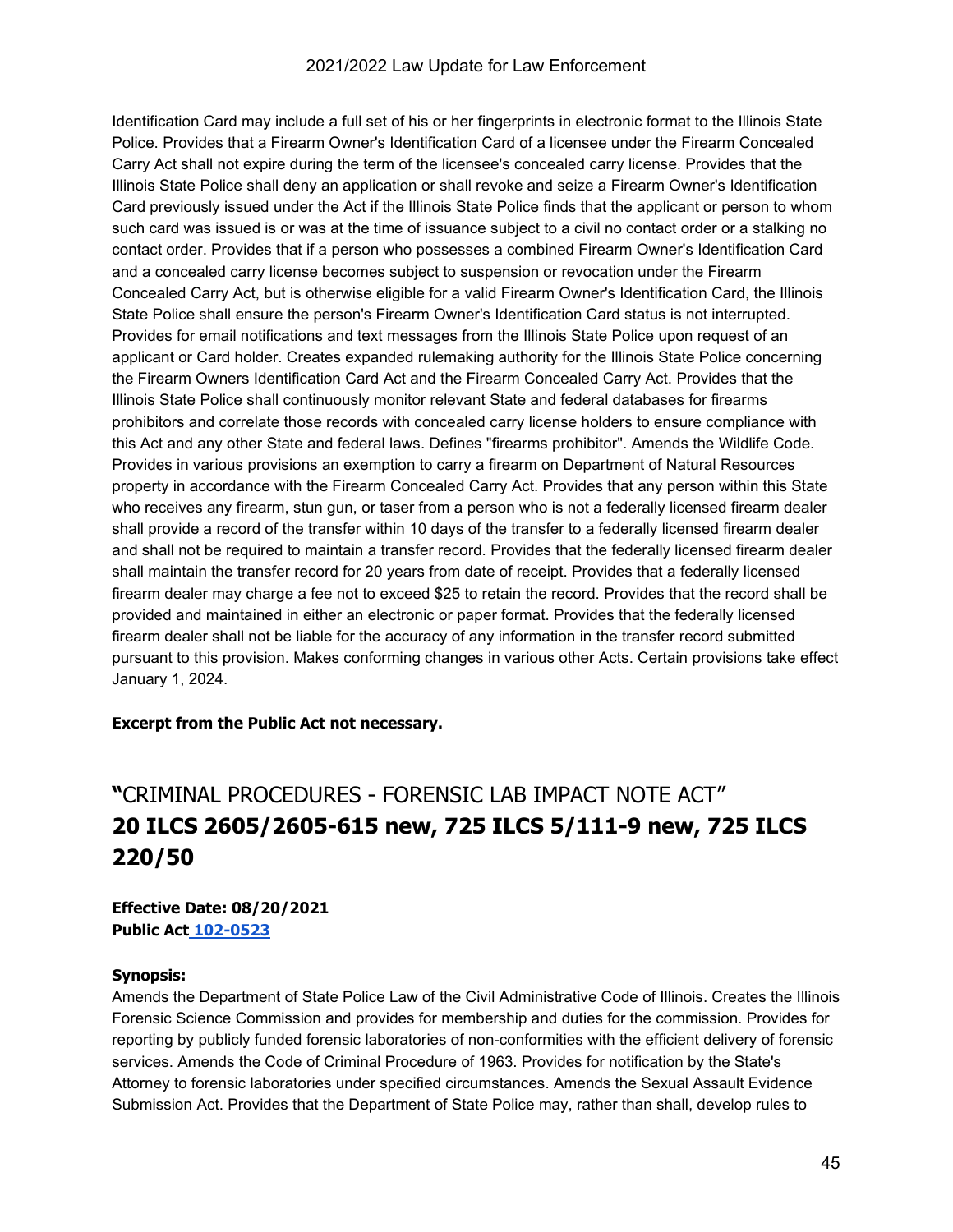Identification Card may include a full set of his or her fingerprints in electronic format to the Illinois State Police. Provides that a Firearm Owner's Identification Card of a licensee under the Firearm Concealed Carry Act shall not expire during the term of the licensee's concealed carry license. Provides that the Illinois State Police shall deny an application or shall revoke and seize a Firearm Owner's Identification Card previously issued under the Act if the Illinois State Police finds that the applicant or person to whom such card was issued is or was at the time of issuance subject to a civil no contact order or a stalking no contact order. Provides that if a person who possesses a combined Firearm Owner's Identification Card and a concealed carry license becomes subject to suspension or revocation under the Firearm Concealed Carry Act, but is otherwise eligible for a valid Firearm Owner's Identification Card, the Illinois State Police shall ensure the person's Firearm Owner's Identification Card status is not interrupted. Provides for email notifications and text messages from the Illinois State Police upon request of an applicant or Card holder. Creates expanded rulemaking authority for the Illinois State Police concerning the Firearm Owners Identification Card Act and the Firearm Concealed Carry Act. Provides that the Illinois State Police shall continuously monitor relevant State and federal databases for firearms prohibitors and correlate those records with concealed carry license holders to ensure compliance with this Act and any other State and federal laws. Defines "firearms prohibitor". Amends the Wildlife Code. Provides in various provisions an exemption to carry a firearm on Department of Natural Resources property in accordance with the Firearm Concealed Carry Act. Provides that any person within this State who receives any firearm, stun gun, or taser from a person who is not a federally licensed firearm dealer shall provide a record of the transfer within 10 days of the transfer to a federally licensed firearm dealer and shall not be required to maintain a transfer record. Provides that the federally licensed firearm dealer shall maintain the transfer record for 20 years from date of receipt. Provides that a federally licensed firearm dealer may charge a fee not to exceed $25 to retain the record. Provides that the record shall be provided and maintained in either an electronic or paper format. Provides that the federally licensed firearm dealer shall not be liable for the accuracy of any information in the transfer record submitted pursuant to this provision. Makes conforming changes in various other Acts. Certain provisions take effect January 1, 2024.

**Excerpt from the Public Act not necessary.**

## "CRIMINAL PROCEDURES - FORENSIC LAB IMPACT NOTE ACT" **20 ILCS 2605/2605-615 new, 725 ILCS 5/111-9 new, 725 ILCS 220/50**

**Effective Date: 08/20/2021**
**Public Act 102-0523**

**Synopsis:**
Amends the Department of State Police Law of the Civil Administrative Code of Illinois. Creates the Illinois Forensic Science Commission and provides for membership and duties for the commission. Provides for reporting by publicly funded forensic laboratories of non-conformities with the efficient delivery of forensic services. Amends the Code of Criminal Procedure of 1963. Provides for notification by the State's Attorney to forensic laboratories under specified circumstances. Amends the Sexual Assault Evidence Submission Act. Provides that the Department of State Police may, rather than shall, develop rules to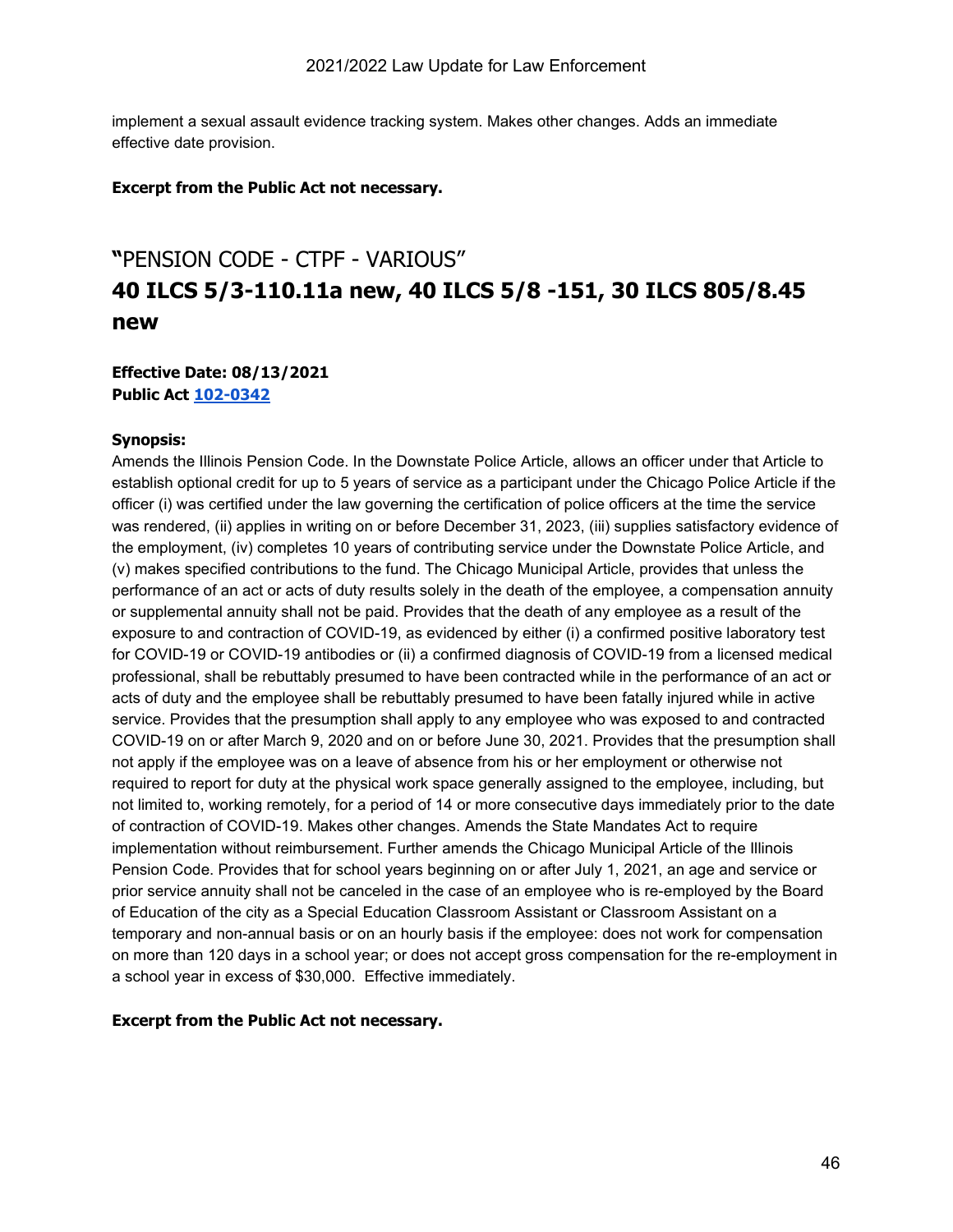implement a sexual assault evidence tracking system. Makes other changes. Adds an immediate effective date provision.

**Excerpt from the Public Act not necessary.**

## "PENSION CODE - CTPF - VARIOUS"
## **40 ILCS 5/3-110.11a new, 40 ILCS 5/8 -151, 30 ILCS 805/8.45 new**

**Effective Date: 08/13/2021**
**Public Act 102-0342**

**Synopsis:**
Amends the Illinois Pension Code. In the Downstate Police Article, allows an officer under that Article to establish optional credit for up to 5 years of service as a participant under the Chicago Police Article if the officer (i) was certified under the law governing the certification of police officers at the time the service was rendered, (ii) applies in writing on or before December 31, 2023, (iii) supplies satisfactory evidence of the employment, (iv) completes 10 years of contributing service under the Downstate Police Article, and (v) makes specified contributions to the fund. The Chicago Municipal Article, provides that unless the performance of an act or acts of duty results solely in the death of the employee, a compensation annuity or supplemental annuity shall not be paid. Provides that the death of any employee as a result of the exposure to and contraction of COVID-19, as evidenced by either (i) a confirmed positive laboratory test for COVID-19 or COVID-19 antibodies or (ii) a confirmed diagnosis of COVID-19 from a licensed medical professional, shall be rebuttably presumed to have been contracted while in the performance of an act or acts of duty and the employee shall be rebuttably presumed to have been fatally injured while in active service. Provides that the presumption shall apply to any employee who was exposed to and contracted COVID-19 on or after March 9, 2020 and on or before June 30, 2021. Provides that the presumption shall not apply if the employee was on a leave of absence from his or her employment or otherwise not required to report for duty at the physical work space generally assigned to the employee, including, but not limited to, working remotely, for a period of 14 or more consecutive days immediately prior to the date of contraction of COVID-19. Makes other changes. Amends the State Mandates Act to require implementation without reimbursement. Further amends the Chicago Municipal Article of the Illinois Pension Code. Provides that for school years beginning on or after July 1, 2021, an age and service or prior service annuity shall not be canceled in the case of an employee who is re-employed by the Board of Education of the city as a Special Education Classroom Assistant or Classroom Assistant on a temporary and non-annual basis or on an hourly basis if the employee: does not work for compensation on more than 120 days in a school year; or does not accept gross compensation for the re-employment in a school year in excess of $30,000. Effective immediately.

**Excerpt from the Public Act not necessary.**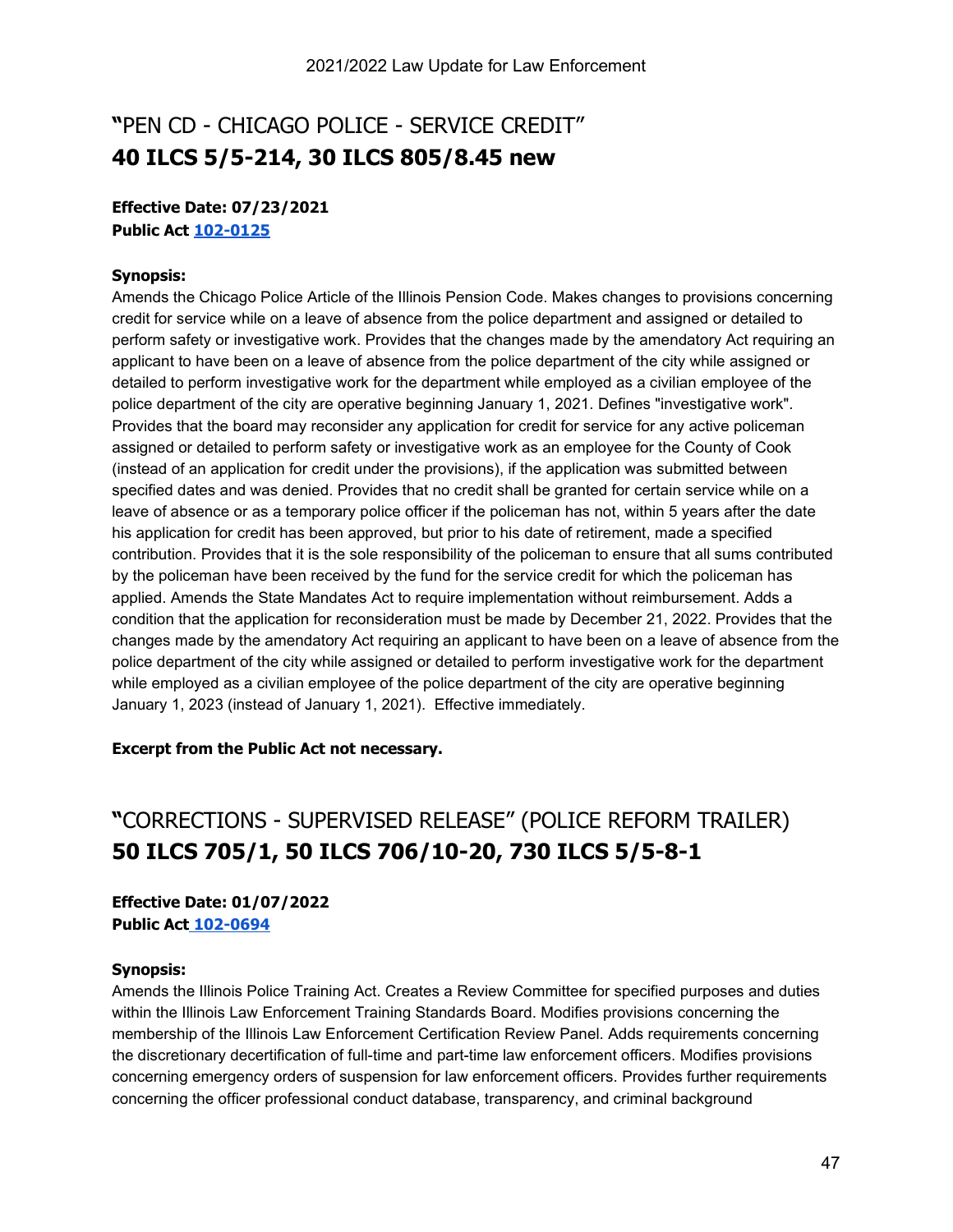## "PEN CD - CHICAGO POLICE - SERVICE CREDIT"
## 40 ILCS 5/5-214, 30 ILCS 805/8.45 new

**Effective Date: 07/23/2021**
**Public Act 102-0125**

**Synopsis:**
Amends the Chicago Police Article of the Illinois Pension Code. Makes changes to provisions concerning credit for service while on a leave of absence from the police department and assigned or detailed to perform safety or investigative work. Provides that the changes made by the amendatory Act requiring an applicant to have been on a leave of absence from the police department of the city while assigned or detailed to perform investigative work for the department while employed as a civilian employee of the police department of the city are operative beginning January 1, 2021. Defines "investigative work". Provides that the board may reconsider any application for credit for service for any active policeman assigned or detailed to perform safety or investigative work as an employee for the County of Cook (instead of an application for credit under the provisions), if the application was submitted between specified dates and was denied. Provides that no credit shall be granted for certain service while on a leave of absence or as a temporary police officer if the policeman has not, within 5 years after the date his application for credit has been approved, but prior to his date of retirement, made a specified contribution. Provides that it is the sole responsibility of the policeman to ensure that all sums contributed by the policeman have been received by the fund for the service credit for which the policeman has applied. Amends the State Mandates Act to require implementation without reimbursement. Adds a condition that the application for reconsideration must be made by December 21, 2022. Provides that the changes made by the amendatory Act requiring an applicant to have been on a leave of absence from the police department of the city while assigned or detailed to perform investigative work for the department while employed as a civilian employee of the police department of the city are operative beginning January 1, 2023 (instead of January 1, 2021). Effective immediately.

**Excerpt from the Public Act not necessary.**

## "CORRECTIONS - SUPERVISED RELEASE" (POLICE REFORM TRAILER)
## 50 ILCS 705/1, 50 ILCS 706/10-20, 730 ILCS 5/5-8-1

**Effective Date: 01/07/2022**
**Public Act 102-0694**

**Synopsis:**
Amends the Illinois Police Training Act. Creates a Review Committee for specified purposes and duties within the Illinois Law Enforcement Training Standards Board. Modifies provisions concerning the membership of the Illinois Law Enforcement Certification Review Panel. Adds requirements concerning the discretionary decertification of full-time and part-time law enforcement officers. Modifies provisions concerning emergency orders of suspension for law enforcement officers. Provides further requirements concerning the officer professional conduct database, transparency, and criminal background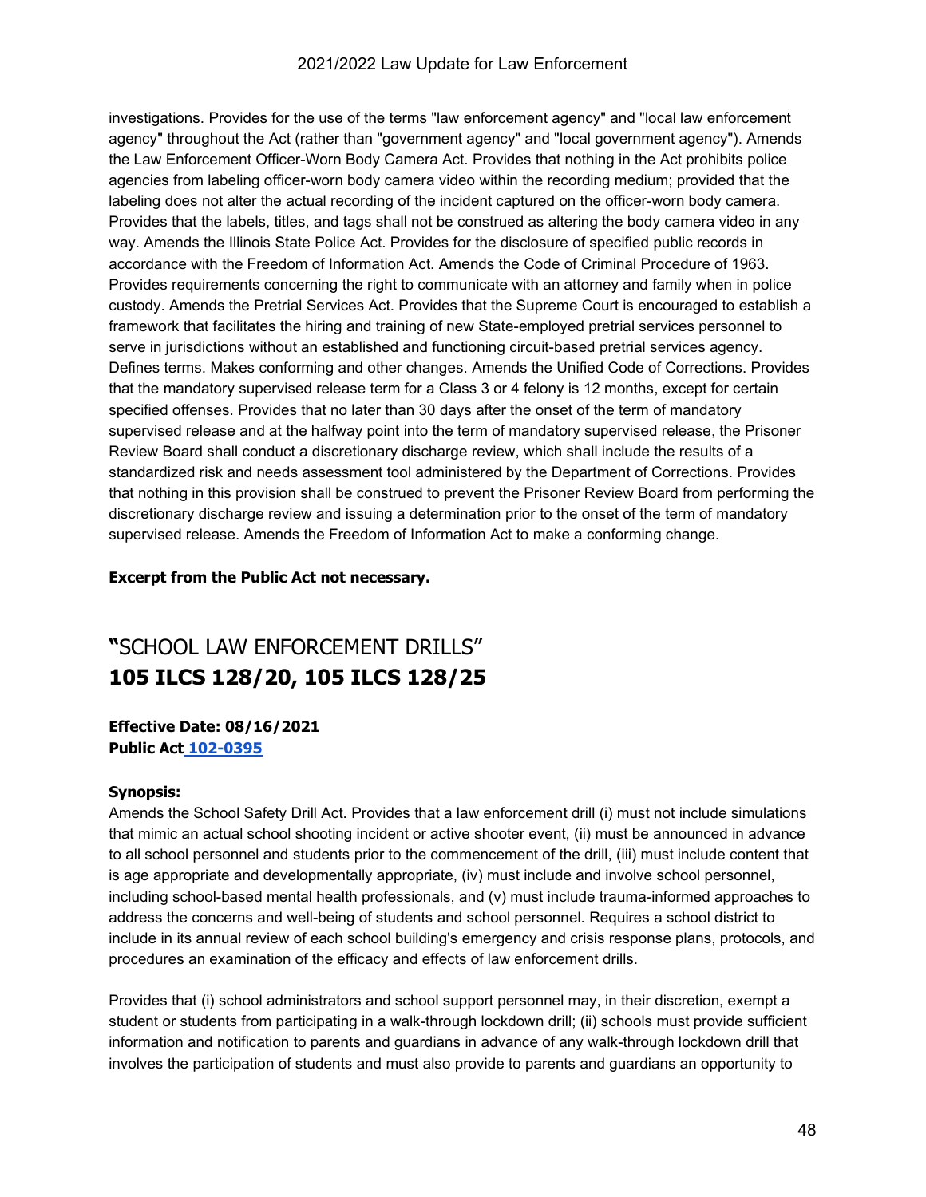investigations. Provides for the use of the terms "law enforcement agency" and "local law enforcement agency" throughout the Act (rather than "government agency" and "local government agency"). Amends the Law Enforcement Officer-Worn Body Camera Act. Provides that nothing in the Act prohibits police agencies from labeling officer-worn body camera video within the recording medium; provided that the labeling does not alter the actual recording of the incident captured on the officer-worn body camera. Provides that the labels, titles, and tags shall not be construed as altering the body camera video in any way. Amends the Illinois State Police Act. Provides for the disclosure of specified public records in accordance with the Freedom of Information Act. Amends the Code of Criminal Procedure of 1963. Provides requirements concerning the right to communicate with an attorney and family when in police custody. Amends the Pretrial Services Act. Provides that the Supreme Court is encouraged to establish a framework that facilitates the hiring and training of new State-employed pretrial services personnel to serve in jurisdictions without an established and functioning circuit-based pretrial services agency. Defines terms. Makes conforming and other changes. Amends the Unified Code of Corrections. Provides that the mandatory supervised release term for a Class 3 or 4 felony is 12 months, except for certain specified offenses. Provides that no later than 30 days after the onset of the term of mandatory supervised release and at the halfway point into the term of mandatory supervised release, the Prisoner Review Board shall conduct a discretionary discharge review, which shall include the results of a standardized risk and needs assessment tool administered by the Department of Corrections. Provides that nothing in this provision shall be construed to prevent the Prisoner Review Board from performing the discretionary discharge review and issuing a determination prior to the onset of the term of mandatory supervised release. Amends the Freedom of Information Act to make a conforming change.

**Excerpt from the Public Act not necessary.**

## "SCHOOL LAW ENFORCEMENT DRILLS" **105 ILCS 128/20, 105 ILCS 128/25**

**Effective Date: 08/16/2021**
**Public Act 102-0395**

**Synopsis:**
Amends the School Safety Drill Act. Provides that a law enforcement drill (i) must not include simulations that mimic an actual school shooting incident or active shooter event, (ii) must be announced in advance to all school personnel and students prior to the commencement of the drill, (iii) must include content that is age appropriate and developmentally appropriate, (iv) must include and involve school personnel, including school-based mental health professionals, and (v) must include trauma-informed approaches to address the concerns and well-being of students and school personnel. Requires a school district to include in its annual review of each school building's emergency and crisis response plans, protocols, and procedures an examination of the efficacy and effects of law enforcement drills.

Provides that (i) school administrators and school support personnel may, in their discretion, exempt a student or students from participating in a walk-through lockdown drill; (ii) schools must provide sufficient information and notification to parents and guardians in advance of any walk-through lockdown drill that involves the participation of students and must also provide to parents and guardians an opportunity to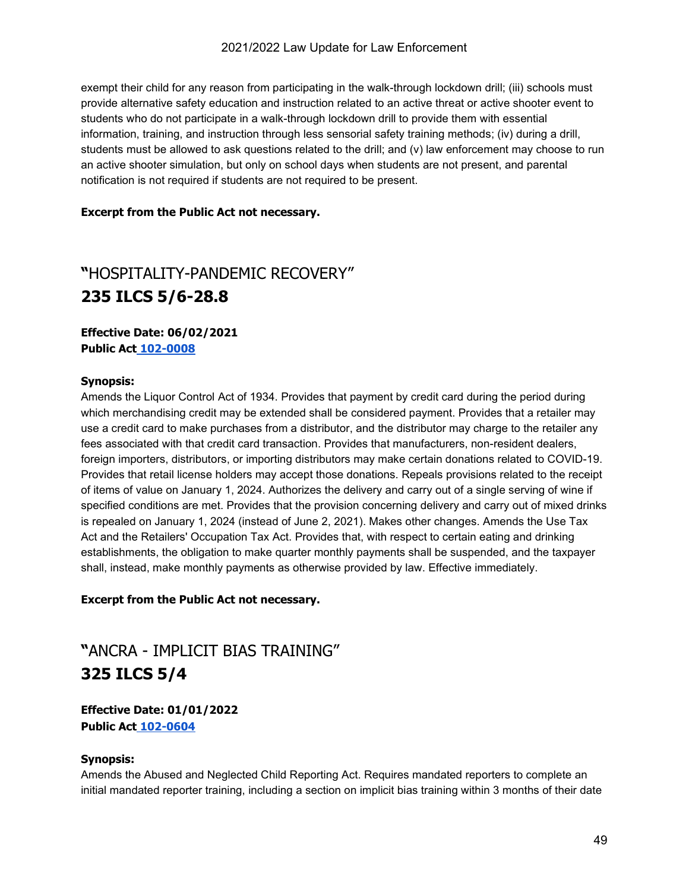exempt their child for any reason from participating in the walk-through lockdown drill; (iii) schools must provide alternative safety education and instruction related to an active threat or active shooter event to students who do not participate in a walk-through lockdown drill to provide them with essential information, training, and instruction through less sensorial safety training methods; (iv) during a drill, students must be allowed to ask questions related to the drill; and (v) law enforcement may choose to run an active shooter simulation, but only on school days when students are not present, and parental notification is not required if students are not required to be present.

**Excerpt from the Public Act not necessary.**

## "HOSPITALITY-PANDEMIC RECOVERY"
## 235 ILCS 5/6-28.8

**Effective Date: 06/02/2021**
**Public Act 102-0008**

**Synopsis:**
Amends the Liquor Control Act of 1934. Provides that payment by credit card during the period during which merchandising credit may be extended shall be considered payment. Provides that a retailer may use a credit card to make purchases from a distributor, and the distributor may charge to the retailer any fees associated with that credit card transaction. Provides that manufacturers, non-resident dealers, foreign importers, distributors, or importing distributors may make certain donations related to COVID-19. Provides that retail license holders may accept those donations. Repeals provisions related to the receipt of items of value on January 1, 2024. Authorizes the delivery and carry out of a single serving of wine if specified conditions are met. Provides that the provision concerning delivery and carry out of mixed drinks is repealed on January 1, 2024 (instead of June 2, 2021). Makes other changes. Amends the Use Tax Act and the Retailers' Occupation Tax Act. Provides that, with respect to certain eating and drinking establishments, the obligation to make quarter monthly payments shall be suspended, and the taxpayer shall, instead, make monthly payments as otherwise provided by law. Effective immediately.

**Excerpt from the Public Act not necessary.**

## "ANCRA - IMPLICIT BIAS TRAINING"
## 325 ILCS 5/4

**Effective Date: 01/01/2022**
**Public Act 102-0604**

**Synopsis:**
Amends the Abused and Neglected Child Reporting Act. Requires mandated reporters to complete an initial mandated reporter training, including a section on implicit bias training within 3 months of their date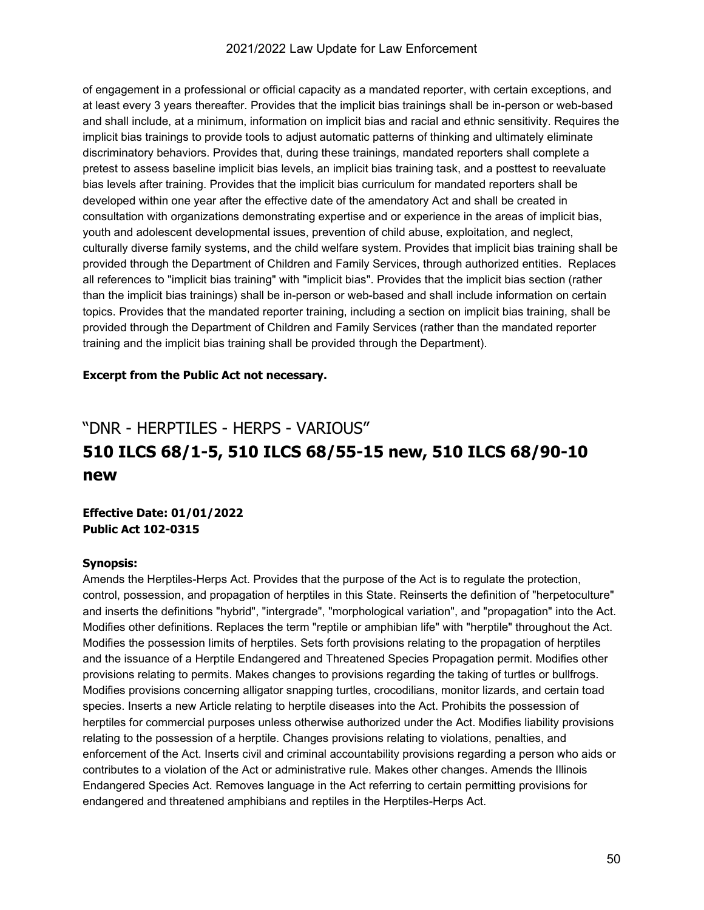of engagement in a professional or official capacity as a mandated reporter, with certain exceptions, and at least every 3 years thereafter. Provides that the implicit bias trainings shall be in-person or web-based and shall include, at a minimum, information on implicit bias and racial and ethnic sensitivity. Requires the implicit bias trainings to provide tools to adjust automatic patterns of thinking and ultimately eliminate discriminatory behaviors. Provides that, during these trainings, mandated reporters shall complete a pretest to assess baseline implicit bias levels, an implicit bias training task, and a posttest to reevaluate bias levels after training. Provides that the implicit bias curriculum for mandated reporters shall be developed within one year after the effective date of the amendatory Act and shall be created in consultation with organizations demonstrating expertise and or experience in the areas of implicit bias, youth and adolescent developmental issues, prevention of child abuse, exploitation, and neglect, culturally diverse family systems, and the child welfare system. Provides that implicit bias training shall be provided through the Department of Children and Family Services, through authorized entities. Replaces all references to "implicit bias training" with "implicit bias". Provides that the implicit bias section (rather than the implicit bias trainings) shall be in-person or web-based and shall include information on certain topics. Provides that the mandated reporter training, including a section on implicit bias training, shall be provided through the Department of Children and Family Services (rather than the mandated reporter training and the implicit bias training shall be provided through the Department).

**Excerpt from the Public Act not necessary.**

## "DNR - HERPTILES - HERPS - VARIOUS"
## **510 ILCS 68/1-5, 510 ILCS 68/55-15 new, 510 ILCS 68/90-10 new**

**Effective Date: 01/01/2022**
**Public Act 102-0315**

**Synopsis:**
Amends the Herptiles-Herps Act. Provides that the purpose of the Act is to regulate the protection, control, possession, and propagation of herptiles in this State. Reinserts the definition of "herpetoculture" and inserts the definitions "hybrid", "intergrade", "morphological variation", and "propagation" into the Act. Modifies other definitions. Replaces the term "reptile or amphibian life" with "herptile" throughout the Act. Modifies the possession limits of herptiles. Sets forth provisions relating to the propagation of herptiles and the issuance of a Herptile Endangered and Threatened Species Propagation permit. Modifies other provisions relating to permits. Makes changes to provisions regarding the taking of turtles or bullfrogs. Modifies provisions concerning alligator snapping turtles, crocodilians, monitor lizards, and certain toad species. Inserts a new Article relating to herptile diseases into the Act. Prohibits the possession of herptiles for commercial purposes unless otherwise authorized under the Act. Modifies liability provisions relating to the possession of a herptile. Changes provisions relating to violations, penalties, and enforcement of the Act. Inserts civil and criminal accountability provisions regarding a person who aids or contributes to a violation of the Act or administrative rule. Makes other changes. Amends the Illinois Endangered Species Act. Removes language in the Act referring to certain permitting provisions for endangered and threatened amphibians and reptiles in the Herptiles-Herps Act.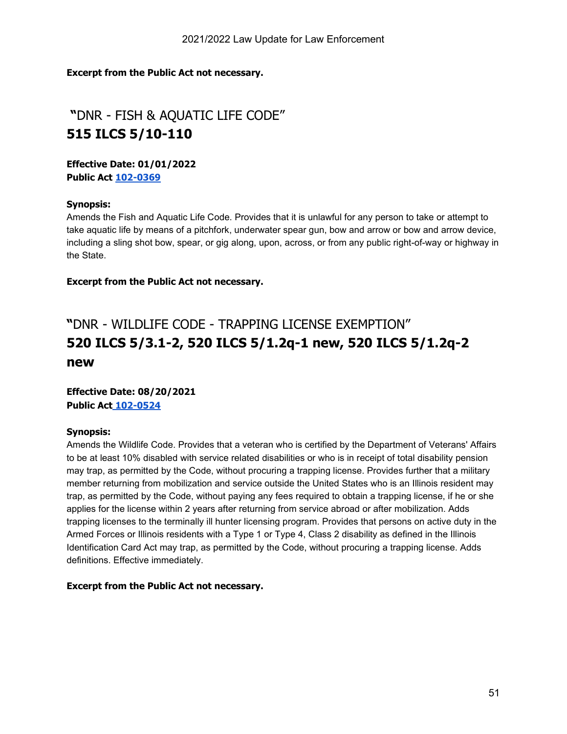**Excerpt from the Public Act not necessary.**

## "DNR - FISH & AQUATIC LIFE CODE"
## **515 ILCS 5/10-110**

**Effective Date: 01/01/2022**
**Public Act 102-0369**

**Synopsis:**
Amends the Fish and Aquatic Life Code. Provides that it is unlawful for any person to take or attempt to take aquatic life by means of a pitchfork, underwater spear gun, bow and arrow or bow and arrow device, including a sling shot bow, spear, or gig along, upon, across, or from any public right-of-way or highway in the State.

**Excerpt from the Public Act not necessary.**

## "DNR - WILDLIFE CODE - TRAPPING LICENSE EXEMPTION"
## **520 ILCS 5/3.1-2, 520 ILCS 5/1.2q-1 new, 520 ILCS 5/1.2q-2 new**

**Effective Date: 08/20/2021**
**Public Act 102-0524**

**Synopsis:**
Amends the Wildlife Code. Provides that a veteran who is certified by the Department of Veterans' Affairs to be at least 10% disabled with service related disabilities or who is in receipt of total disability pension may trap, as permitted by the Code, without procuring a trapping license. Provides further that a military member returning from mobilization and service outside the United States who is an Illinois resident may trap, as permitted by the Code, without paying any fees required to obtain a trapping license, if he or she applies for the license within 2 years after returning from service abroad or after mobilization. Adds trapping licenses to the terminally ill hunter licensing program. Provides that persons on active duty in the Armed Forces or Illinois residents with a Type 1 or Type 4, Class 2 disability as defined in the Illinois Identification Card Act may trap, as permitted by the Code, without procuring a trapping license. Adds definitions. Effective immediately.

**Excerpt from the Public Act not necessary.**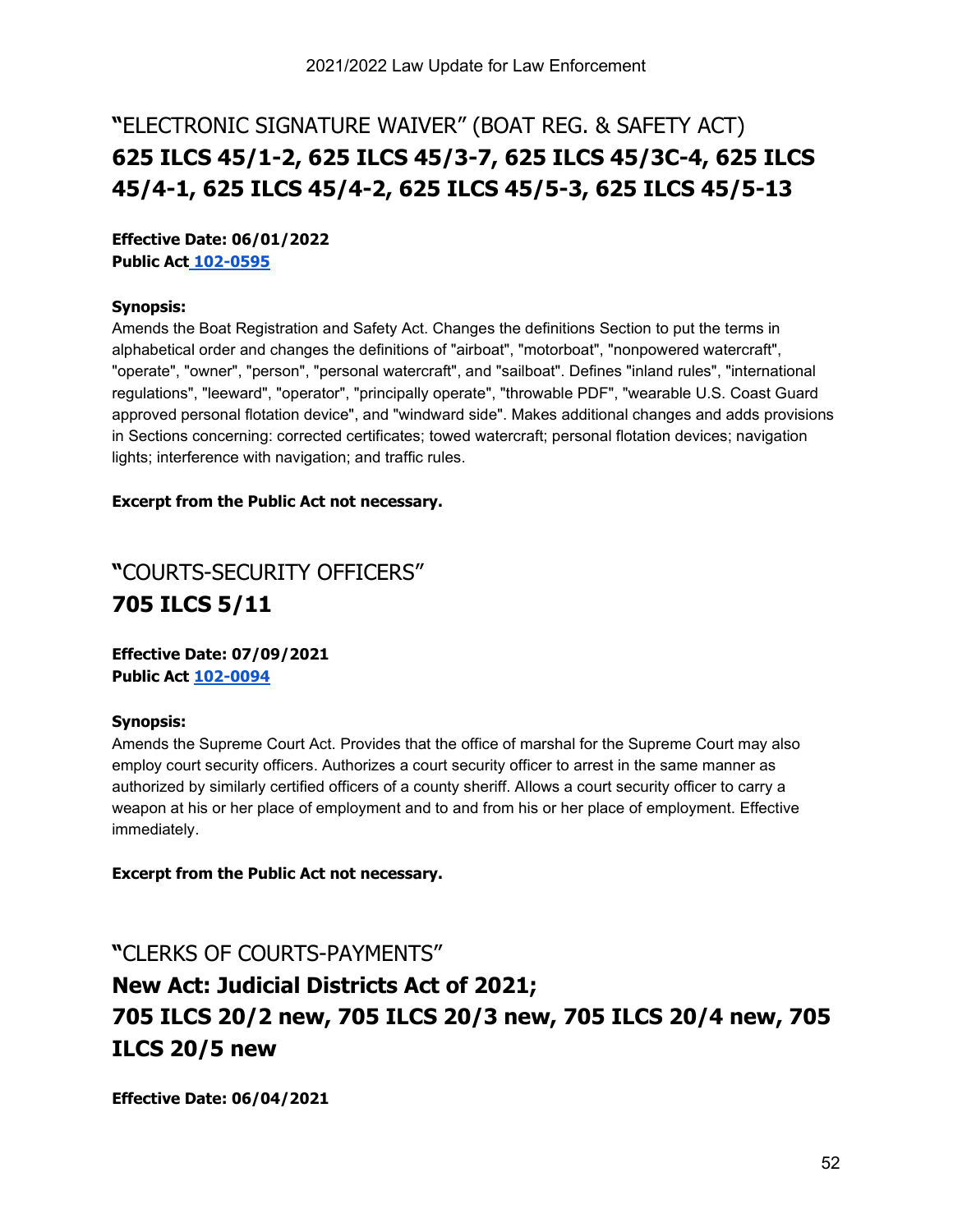## "ELECTRONIC SIGNATURE WAIVER" (BOAT REG. & SAFETY ACT)
## **625 ILCS 45/1-2, 625 ILCS 45/3-7, 625 ILCS 45/3C-4, 625 ILCS 45/4-1, 625 ILCS 45/4-2, 625 ILCS 45/5-3, 625 ILCS 45/5-13**

**Effective Date: 06/01/2022**
**Public Act 102-0595**

**Synopsis:**
Amends the Boat Registration and Safety Act. Changes the definitions Section to put the terms in alphabetical order and changes the definitions of "airboat", "motorboat", "nonpowered watercraft", "operate", "owner", "person", "personal watercraft", and "sailboat". Defines "inland rules", "international regulations", "leeward", "operator", "principally operate", "throwable PDF", "wearable U.S. Coast Guard approved personal flotation device", and "windward side". Makes additional changes and adds provisions in Sections concerning: corrected certificates; towed watercraft; personal flotation devices; navigation lights; interference with navigation; and traffic rules.

**Excerpt from the Public Act not necessary.**

## "COURTS-SECURITY OFFICERS"
## **705 ILCS 5/11**

**Effective Date: 07/09/2021**
**Public Act 102-0094**

**Synopsis:**
Amends the Supreme Court Act. Provides that the office of marshal for the Supreme Court may also employ court security officers. Authorizes a court security officer to arrest in the same manner as authorized by similarly certified officers of a county sheriff. Allows a court security officer to carry a weapon at his or her place of employment and to and from his or her place of employment. Effective immediately.

**Excerpt from the Public Act not necessary.**

## "CLERKS OF COURTS-PAYMENTS"
## **New Act: Judicial Districts Act of 2021; 705 ILCS 20/2 new, 705 ILCS 20/3 new, 705 ILCS 20/4 new, 705 ILCS 20/5 new**

**Effective Date: 06/04/2021**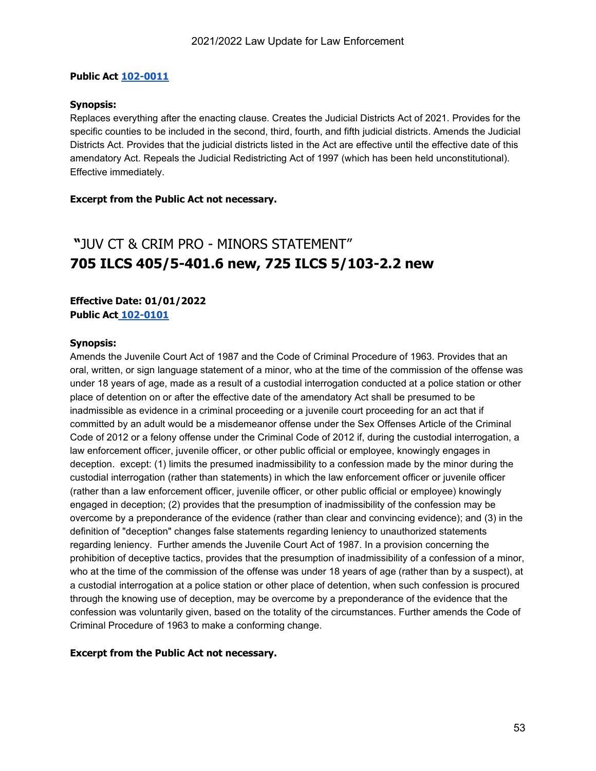**Public Act 102-0011**

**Synopsis:**

Replaces everything after the enacting clause. Creates the Judicial Districts Act of 2021. Provides for the specific counties to be included in the second, third, fourth, and fifth judicial districts. Amends the Judicial Districts Act. Provides that the judicial districts listed in the Act are effective until the effective date of this amendatory Act. Repeals the Judicial Redistricting Act of 1997 (which has been held unconstitutional). Effective immediately.

**Excerpt from the Public Act not necessary.**

## "JUV CT & CRIM PRO - MINORS STATEMENT"

## 705 ILCS 405/5-401.6 new, 725 ILCS 5/103-2.2 new

**Effective Date: 01/01/2022**
**Public Act 102-0101**

**Synopsis:**

Amends the Juvenile Court Act of 1987 and the Code of Criminal Procedure of 1963. Provides that an oral, written, or sign language statement of a minor, who at the time of the commission of the offense was under 18 years of age, made as a result of a custodial interrogation conducted at a police station or other place of detention on or after the effective date of the amendatory Act shall be presumed to be inadmissible as evidence in a criminal proceeding or a juvenile court proceeding for an act that if committed by an adult would be a misdemeanor offense under the Sex Offenses Article of the Criminal Code of 2012 or a felony offense under the Criminal Code of 2012 if, during the custodial interrogation, a law enforcement officer, juvenile officer, or other public official or employee, knowingly engages in deception. except: (1) limits the presumed inadmissibility to a confession made by the minor during the custodial interrogation (rather than statements) in which the law enforcement officer or juvenile officer (rather than a law enforcement officer, juvenile officer, or other public official or employee) knowingly engaged in deception; (2) provides that the presumption of inadmissibility of the confession may be overcome by a preponderance of the evidence (rather than clear and convincing evidence); and (3) in the definition of "deception" changes false statements regarding leniency to unauthorized statements regarding leniency. Further amends the Juvenile Court Act of 1987. In a provision concerning the prohibition of deceptive tactics, provides that the presumption of inadmissibility of a confession of a minor, who at the time of the commission of the offense was under 18 years of age (rather than by a suspect), at a custodial interrogation at a police station or other place of detention, when such confession is procured through the knowing use of deception, may be overcome by a preponderance of the evidence that the confession was voluntarily given, based on the totality of the circumstances. Further amends the Code of Criminal Procedure of 1963 to make a conforming change.

**Excerpt from the Public Act not necessary.**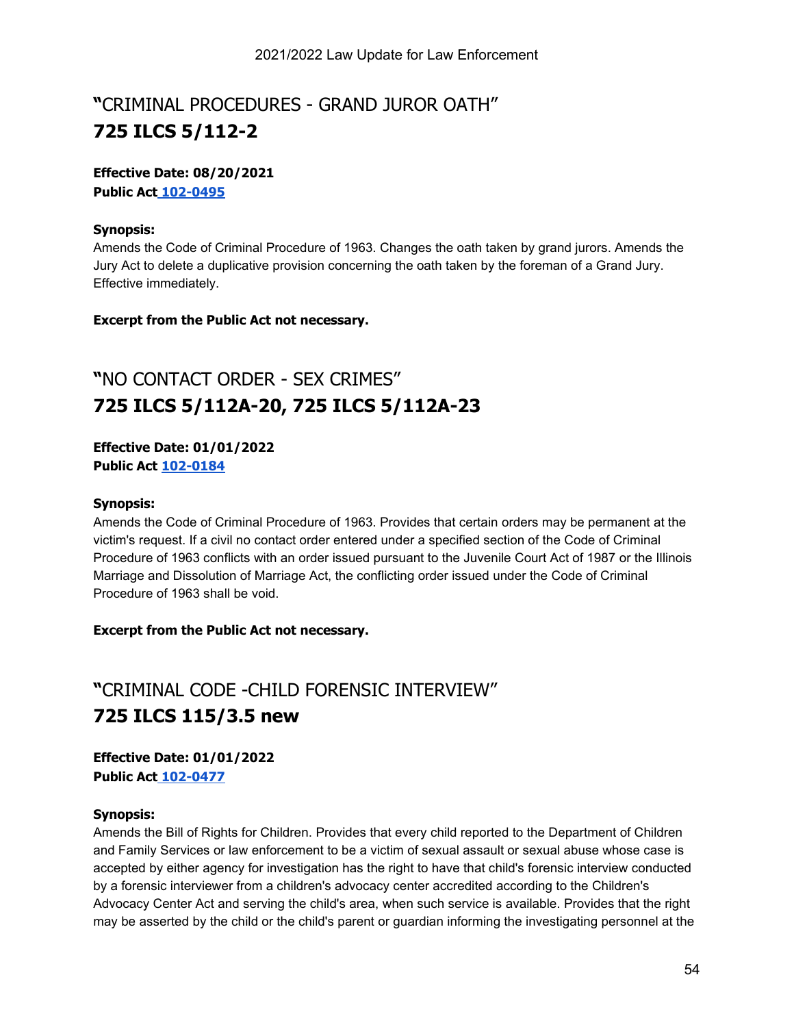## "CRIMINAL PROCEDURES - GRAND JUROR OATH"
## 725 ILCS 5/112-2

**Effective Date: 08/20/2021**
**Public Act 102-0495**

**Synopsis:**
Amends the Code of Criminal Procedure of 1963. Changes the oath taken by grand jurors. Amends the Jury Act to delete a duplicative provision concerning the oath taken by the foreman of a Grand Jury. Effective immediately.

**Excerpt from the Public Act not necessary.**

## "NO CONTACT ORDER - SEX CRIMES"
## 725 ILCS 5/112A-20, 725 ILCS 5/112A-23

**Effective Date: 01/01/2022**
**Public Act 102-0184**

**Synopsis:**
Amends the Code of Criminal Procedure of 1963. Provides that certain orders may be permanent at the victim's request. If a civil no contact order entered under a specified section of the Code of Criminal Procedure of 1963 conflicts with an order issued pursuant to the Juvenile Court Act of 1987 or the Illinois Marriage and Dissolution of Marriage Act, the conflicting order issued under the Code of Criminal Procedure of 1963 shall be void.

**Excerpt from the Public Act not necessary.**

## "CRIMINAL CODE -CHILD FORENSIC INTERVIEW"
## 725 ILCS 115/3.5 new

**Effective Date: 01/01/2022**
**Public Act 102-0477**

**Synopsis:**
Amends the Bill of Rights for Children. Provides that every child reported to the Department of Children and Family Services or law enforcement to be a victim of sexual assault or sexual abuse whose case is accepted by either agency for investigation has the right to have that child's forensic interview conducted by a forensic interviewer from a children's advocacy center accredited according to the Children's Advocacy Center Act and serving the child's area, when such service is available. Provides that the right may be asserted by the child or the child's parent or guardian informing the investigating personnel at the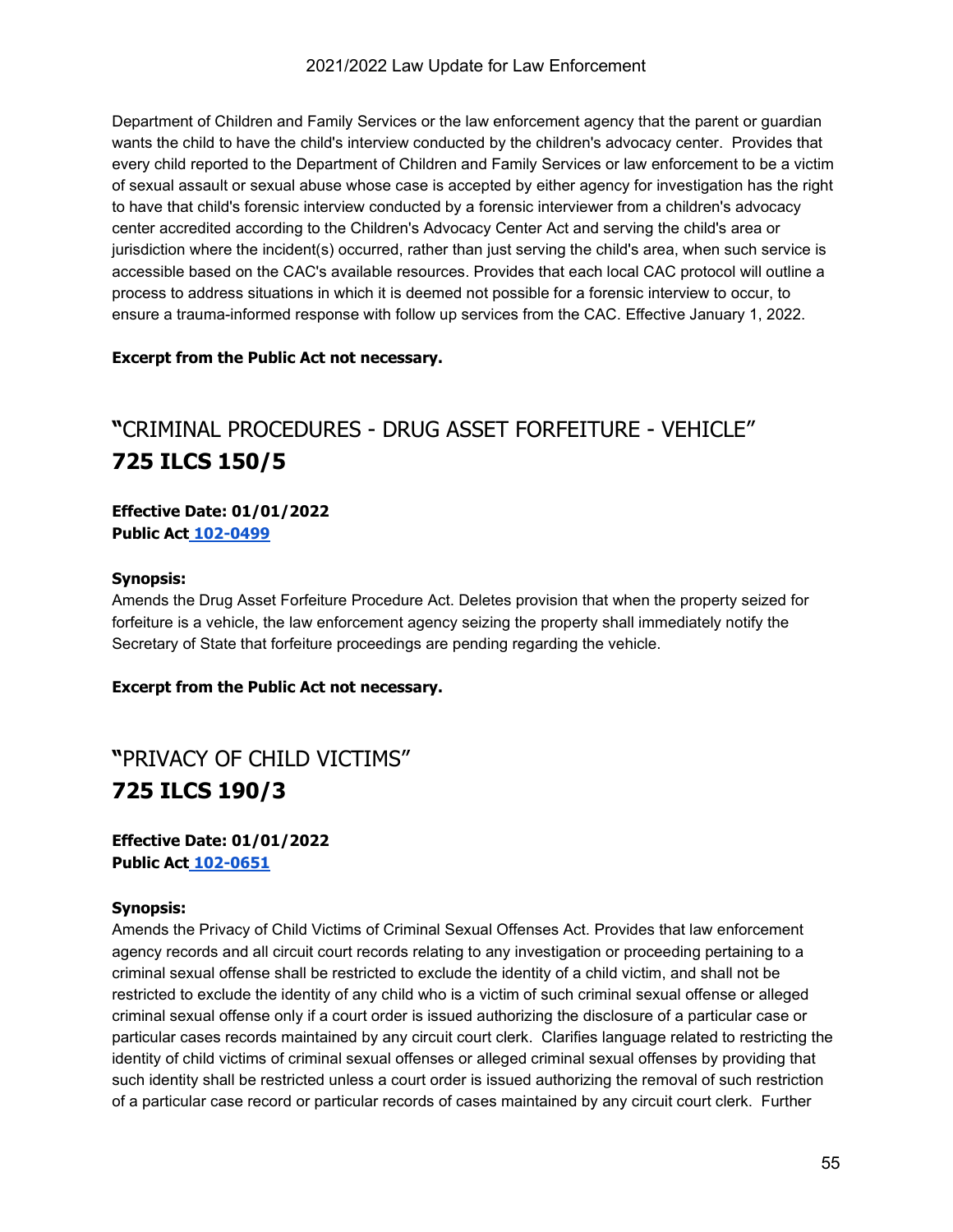Department of Children and Family Services or the law enforcement agency that the parent or guardian wants the child to have the child's interview conducted by the children's advocacy center. Provides that every child reported to the Department of Children and Family Services or law enforcement to be a victim of sexual assault or sexual abuse whose case is accepted by either agency for investigation has the right to have that child's forensic interview conducted by a forensic interviewer from a children's advocacy center accredited according to the Children's Advocacy Center Act and serving the child's area or jurisdiction where the incident(s) occurred, rather than just serving the child's area, when such service is accessible based on the CAC's available resources. Provides that each local CAC protocol will outline a process to address situations in which it is deemed not possible for a forensic interview to occur, to ensure a trauma-informed response with follow up services from the CAC. Effective January 1, 2022.

**Excerpt from the Public Act not necessary.**

## "CRIMINAL PROCEDURES - DRUG ASSET FORFEITURE - VEHICLE" **725 ILCS 150/5**

**Effective Date: 01/01/2022**
**Public Act 102-0499**

**Synopsis:**
Amends the Drug Asset Forfeiture Procedure Act. Deletes provision that when the property seized for forfeiture is a vehicle, the law enforcement agency seizing the property shall immediately notify the Secretary of State that forfeiture proceedings are pending regarding the vehicle.

**Excerpt from the Public Act not necessary.**

## "PRIVACY OF CHILD VICTIMS" **725 ILCS 190/3**

**Effective Date: 01/01/2022**
**Public Act 102-0651**

**Synopsis:**
Amends the Privacy of Child Victims of Criminal Sexual Offenses Act. Provides that law enforcement agency records and all circuit court records relating to any investigation or proceeding pertaining to a criminal sexual offense shall be restricted to exclude the identity of a child victim, and shall not be restricted to exclude the identity of any child who is a victim of such criminal sexual offense or alleged criminal sexual offense only if a court order is issued authorizing the disclosure of a particular case or particular cases records maintained by any circuit court clerk. Clarifies language related to restricting the identity of child victims of criminal sexual offenses or alleged criminal sexual offenses by providing that such identity shall be restricted unless a court order is issued authorizing the removal of such restriction of a particular case record or particular records of cases maintained by any circuit court clerk. Further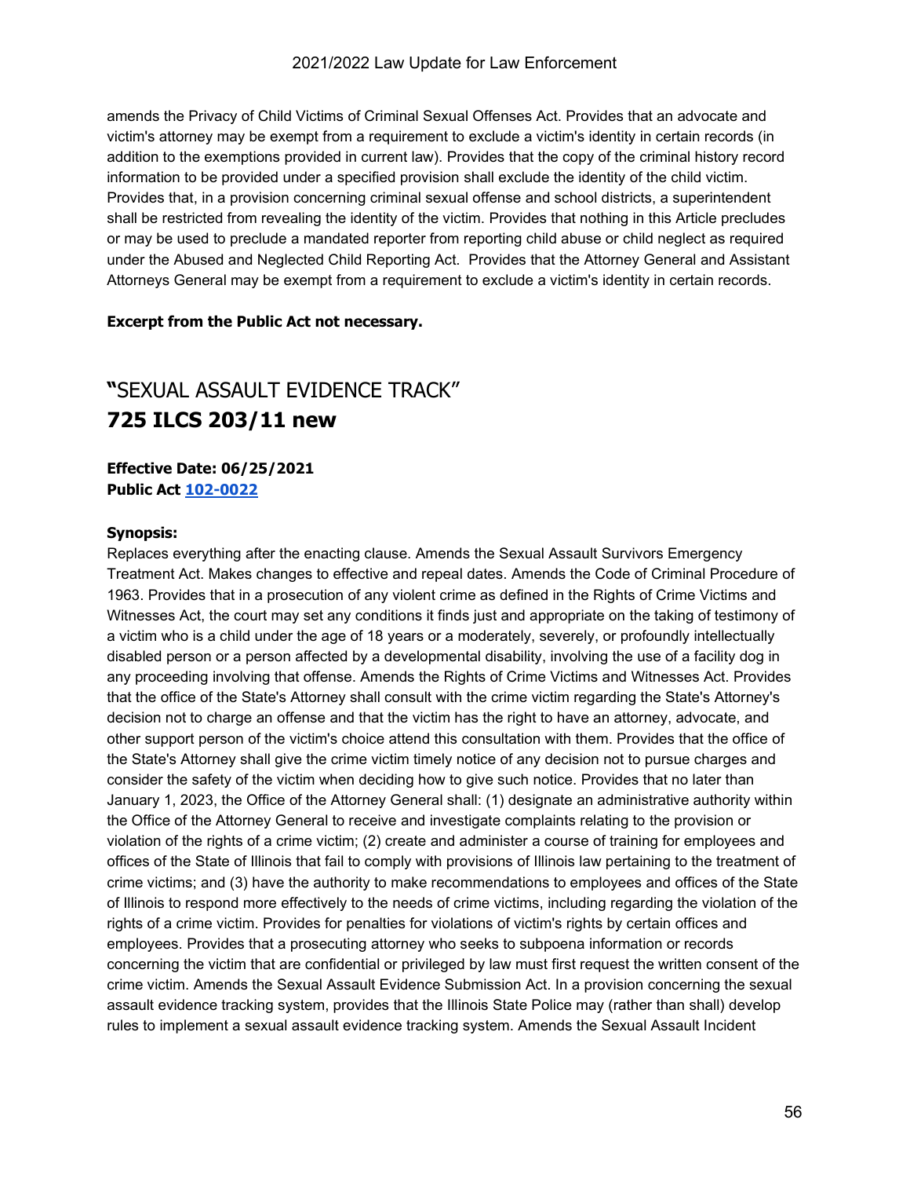amends the Privacy of Child Victims of Criminal Sexual Offenses Act. Provides that an advocate and victim's attorney may be exempt from a requirement to exclude a victim's identity in certain records (in addition to the exemptions provided in current law). Provides that the copy of the criminal history record information to be provided under a specified provision shall exclude the identity of the child victim. Provides that, in a provision concerning criminal sexual offense and school districts, a superintendent shall be restricted from revealing the identity of the victim. Provides that nothing in this Article precludes or may be used to preclude a mandated reporter from reporting child abuse or child neglect as required under the Abused and Neglected Child Reporting Act. Provides that the Attorney General and Assistant Attorneys General may be exempt from a requirement to exclude a victim's identity in certain records.

**Excerpt from the Public Act not necessary.**

## "SEXUAL ASSAULT EVIDENCE TRACK"
## **725 ILCS 203/11 new**

**Effective Date: 06/25/2021**
**Public Act 102-0022**

**Synopsis:**
Replaces everything after the enacting clause. Amends the Sexual Assault Survivors Emergency Treatment Act. Makes changes to effective and repeal dates. Amends the Code of Criminal Procedure of 1963. Provides that in a prosecution of any violent crime as defined in the Rights of Crime Victims and Witnesses Act, the court may set any conditions it finds just and appropriate on the taking of testimony of a victim who is a child under the age of 18 years or a moderately, severely, or profoundly intellectually disabled person or a person affected by a developmental disability, involving the use of a facility dog in any proceeding involving that offense. Amends the Rights of Crime Victims and Witnesses Act. Provides that the office of the State's Attorney shall consult with the crime victim regarding the State's Attorney's decision not to charge an offense and that the victim has the right to have an attorney, advocate, and other support person of the victim's choice attend this consultation with them. Provides that the office of the State's Attorney shall give the crime victim timely notice of any decision not to pursue charges and consider the safety of the victim when deciding how to give such notice. Provides that no later than January 1, 2023, the Office of the Attorney General shall: (1) designate an administrative authority within the Office of the Attorney General to receive and investigate complaints relating to the provision or violation of the rights of a crime victim; (2) create and administer a course of training for employees and offices of the State of Illinois that fail to comply with provisions of Illinois law pertaining to the treatment of crime victims; and (3) have the authority to make recommendations to employees and offices of the State of Illinois to respond more effectively to the needs of crime victims, including regarding the violation of the rights of a crime victim. Provides for penalties for violations of victim's rights by certain offices and employees. Provides that a prosecuting attorney who seeks to subpoena information or records concerning the victim that are confidential or privileged by law must first request the written consent of the crime victim. Amends the Sexual Assault Evidence Submission Act. In a provision concerning the sexual assault evidence tracking system, provides that the Illinois State Police may (rather than shall) develop rules to implement a sexual assault evidence tracking system. Amends the Sexual Assault Incident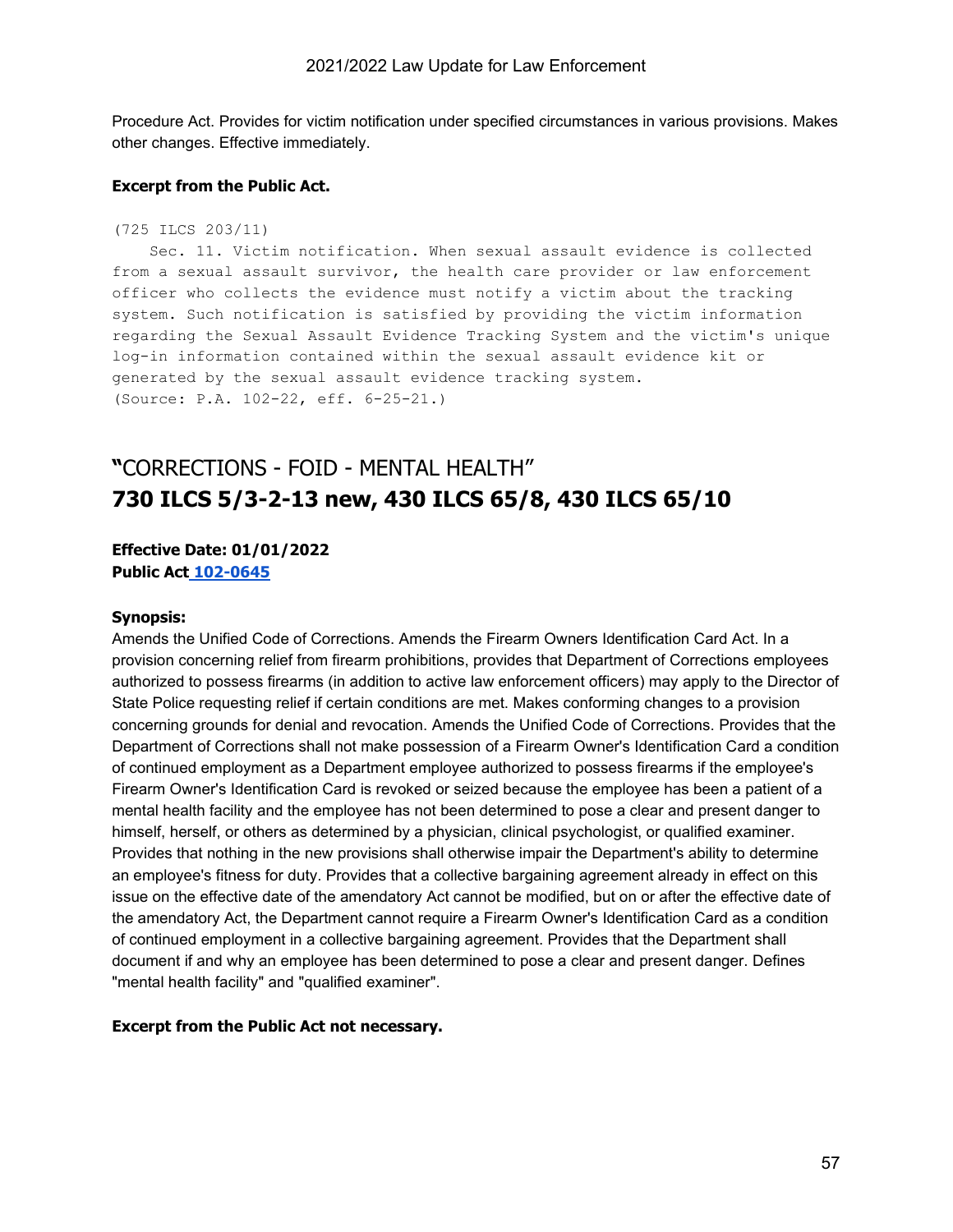Procedure Act. Provides for victim notification under specified circumstances in various provisions. Makes other changes. Effective immediately.

**Excerpt from the Public Act.**

```
(725 ILCS 203/11)
    Sec. 11. Victim notification. When sexual assault evidence is collected
from a sexual assault survivor, the health care provider or law enforcement
officer who collects the evidence must notify a victim about the tracking
system. Such notification is satisfied by providing the victim information
regarding the Sexual Assault Evidence Tracking System and the victim's unique
log-in information contained within the sexual assault evidence kit or
generated by the sexual assault evidence tracking system.
(Source: P.A. 102-22, eff. 6-25-21.)
```

## "CORRECTIONS - FOID - MENTAL HEALTH"
## **730 ILCS 5/3-2-13 new, 430 ILCS 65/8, 430 ILCS 65/10**

**Effective Date: 01/01/2022**
**Public Act 102-0645**

**Synopsis:**
Amends the Unified Code of Corrections. Amends the Firearm Owners Identification Card Act. In a provision concerning relief from firearm prohibitions, provides that Department of Corrections employees authorized to possess firearms (in addition to active law enforcement officers) may apply to the Director of State Police requesting relief if certain conditions are met. Makes conforming changes to a provision concerning grounds for denial and revocation. Amends the Unified Code of Corrections. Provides that the Department of Corrections shall not make possession of a Firearm Owner's Identification Card a condition of continued employment as a Department employee authorized to possess firearms if the employee's Firearm Owner's Identification Card is revoked or seized because the employee has been a patient of a mental health facility and the employee has not been determined to pose a clear and present danger to himself, herself, or others as determined by a physician, clinical psychologist, or qualified examiner. Provides that nothing in the new provisions shall otherwise impair the Department's ability to determine an employee's fitness for duty. Provides that a collective bargaining agreement already in effect on this issue on the effective date of the amendatory Act cannot be modified, but on or after the effective date of the amendatory Act, the Department cannot require a Firearm Owner's Identification Card as a condition of continued employment in a collective bargaining agreement. Provides that the Department shall document if and why an employee has been determined to pose a clear and present danger. Defines "mental health facility" and "qualified examiner".

**Excerpt from the Public Act not necessary.**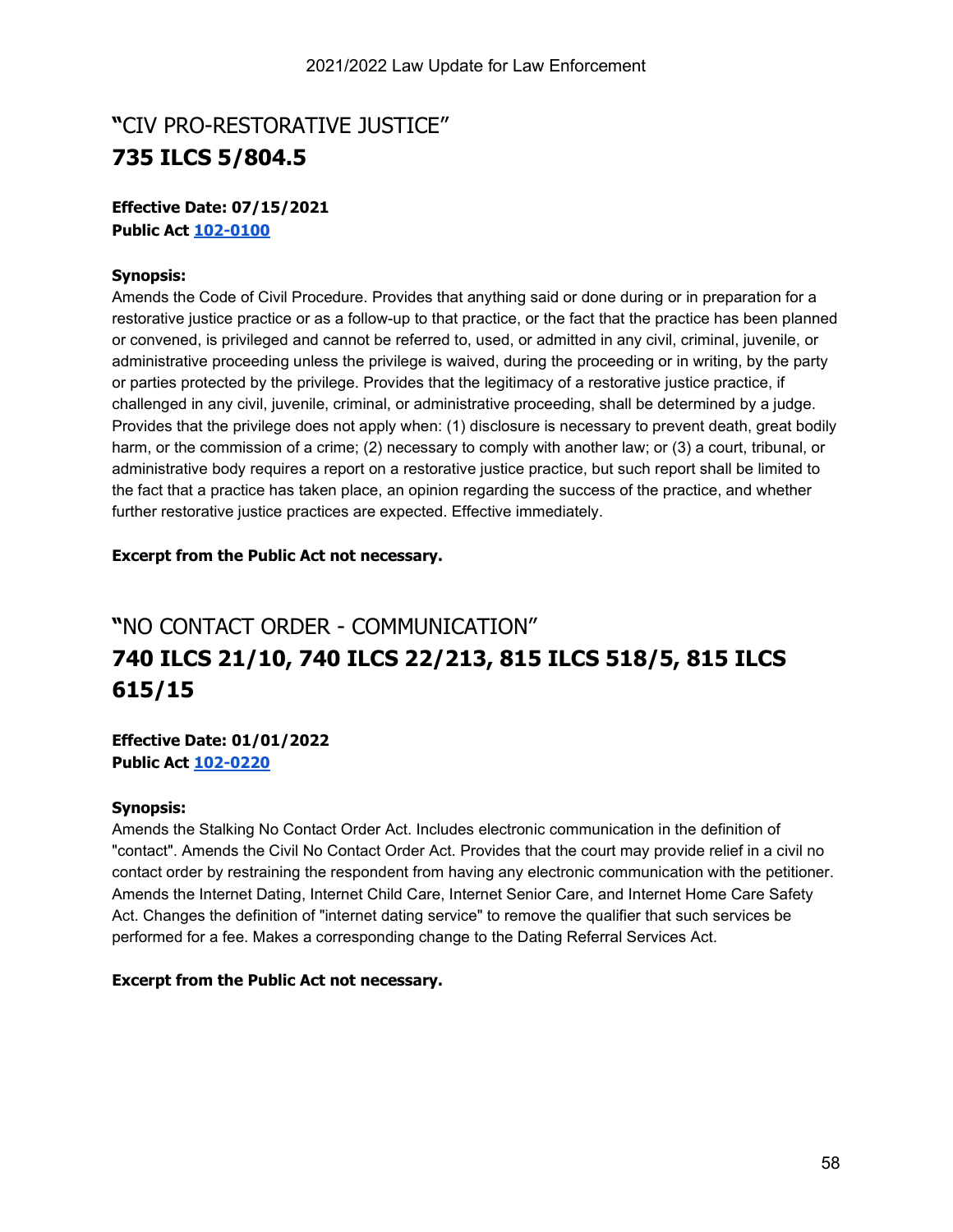## "CIV PRO-RESTORATIVE JUSTICE"

## 735 ILCS 5/804.5

**Effective Date: 07/15/2021**
**Public Act 102-0100**

**Synopsis:**
Amends the Code of Civil Procedure. Provides that anything said or done during or in preparation for a restorative justice practice or as a follow-up to that practice, or the fact that the practice has been planned or convened, is privileged and cannot be referred to, used, or admitted in any civil, criminal, juvenile, or administrative proceeding unless the privilege is waived, during the proceeding or in writing, by the party or parties protected by the privilege. Provides that the legitimacy of a restorative justice practice, if challenged in any civil, juvenile, criminal, or administrative proceeding, shall be determined by a judge. Provides that the privilege does not apply when: (1) disclosure is necessary to prevent death, great bodily harm, or the commission of a crime; (2) necessary to comply with another law; or (3) a court, tribunal, or administrative body requires a report on a restorative justice practice, but such report shall be limited to the fact that a practice has taken place, an opinion regarding the success of the practice, and whether further restorative justice practices are expected. Effective immediately.

**Excerpt from the Public Act not necessary.**

## "NO CONTACT ORDER - COMMUNICATION"

## 740 ILCS 21/10, 740 ILCS 22/213, 815 ILCS 518/5, 815 ILCS 615/15

**Effective Date: 01/01/2022**
**Public Act 102-0220**

**Synopsis:**
Amends the Stalking No Contact Order Act. Includes electronic communication in the definition of "contact". Amends the Civil No Contact Order Act. Provides that the court may provide relief in a civil no contact order by restraining the respondent from having any electronic communication with the petitioner. Amends the Internet Dating, Internet Child Care, Internet Senior Care, and Internet Home Care Safety Act. Changes the definition of "internet dating service" to remove the qualifier that such services be performed for a fee. Makes a corresponding change to the Dating Referral Services Act.

**Excerpt from the Public Act not necessary.**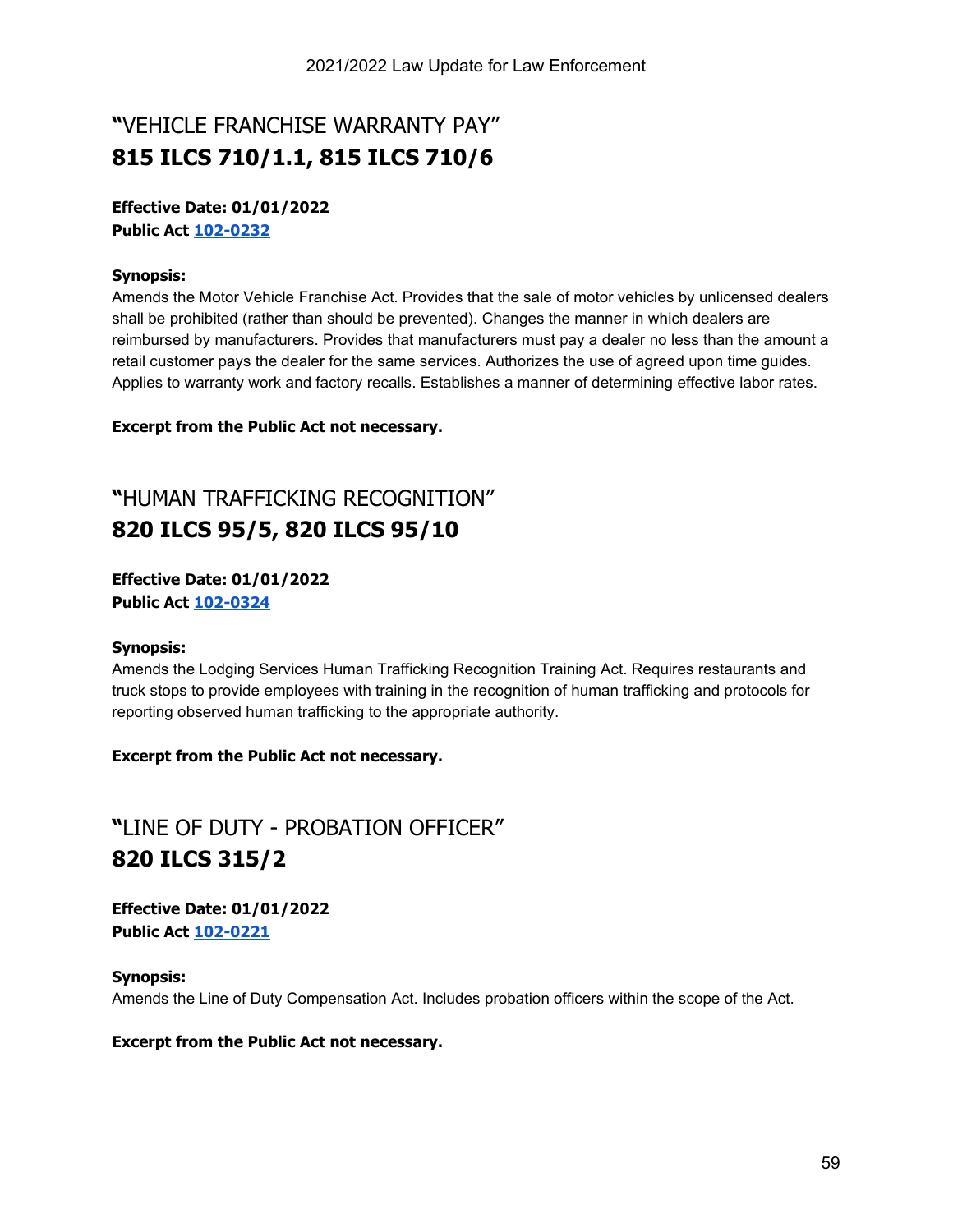## "VEHICLE FRANCHISE WARRANTY PAY"

## 815 ILCS 710/1.1, 815 ILCS 710/6

**Effective Date: 01/01/2022**
**Public Act 102-0232**

**Synopsis:**
Amends the Motor Vehicle Franchise Act. Provides that the sale of motor vehicles by unlicensed dealers shall be prohibited (rather than should be prevented). Changes the manner in which dealers are reimbursed by manufacturers. Provides that manufacturers must pay a dealer no less than the amount a retail customer pays the dealer for the same services. Authorizes the use of agreed upon time guides. Applies to warranty work and factory recalls. Establishes a manner of determining effective labor rates.

**Excerpt from the Public Act not necessary.**

## "HUMAN TRAFFICKING RECOGNITION"

## 820 ILCS 95/5, 820 ILCS 95/10

**Effective Date: 01/01/2022**
**Public Act 102-0324**

**Synopsis:**
Amends the Lodging Services Human Trafficking Recognition Training Act. Requires restaurants and truck stops to provide employees with training in the recognition of human trafficking and protocols for reporting observed human trafficking to the appropriate authority.

**Excerpt from the Public Act not necessary.**

## "LINE OF DUTY - PROBATION OFFICER"

## 820 ILCS 315/2

**Effective Date: 01/01/2022**
**Public Act 102-0221**

**Synopsis:**
Amends the Line of Duty Compensation Act. Includes probation officers within the scope of the Act.

**Excerpt from the Public Act not necessary.**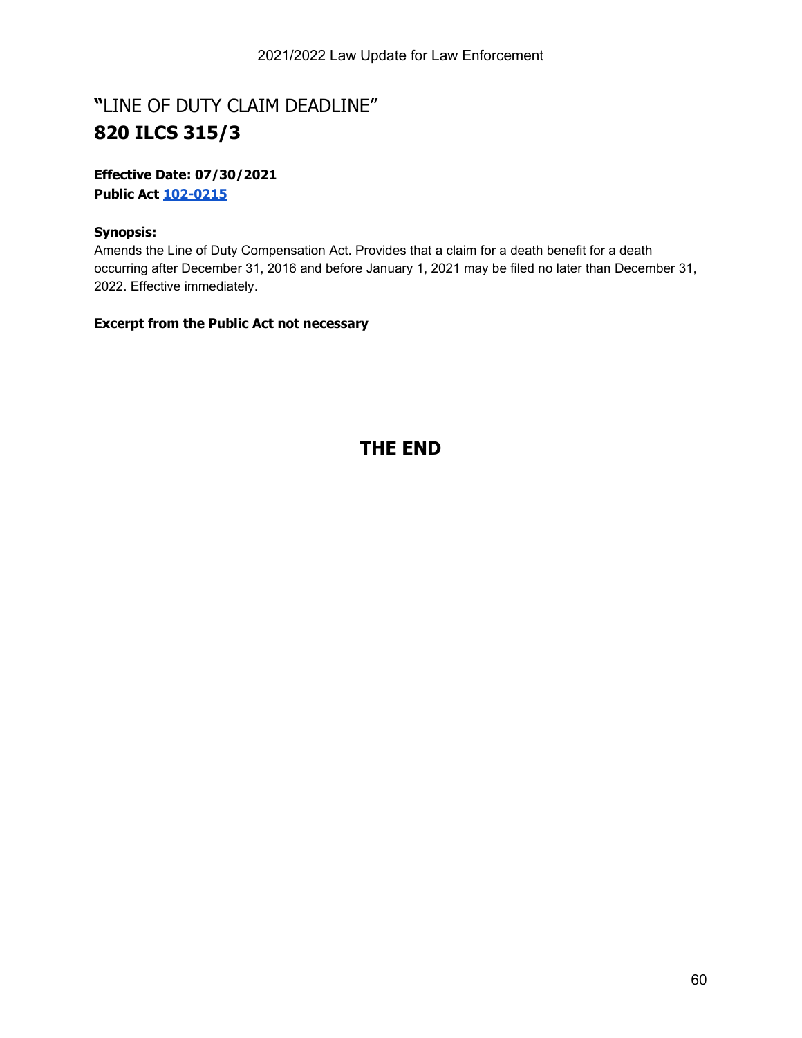# "LINE OF DUTY CLAIM DEADLINE"
## 820 ILCS 315/3

**Effective Date: 07/30/2021**
**Public Act 102-0215**

**Synopsis:**
Amends the Line of Duty Compensation Act. Provides that a claim for a death benefit for a death occurring after December 31, 2016 and before January 1, 2021 may be filed no later than December 31, 2022. Effective immediately.

**Excerpt from the Public Act not necessary**

## THE END